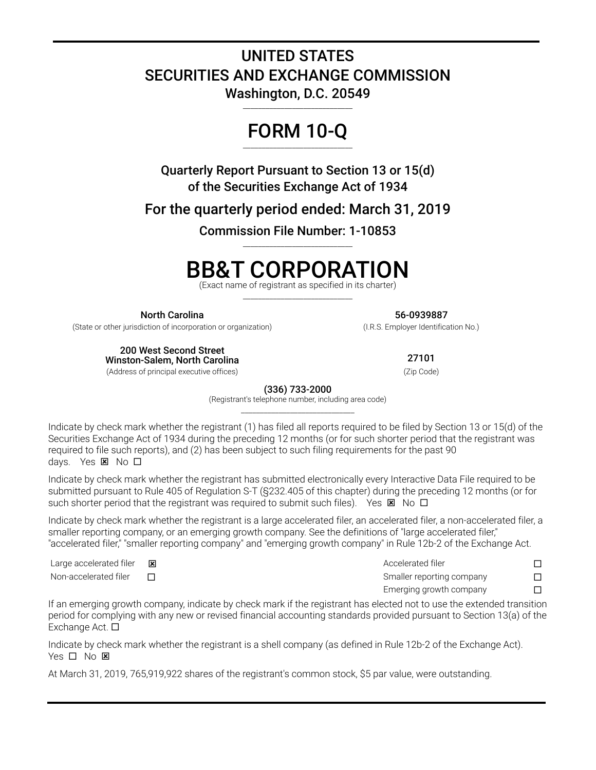# UNITED STATES
# SECURITIES AND EXCHANGE COMMISSION

**Washington, D.C. 20549**

---

# FORM 10-Q

---

**Quarterly Report Pursuant to Section 13 or 15(d)**
**of the Securities Exchange Act of 1934**

## For the quarterly period ended: March 31, 2019

**Commission File Number: 1-10853**

---

# BB&T CORPORATION

(Exact name of registrant as specified in its charter)

---

| **North Carolina** | **56-0939887** |
|---|---|
| (State or other jurisdiction of incorporation or organization) | (I.R.S. Employer Identification No.) |
| **200 West Second Street**<br>**Winston-Salem, North Carolina** | **27101** |
| (Address of principal executive offices) | (Zip Code) |

**(336) 733-2000**
(Registrant's telephone number, including area code)

---

Indicate by check mark whether the registrant (1) has filed all reports required to be filed by Section 13 or 15(d) of the Securities Exchange Act of 1934 during the preceding 12 months (or for such shorter period that the registrant was required to file such reports), and (2) has been subject to such filing requirements for the past 90 days. Yes ☒ No ☐

Indicate by check mark whether the registrant has submitted electronically every Interactive Data File required to be submitted pursuant to Rule 405 of Regulation S-T (§232.405 of this chapter) during the preceding 12 months (or for such shorter period that the registrant was required to submit such files). Yes ☒ No ☐

Indicate by check mark whether the registrant is a large accelerated filer, an accelerated filer, a non-accelerated filer, a smaller reporting company, or an emerging growth company. See the definitions of "large accelerated filer," "accelerated filer," "smaller reporting company" and "emerging growth company" in Rule 12b-2 of the Exchange Act.

| | | | |
|---|---|---|---|
| Large accelerated filer | ☒ | Accelerated filer | ☐ |
| Non-accelerated filer | ☐ | Smaller reporting company | ☐ |
| | | Emerging growth company | ☐ |

If an emerging growth company, indicate by check mark if the registrant has elected not to use the extended transition period for complying with any new or revised financial accounting standards provided pursuant to Section 13(a) of the Exchange Act. ☐

Indicate by check mark whether the registrant is a shell company (as defined in Rule 12b-2 of the Exchange Act). Yes ☐ No ☒

At March 31, 2019, 765,919,922 shares of the registrant's common stock, $5 par value, were outstanding.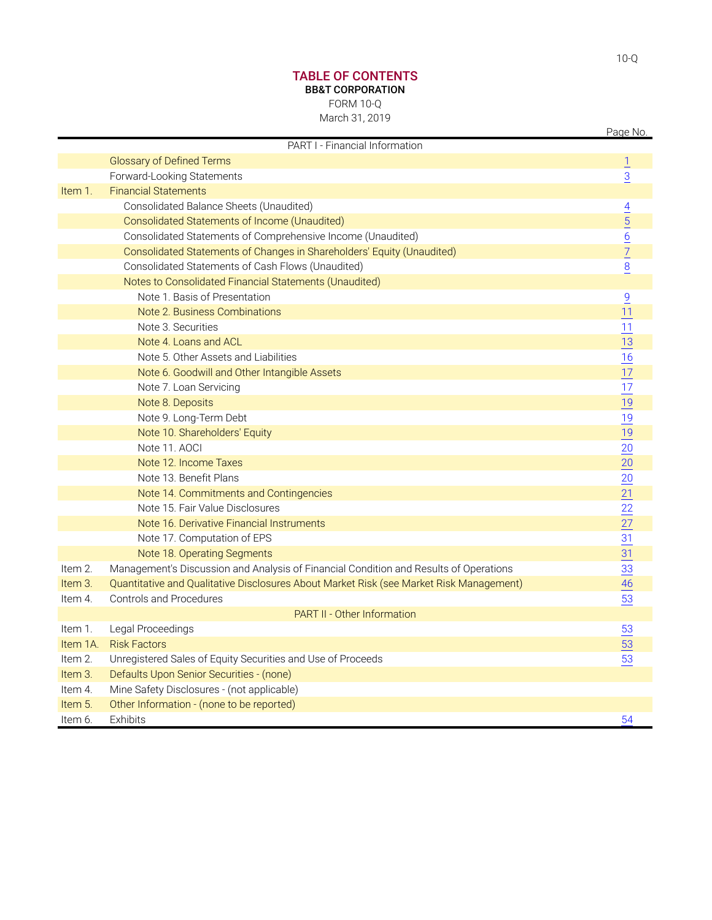# TABLE OF CONTENTS

**BB&T CORPORATION**

FORM 10-Q

March 31, 2019

| | | Page No. |
|---|---|---|
| | PART I - Financial Information | |
| | Glossary of Defined Terms | 1 |
| | Forward-Looking Statements | 3 |
| Item 1. | Financial Statements | |
| | Consolidated Balance Sheets (Unaudited) | 4 |
| | Consolidated Statements of Income (Unaudited) | 5 |
| | Consolidated Statements of Comprehensive Income (Unaudited) | 6 |
| | Consolidated Statements of Changes in Shareholders' Equity (Unaudited) | 7 |
| | Consolidated Statements of Cash Flows (Unaudited) | 8 |
| | Notes to Consolidated Financial Statements (Unaudited) | |
| | Note 1. Basis of Presentation | 9 |
| | Note 2. Business Combinations | 11 |
| | Note 3. Securities | 11 |
| | Note 4. Loans and ACL | 13 |
| | Note 5. Other Assets and Liabilities | 16 |
| | Note 6. Goodwill and Other Intangible Assets | 17 |
| | Note 7. Loan Servicing | 17 |
| | Note 8. Deposits | 19 |
| | Note 9. Long-Term Debt | 19 |
| | Note 10. Shareholders' Equity | 19 |
| | Note 11. AOCI | 20 |
| | Note 12. Income Taxes | 20 |
| | Note 13. Benefit Plans | 20 |
| | Note 14. Commitments and Contingencies | 21 |
| | Note 15. Fair Value Disclosures | 22 |
| | Note 16. Derivative Financial Instruments | 27 |
| | Note 17. Computation of EPS | 31 |
| | Note 18. Operating Segments | 31 |
| Item 2. | Management's Discussion and Analysis of Financial Condition and Results of Operations | 33 |
| Item 3. | Quantitative and Qualitative Disclosures About Market Risk (see Market Risk Management) | 46 |
| Item 4. | Controls and Procedures | 53 |
| | PART II - Other Information | |
| Item 1. | Legal Proceedings | 53 |
| Item 1A. | Risk Factors | 53 |
| Item 2. | Unregistered Sales of Equity Securities and Use of Proceeds | 53 |
| Item 3. | Defaults Upon Senior Securities - (none) | |
| Item 4. | Mine Safety Disclosures - (not applicable) | |
| Item 5. | Other Information - (none to be reported) | |
| Item 6. | Exhibits | 54 |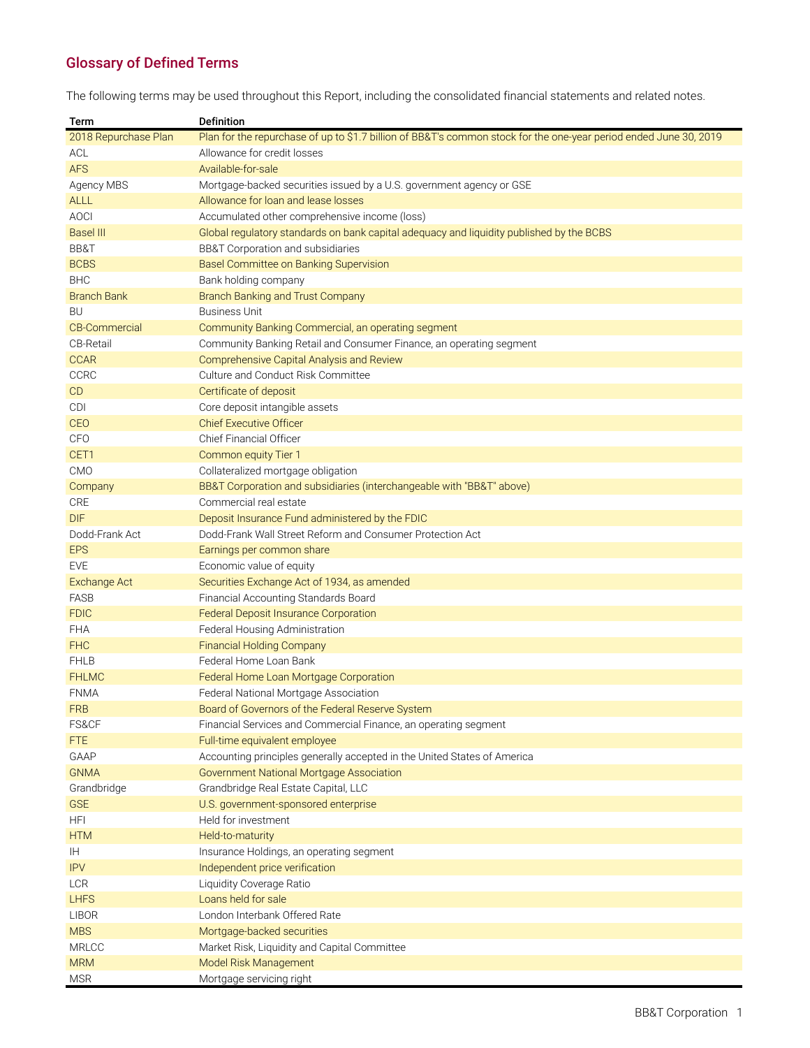## Glossary of Defined Terms

The following terms may be used throughout this Report, including the consolidated financial statements and related notes.

| Term | Definition |
|---|---|
| 2018 Repurchase Plan | Plan for the repurchase of up to $1.7 billion of BB&T's common stock for the one-year period ended June 30, 2019 |
| ACL | Allowance for credit losses |
| AFS | Available-for-sale |
| Agency MBS | Mortgage-backed securities issued by a U.S. government agency or GSE |
| ALLL | Allowance for loan and lease losses |
| AOCI | Accumulated other comprehensive income (loss) |
| Basel III | Global regulatory standards on bank capital adequacy and liquidity published by the BCBS |
| BB&T | BB&T Corporation and subsidiaries |
| BCBS | Basel Committee on Banking Supervision |
| BHC | Bank holding company |
| Branch Bank | Branch Banking and Trust Company |
| BU | Business Unit |
| CB-Commercial | Community Banking Commercial, an operating segment |
| CB-Retail | Community Banking Retail and Consumer Finance, an operating segment |
| CCAR | Comprehensive Capital Analysis and Review |
| CCRC | Culture and Conduct Risk Committee |
| CD | Certificate of deposit |
| CDI | Core deposit intangible assets |
| CEO | Chief Executive Officer |
| CFO | Chief Financial Officer |
| CET1 | Common equity Tier 1 |
| CMO | Collateralized mortgage obligation |
| Company | BB&T Corporation and subsidiaries (interchangeable with "BB&T" above) |
| CRE | Commercial real estate |
| DIF | Deposit Insurance Fund administered by the FDIC |
| Dodd-Frank Act | Dodd-Frank Wall Street Reform and Consumer Protection Act |
| EPS | Earnings per common share |
| EVE | Economic value of equity |
| Exchange Act | Securities Exchange Act of 1934, as amended |
| FASB | Financial Accounting Standards Board |
| FDIC | Federal Deposit Insurance Corporation |
| FHA | Federal Housing Administration |
| FHC | Financial Holding Company |
| FHLB | Federal Home Loan Bank |
| FHLMC | Federal Home Loan Mortgage Corporation |
| FNMA | Federal National Mortgage Association |
| FRB | Board of Governors of the Federal Reserve System |
| FS&CF | Financial Services and Commercial Finance, an operating segment |
| FTE | Full-time equivalent employee |
| GAAP | Accounting principles generally accepted in the United States of America |
| GNMA | Government National Mortgage Association |
| Grandbridge | Grandbridge Real Estate Capital, LLC |
| GSE | U.S. government-sponsored enterprise |
| HFI | Held for investment |
| HTM | Held-to-maturity |
| IH | Insurance Holdings, an operating segment |
| IPV | Independent price verification |
| LCR | Liquidity Coverage Ratio |
| LHFS | Loans held for sale |
| LIBOR | London Interbank Offered Rate |
| MBS | Mortgage-backed securities |
| MRLCC | Market Risk, Liquidity and Capital Committee |
| MRM | Model Risk Management |
| MSR | Mortgage servicing right |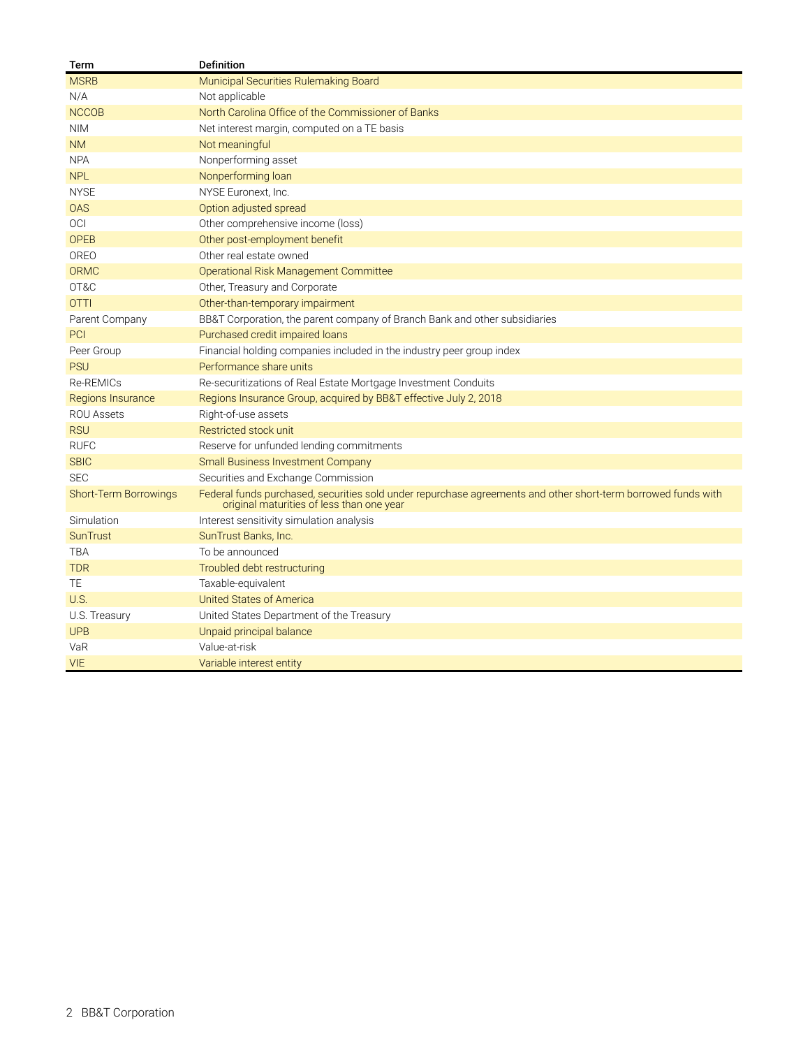| Term | Definition |
| --- | --- |
| MSRB | Municipal Securities Rulemaking Board |
| N/A | Not applicable |
| NCCOB | North Carolina Office of the Commissioner of Banks |
| NIM | Net interest margin, computed on a TE basis |
| NM | Not meaningful |
| NPA | Nonperforming asset |
| NPL | Nonperforming loan |
| NYSE | NYSE Euronext, Inc. |
| OAS | Option adjusted spread |
| OCI | Other comprehensive income (loss) |
| OPEB | Other post-employment benefit |
| OREO | Other real estate owned |
| ORMC | Operational Risk Management Committee |
| OT&C | Other, Treasury and Corporate |
| OTTI | Other-than-temporary impairment |
| Parent Company | BB&T Corporation, the parent company of Branch Bank and other subsidiaries |
| PCI | Purchased credit impaired loans |
| Peer Group | Financial holding companies included in the industry peer group index |
| PSU | Performance share units |
| Re-REMICs | Re-securitizations of Real Estate Mortgage Investment Conduits |
| Regions Insurance | Regions Insurance Group, acquired by BB&T effective July 2, 2018 |
| ROU Assets | Right-of-use assets |
| RSU | Restricted stock unit |
| RUFC | Reserve for unfunded lending commitments |
| SBIC | Small Business Investment Company |
| SEC | Securities and Exchange Commission |
| Short-Term Borrowings | Federal funds purchased, securities sold under repurchase agreements and other short-term borrowed funds with original maturities of less than one year |
| Simulation | Interest sensitivity simulation analysis |
| SunTrust | SunTrust Banks, Inc. |
| TBA | To be announced |
| TDR | Troubled debt restructuring |
| TE | Taxable-equivalent |
| U.S. | United States of America |
| U.S. Treasury | United States Department of the Treasury |
| UPB | Unpaid principal balance |
| VaR | Value-at-risk |
| VIE | Variable interest entity |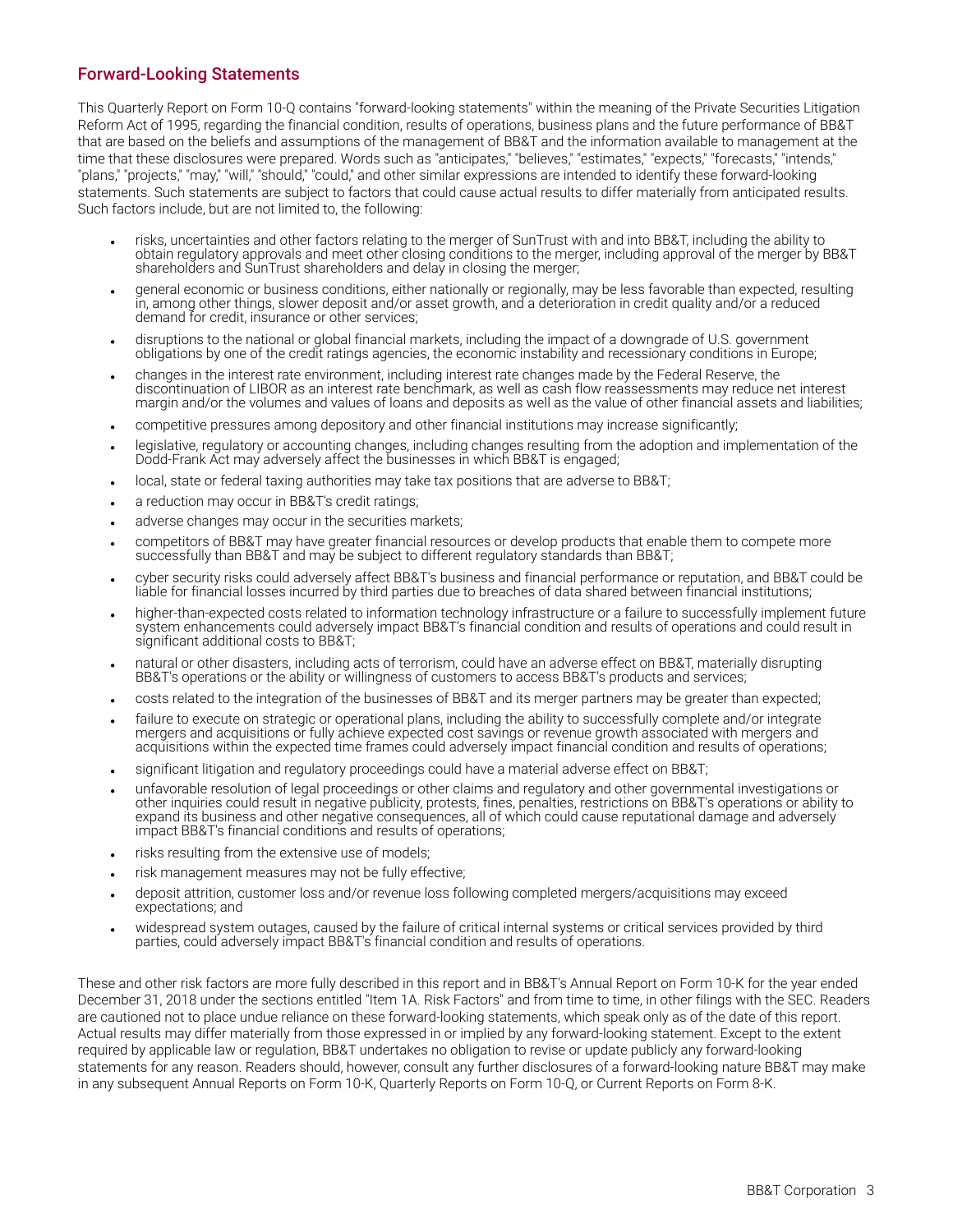## Forward-Looking Statements

This Quarterly Report on Form 10-Q contains "forward-looking statements" within the meaning of the Private Securities Litigation Reform Act of 1995, regarding the financial condition, results of operations, business plans and the future performance of BB&T that are based on the beliefs and assumptions of the management of BB&T and the information available to management at the time that these disclosures were prepared. Words such as "anticipates," "believes," "estimates," "expects," "forecasts," "intends," "plans," "projects," "may," "will," "should," "could," and other similar expressions are intended to identify these forward-looking statements. Such statements are subject to factors that could cause actual results to differ materially from anticipated results. Such factors include, but are not limited to, the following:

- risks, uncertainties and other factors relating to the merger of SunTrust with and into BB&T, including the ability to obtain regulatory approvals and meet other closing conditions to the merger, including approval of the merger by BB&T shareholders and SunTrust shareholders and delay in closing the merger;
- general economic or business conditions, either nationally or regionally, may be less favorable than expected, resulting in, among other things, slower deposit and/or asset growth, and a deterioration in credit quality and/or a reduced demand for credit, insurance or other services;
- disruptions to the national or global financial markets, including the impact of a downgrade of U.S. government obligations by one of the credit ratings agencies, the economic instability and recessionary conditions in Europe;
- changes in the interest rate environment, including interest rate changes made by the Federal Reserve, the discontinuation of LIBOR as an interest rate benchmark, as well as cash flow reassessments may reduce net interest margin and/or the volumes and values of loans and deposits as well as the value of other financial assets and liabilities;
- competitive pressures among depository and other financial institutions may increase significantly;
- legislative, regulatory or accounting changes, including changes resulting from the adoption and implementation of the Dodd-Frank Act may adversely affect the businesses in which BB&T is engaged;
- local, state or federal taxing authorities may take tax positions that are adverse to BB&T;
- a reduction may occur in BB&T's credit ratings;
- adverse changes may occur in the securities markets;
- competitors of BB&T may have greater financial resources or develop products that enable them to compete more successfully than BB&T and may be subject to different regulatory standards than BB&T;
- cyber security risks could adversely affect BB&T's business and financial performance or reputation, and BB&T could be liable for financial losses incurred by third parties due to breaches of data shared between financial institutions;
- higher-than-expected costs related to information technology infrastructure or a failure to successfully implement future system enhancements could adversely impact BB&T's financial condition and results of operations and could result in significant additional costs to BB&T;
- natural or other disasters, including acts of terrorism, could have an adverse effect on BB&T, materially disrupting BB&T's operations or the ability or willingness of customers to access BB&T's products and services;
- costs related to the integration of the businesses of BB&T and its merger partners may be greater than expected;
- failure to execute on strategic or operational plans, including the ability to successfully complete and/or integrate mergers and acquisitions or fully achieve expected cost savings or revenue growth associated with mergers and acquisitions within the expected time frames could adversely impact financial condition and results of operations;
- significant litigation and regulatory proceedings could have a material adverse effect on BB&T;
- unfavorable resolution of legal proceedings or other claims and regulatory and other governmental investigations or other inquiries could result in negative publicity, protests, fines, penalties, restrictions on BB&T's operations or ability to expand its business and other negative consequences, all of which could cause reputational damage and adversely impact BB&T's financial conditions and results of operations;
- risks resulting from the extensive use of models;
- risk management measures may not be fully effective;
- deposit attrition, customer loss and/or revenue loss following completed mergers/acquisitions may exceed expectations; and
- widespread system outages, caused by the failure of critical internal systems or critical services provided by third parties, could adversely impact BB&T's financial condition and results of operations.

These and other risk factors are more fully described in this report and in BB&T's Annual Report on Form 10-K for the year ended December 31, 2018 under the sections entitled "Item 1A. Risk Factors" and from time to time, in other filings with the SEC. Readers are cautioned not to place undue reliance on these forward-looking statements, which speak only as of the date of this report. Actual results may differ materially from those expressed in or implied by any forward-looking statement. Except to the extent required by applicable law or regulation, BB&T undertakes no obligation to revise or update publicly any forward-looking statements for any reason. Readers should, however, consult any further disclosures of a forward-looking nature BB&T may make in any subsequent Annual Reports on Form 10-K, Quarterly Reports on Form 10-Q, or Current Reports on Form 8-K.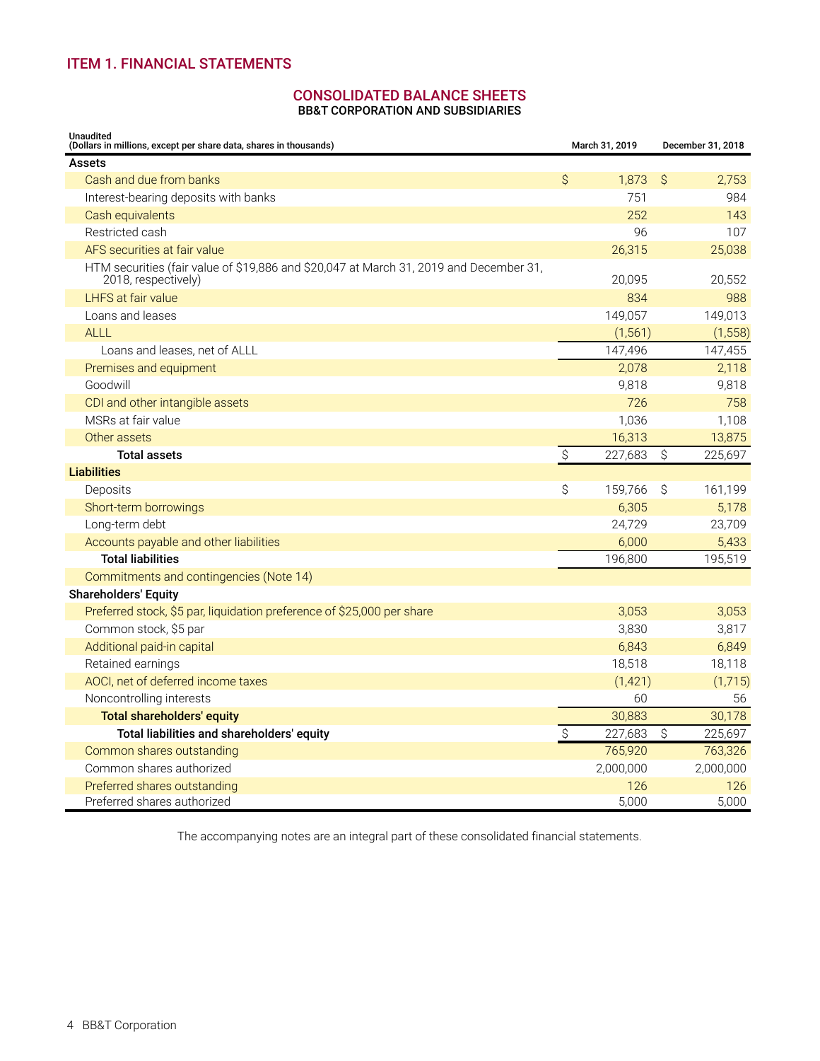## ITEM 1. FINANCIAL STATEMENTS

### CONSOLIDATED BALANCE SHEETS
**BB&T CORPORATION AND SUBSIDIARIES**

| Unaudited (Dollars in millions, except per share data, shares in thousands) | March 31, 2019 | December 31, 2018 |
|---|---|---|
| **Assets** | | |
| Cash and due from banks | $ 1,873 | $ 2,753 |
| Interest-bearing deposits with banks | 751 | 984 |
| Cash equivalents | 252 | 143 |
| Restricted cash | 96 | 107 |
| AFS securities at fair value | 26,315 | 25,038 |
| HTM securities (fair value of $19,886 and $20,047 at March 31, 2019 and December 31, 2018, respectively) | 20,095 | 20,552 |
| LHFS at fair value | 834 | 988 |
| Loans and leases | 149,057 | 149,013 |
| ALLL | (1,561) | (1,558) |
| Loans and leases, net of ALLL | 147,496 | 147,455 |
| Premises and equipment | 2,078 | 2,118 |
| Goodwill | 9,818 | 9,818 |
| CDI and other intangible assets | 726 | 758 |
| MSRs at fair value | 1,036 | 1,108 |
| Other assets | 16,313 | 13,875 |
| **Total assets** | $ 227,683 | $ 225,697 |
| **Liabilities** | | |
| Deposits | $ 159,766 | $ 161,199 |
| Short-term borrowings | 6,305 | 5,178 |
| Long-term debt | 24,729 | 23,709 |
| Accounts payable and other liabilities | 6,000 | 5,433 |
| **Total liabilities** | 196,800 | 195,519 |
| Commitments and contingencies (Note 14) | | |
| **Shareholders' Equity** | | |
| Preferred stock, $5 par, liquidation preference of $25,000 per share | 3,053 | 3,053 |
| Common stock, $5 par | 3,830 | 3,817 |
| Additional paid-in capital | 6,843 | 6,849 |
| Retained earnings | 18,518 | 18,118 |
| AOCI, net of deferred income taxes | (1,421) | (1,715) |
| Noncontrolling interests | 60 | 56 |
| **Total shareholders' equity** | 30,883 | 30,178 |
| **Total liabilities and shareholders' equity** | $ 227,683 | $ 225,697 |
| Common shares outstanding | 765,920 | 763,326 |
| Common shares authorized | 2,000,000 | 2,000,000 |
| Preferred shares outstanding | 126 | 126 |
| Preferred shares authorized | 5,000 | 5,000 |

The accompanying notes are an integral part of these consolidated financial statements.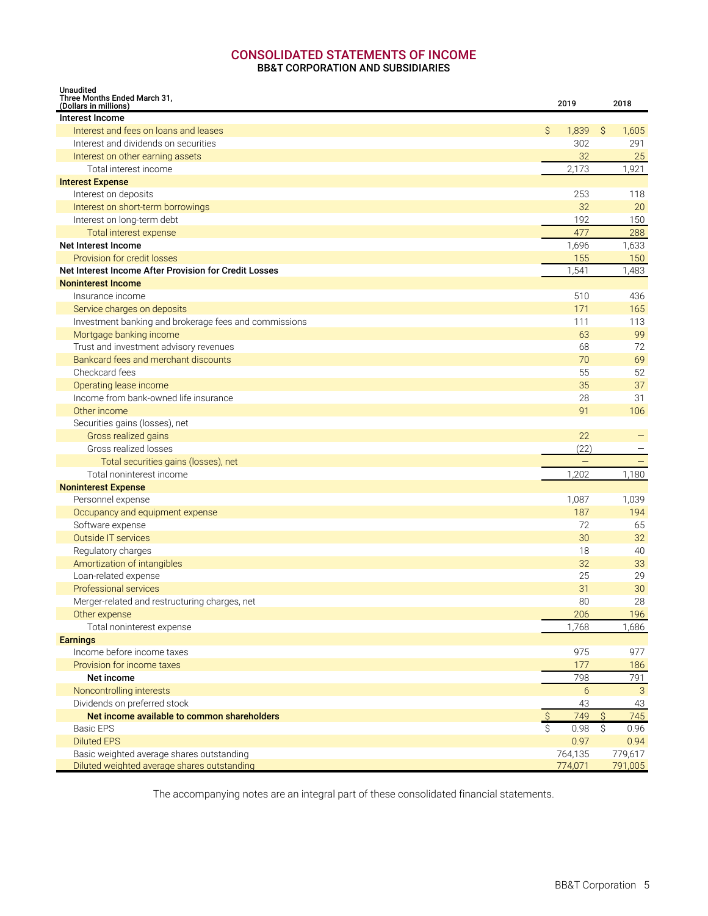# CONSOLIDATED STATEMENTS OF INCOME

## BB&T CORPORATION AND SUBSIDIARIES

| Unaudited<br>Three Months Ended March 31,<br>(Dollars in millions) | 2019 | 2018 |
|---|---|---|
| **Interest Income** | | |
| Interest and fees on loans and leases | $ 1,839 | $ 1,605 |
| Interest and dividends on securities | 302 | 291 |
| Interest on other earning assets | 32 | 25 |
| Total interest income | 2,173 | 1,921 |
| **Interest Expense** | | |
| Interest on deposits | 253 | 118 |
| Interest on short-term borrowings | 32 | 20 |
| Interest on long-term debt | 192 | 150 |
| Total interest expense | 477 | 288 |
| **Net Interest Income** | 1,696 | 1,633 |
| Provision for credit losses | 155 | 150 |
| **Net Interest Income After Provision for Credit Losses** | 1,541 | 1,483 |
| **Noninterest Income** | | |
| Insurance income | 510 | 436 |
| Service charges on deposits | 171 | 165 |
| Investment banking and brokerage fees and commissions | 111 | 113 |
| Mortgage banking income | 63 | 99 |
| Trust and investment advisory revenues | 68 | 72 |
| Bankcard fees and merchant discounts | 70 | 69 |
| Checkcard fees | 55 | 52 |
| Operating lease income | 35 | 37 |
| Income from bank-owned life insurance | 28 | 31 |
| Other income | 91 | 106 |
| Securities gains (losses), net | | |
| Gross realized gains | 22 | — |
| Gross realized losses | (22) | — |
| Total securities gains (losses), net | — | — |
| Total noninterest income | 1,202 | 1,180 |
| **Noninterest Expense** | | |
| Personnel expense | 1,087 | 1,039 |
| Occupancy and equipment expense | 187 | 194 |
| Software expense | 72 | 65 |
| Outside IT services | 30 | 32 |
| Regulatory charges | 18 | 40 |
| Amortization of intangibles | 32 | 33 |
| Loan-related expense | 25 | 29 |
| Professional services | 31 | 30 |
| Merger-related and restructuring charges, net | 80 | 28 |
| Other expense | 206 | 196 |
| Total noninterest expense | 1,768 | 1,686 |
| **Earnings** | | |
| Income before income taxes | 975 | 977 |
| Provision for income taxes | 177 | 186 |
| **Net income** | 798 | 791 |
| Noncontrolling interests | 6 | 3 |
| Dividends on preferred stock | 43 | 43 |
| **Net income available to common shareholders** | $ 749 | $ 745 |
| Basic EPS | $ 0.98 | $ 0.96 |
| Diluted EPS | 0.97 | 0.94 |
| Basic weighted average shares outstanding | 764,135 | 779,617 |
| Diluted weighted average shares outstanding | 774,071 | 791,005 |

The accompanying notes are an integral part of these consolidated financial statements.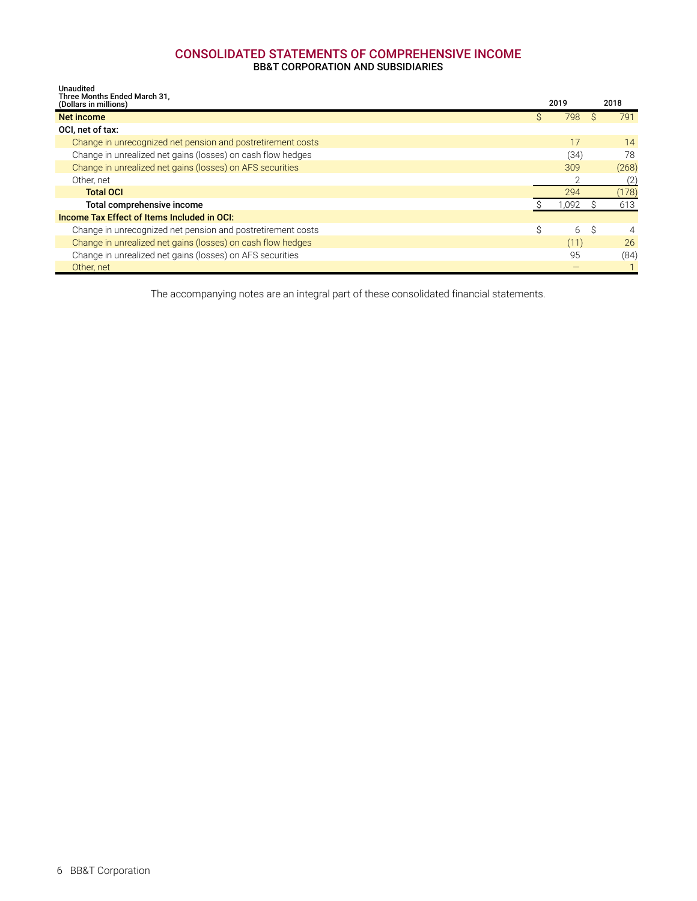# CONSOLIDATED STATEMENTS OF COMPREHENSIVE INCOME

## BB&T CORPORATION AND SUBSIDIARIES

| Unaudited<br>Three Months Ended March 31,<br>(Dollars in millions) | 2019 | 2018 |
|---|---|---|
| **Net income** | $ 798 | $ 791 |
| **OCI, net of tax:** | | |
| Change in unrecognized net pension and postretirement costs | 17 | 14 |
| Change in unrealized net gains (losses) on cash flow hedges | (34) | 78 |
| Change in unrealized net gains (losses) on AFS securities | 309 | (268) |
| Other, net | 2 | (2) |
| **Total OCI** | 294 | (178) |
| **Total comprehensive income** | $ 1,092 | $ 613 |
| **Income Tax Effect of Items Included in OCI:** | | |
| Change in unrecognized net pension and postretirement costs | $ 6 | $ 4 |
| Change in unrealized net gains (losses) on cash flow hedges | (11) | 26 |
| Change in unrealized net gains (losses) on AFS securities | 95 | (84) |
| Other, net | — | 1 |

The accompanying notes are an integral part of these consolidated financial statements.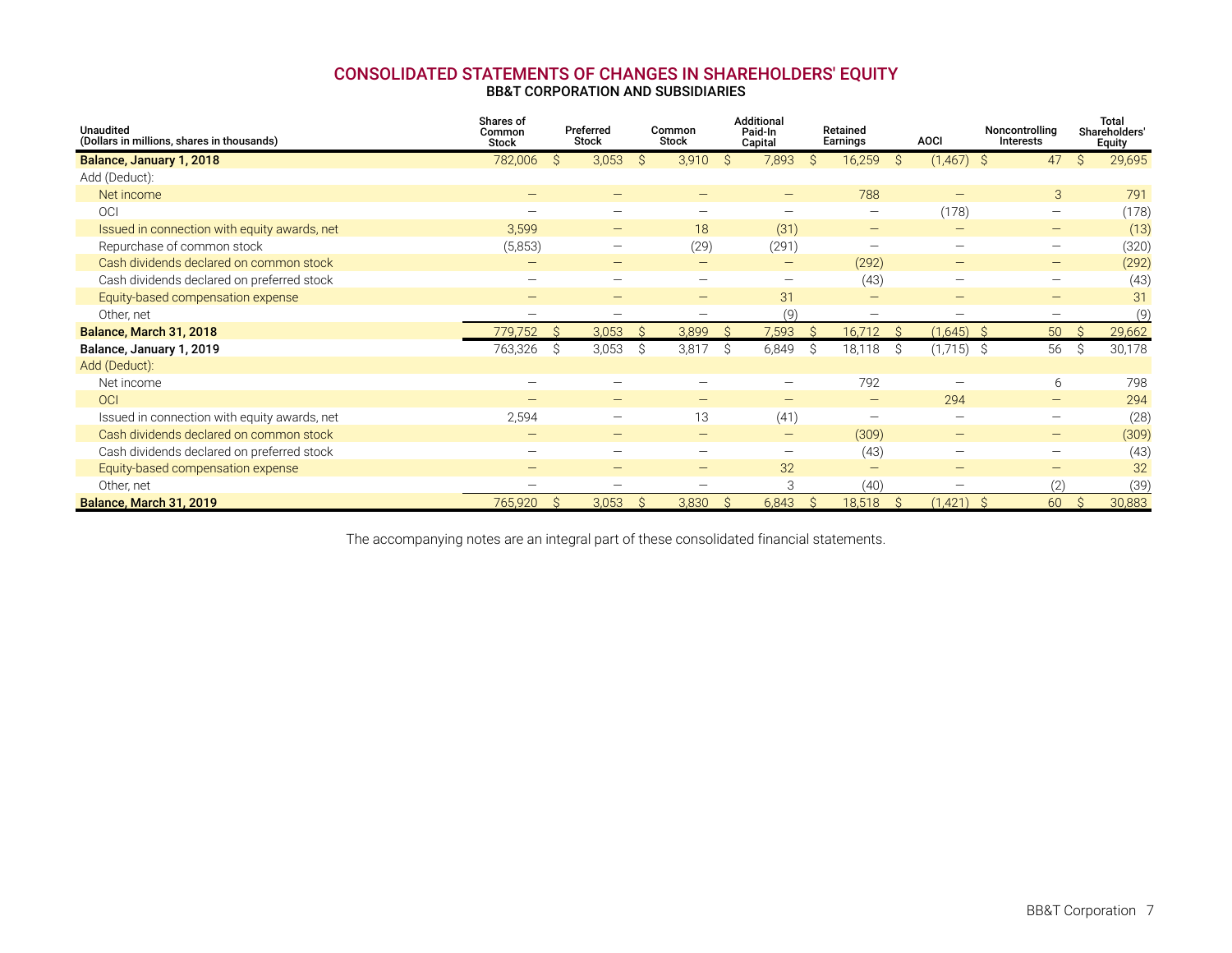## CONSOLIDATED STATEMENTS OF CHANGES IN SHAREHOLDERS' EQUITY

### BB&T CORPORATION AND SUBSIDIARIES

| Unaudited (Dollars in millions, shares in thousands) | Shares of Common Stock | Preferred Stock | Common Stock | Additional Paid-In Capital | Retained Earnings | AOCI | Noncontrolling Interests | Total Shareholders' Equity |
|---|---|---|---|---|---|---|---|---|
| **Balance, January 1, 2018** | 782,006 | $ 3,053 | $ 3,910 | $ 7,893 | $ 16,259 | $ (1,467) | $ 47 | $ 29,695 |
| Add (Deduct): | | | | | | | | |
| Net income | — | — | — | — | 788 | — | 3 | 791 |
| OCI | — | — | — | — | — | (178) | — | (178) |
| Issued in connection with equity awards, net | 3,599 | — | 18 | (31) | — | — | — | (13) |
| Repurchase of common stock | (5,853) | — | (29) | (291) | — | — | — | (320) |
| Cash dividends declared on common stock | — | — | — | — | (292) | — | — | (292) |
| Cash dividends declared on preferred stock | — | — | — | — | (43) | — | — | (43) |
| Equity-based compensation expense | — | — | — | 31 | — | — | — | 31 |
| Other, net | — | — | — | (9) | — | — | — | (9) |
| **Balance, March 31, 2018** | 779,752 | $ 3,053 | $ 3,899 | $ 7,593 | $ 16,712 | $ (1,645) | $ 50 | $ 29,662 |
| **Balance, January 1, 2019** | 763,326 | $ 3,053 | $ 3,817 | $ 6,849 | $ 18,118 | $ (1,715) | $ 56 | $ 30,178 |
| Add (Deduct): | | | | | | | | |
| Net income | — | — | — | — | 792 | — | 6 | 798 |
| OCI | — | — | — | — | — | 294 | — | 294 |
| Issued in connection with equity awards, net | 2,594 | — | 13 | (41) | — | — | — | (28) |
| Cash dividends declared on common stock | — | — | — | — | (309) | — | — | (309) |
| Cash dividends declared on preferred stock | — | — | — | — | (43) | — | — | (43) |
| Equity-based compensation expense | — | — | — | 32 | — | — | — | 32 |
| Other, net | — | — | — | 3 | (40) | — | (2) | (39) |
| **Balance, March 31, 2019** | 765,920 | $ 3,053 | $ 3,830 | $ 6,843 | $ 18,518 | $ (1,421) | $ 60 | $ 30,883 |

The accompanying notes are an integral part of these consolidated financial statements.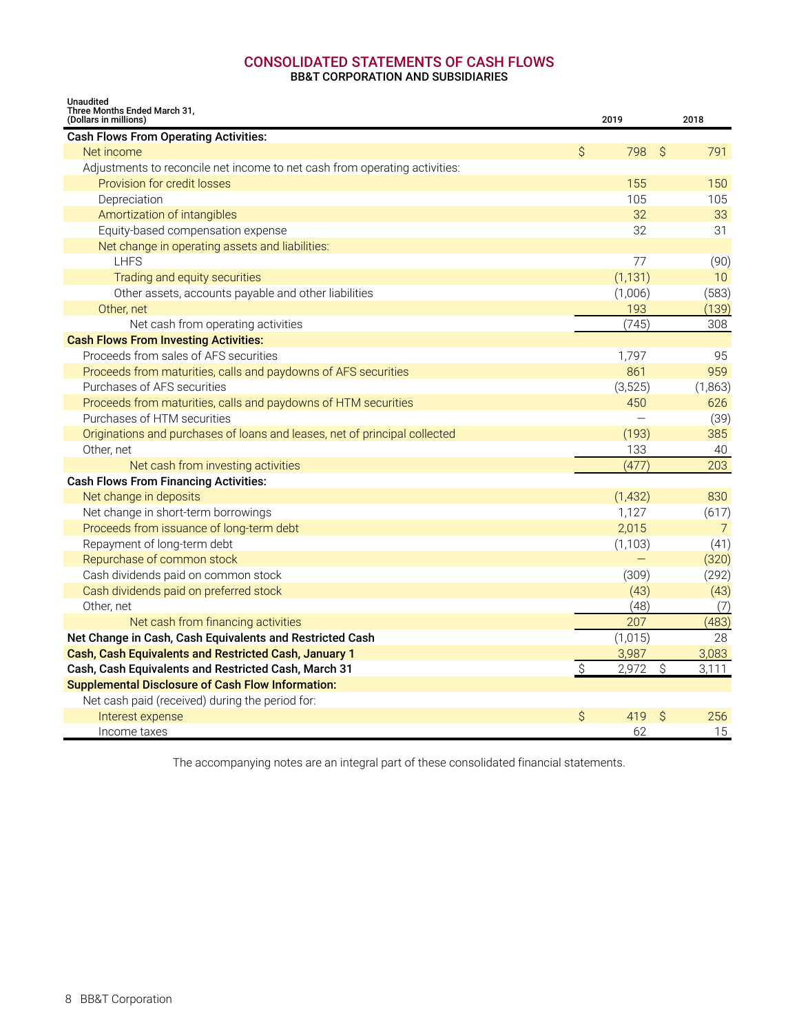# CONSOLIDATED STATEMENTS OF CASH FLOWS

## BB&T CORPORATION AND SUBSIDIARIES

| Unaudited<br>Three Months Ended March 31,<br>(Dollars in millions) | 2019 | 2018 |
|---|---|---|
| **Cash Flows From Operating Activities:** | | |
| Net income | $ 798 | $ 791 |
| Adjustments to reconcile net income to net cash from operating activities: | | |
| Provision for credit losses | 155 | 150 |
| Depreciation | 105 | 105 |
| Amortization of intangibles | 32 | 33 |
| Equity-based compensation expense | 32 | 31 |
| Net change in operating assets and liabilities: | | |
| LHFS | 77 | (90) |
| Trading and equity securities | (1,131) | 10 |
| Other assets, accounts payable and other liabilities | (1,006) | (583) |
| Other, net | 193 | (139) |
| Net cash from operating activities | (745) | 308 |
| **Cash Flows From Investing Activities:** | | |
| Proceeds from sales of AFS securities | 1,797 | 95 |
| Proceeds from maturities, calls and paydowns of AFS securities | 861 | 959 |
| Purchases of AFS securities | (3,525) | (1,863) |
| Proceeds from maturities, calls and paydowns of HTM securities | 450 | 626 |
| Purchases of HTM securities | — | (39) |
| Originations and purchases of loans and leases, net of principal collected | (193) | 385 |
| Other, net | 133 | 40 |
| Net cash from investing activities | (477) | 203 |
| **Cash Flows From Financing Activities:** | | |
| Net change in deposits | (1,432) | 830 |
| Net change in short-term borrowings | 1,127 | (617) |
| Proceeds from issuance of long-term debt | 2,015 | 7 |
| Repayment of long-term debt | (1,103) | (41) |
| Repurchase of common stock | — | (320) |
| Cash dividends paid on common stock | (309) | (292) |
| Cash dividends paid on preferred stock | (43) | (43) |
| Other, net | (48) | (7) |
| Net cash from financing activities | 207 | (483) |
| **Net Change in Cash, Cash Equivalents and Restricted Cash** | (1,015) | 28 |
| **Cash, Cash Equivalents and Restricted Cash, January 1** | 3,987 | 3,083 |
| **Cash, Cash Equivalents and Restricted Cash, March 31** | $ 2,972 | $ 3,111 |
| **Supplemental Disclosure of Cash Flow Information:** | | |
| Net cash paid (received) during the period for: | | |
| Interest expense | $ 419 | $ 256 |
| Income taxes | 62 | 15 |

The accompanying notes are an integral part of these consolidated financial statements.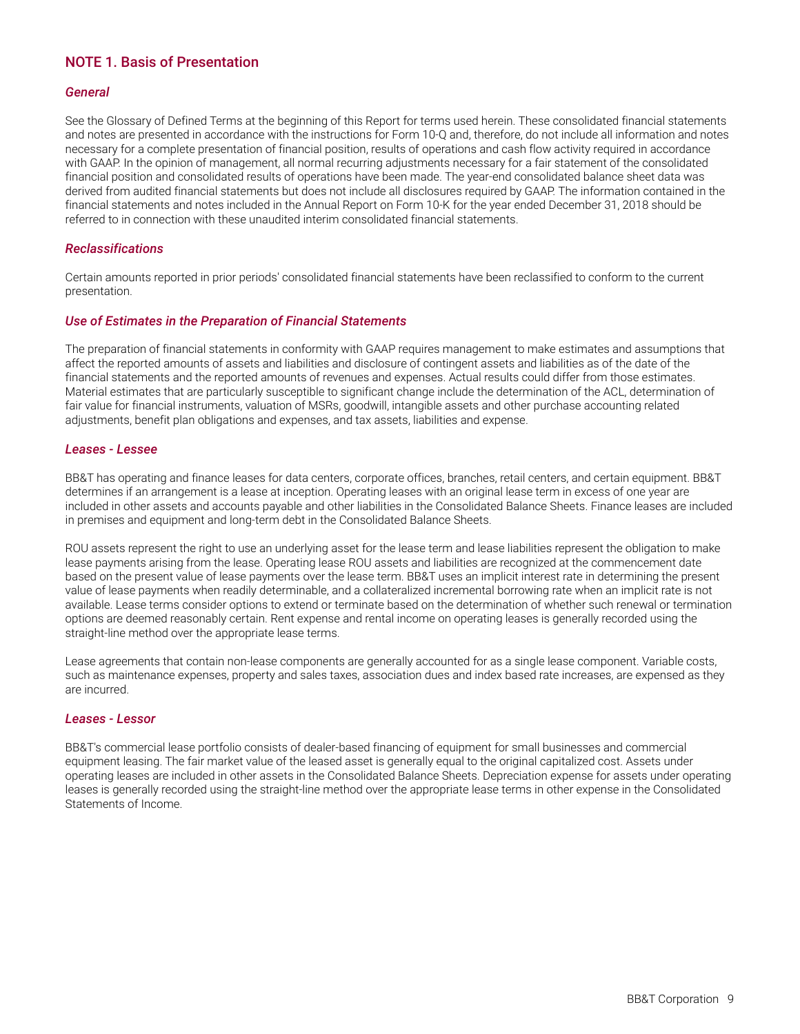## NOTE 1. Basis of Presentation

### *General*

See the Glossary of Defined Terms at the beginning of this Report for terms used herein. These consolidated financial statements and notes are presented in accordance with the instructions for Form 10-Q and, therefore, do not include all information and notes necessary for a complete presentation of financial position, results of operations and cash flow activity required in accordance with GAAP. In the opinion of management, all normal recurring adjustments necessary for a fair statement of the consolidated financial position and consolidated results of operations have been made. The year-end consolidated balance sheet data was derived from audited financial statements but does not include all disclosures required by GAAP. The information contained in the financial statements and notes included in the Annual Report on Form 10-K for the year ended December 31, 2018 should be referred to in connection with these unaudited interim consolidated financial statements.

### *Reclassifications*

Certain amounts reported in prior periods' consolidated financial statements have been reclassified to conform to the current presentation.

### *Use of Estimates in the Preparation of Financial Statements*

The preparation of financial statements in conformity with GAAP requires management to make estimates and assumptions that affect the reported amounts of assets and liabilities and disclosure of contingent assets and liabilities as of the date of the financial statements and the reported amounts of revenues and expenses. Actual results could differ from those estimates. Material estimates that are particularly susceptible to significant change include the determination of the ACL, determination of fair value for financial instruments, valuation of MSRs, goodwill, intangible assets and other purchase accounting related adjustments, benefit plan obligations and expenses, and tax assets, liabilities and expense.

### *Leases - Lessee*

BB&T has operating and finance leases for data centers, corporate offices, branches, retail centers, and certain equipment. BB&T determines if an arrangement is a lease at inception. Operating leases with an original lease term in excess of one year are included in other assets and accounts payable and other liabilities in the Consolidated Balance Sheets. Finance leases are included in premises and equipment and long-term debt in the Consolidated Balance Sheets.

ROU assets represent the right to use an underlying asset for the lease term and lease liabilities represent the obligation to make lease payments arising from the lease. Operating lease ROU assets and liabilities are recognized at the commencement date based on the present value of lease payments over the lease term. BB&T uses an implicit interest rate in determining the present value of lease payments when readily determinable, and a collateralized incremental borrowing rate when an implicit rate is not available. Lease terms consider options to extend or terminate based on the determination of whether such renewal or termination options are deemed reasonably certain. Rent expense and rental income on operating leases is generally recorded using the straight-line method over the appropriate lease terms.

Lease agreements that contain non-lease components are generally accounted for as a single lease component. Variable costs, such as maintenance expenses, property and sales taxes, association dues and index based rate increases, are expensed as they are incurred.

### *Leases - Lessor*

BB&T's commercial lease portfolio consists of dealer-based financing of equipment for small businesses and commercial equipment leasing. The fair market value of the leased asset is generally equal to the original capitalized cost. Assets under operating leases are included in other assets in the Consolidated Balance Sheets. Depreciation expense for assets under operating leases is generally recorded using the straight-line method over the appropriate lease terms in other expense in the Consolidated Statements of Income.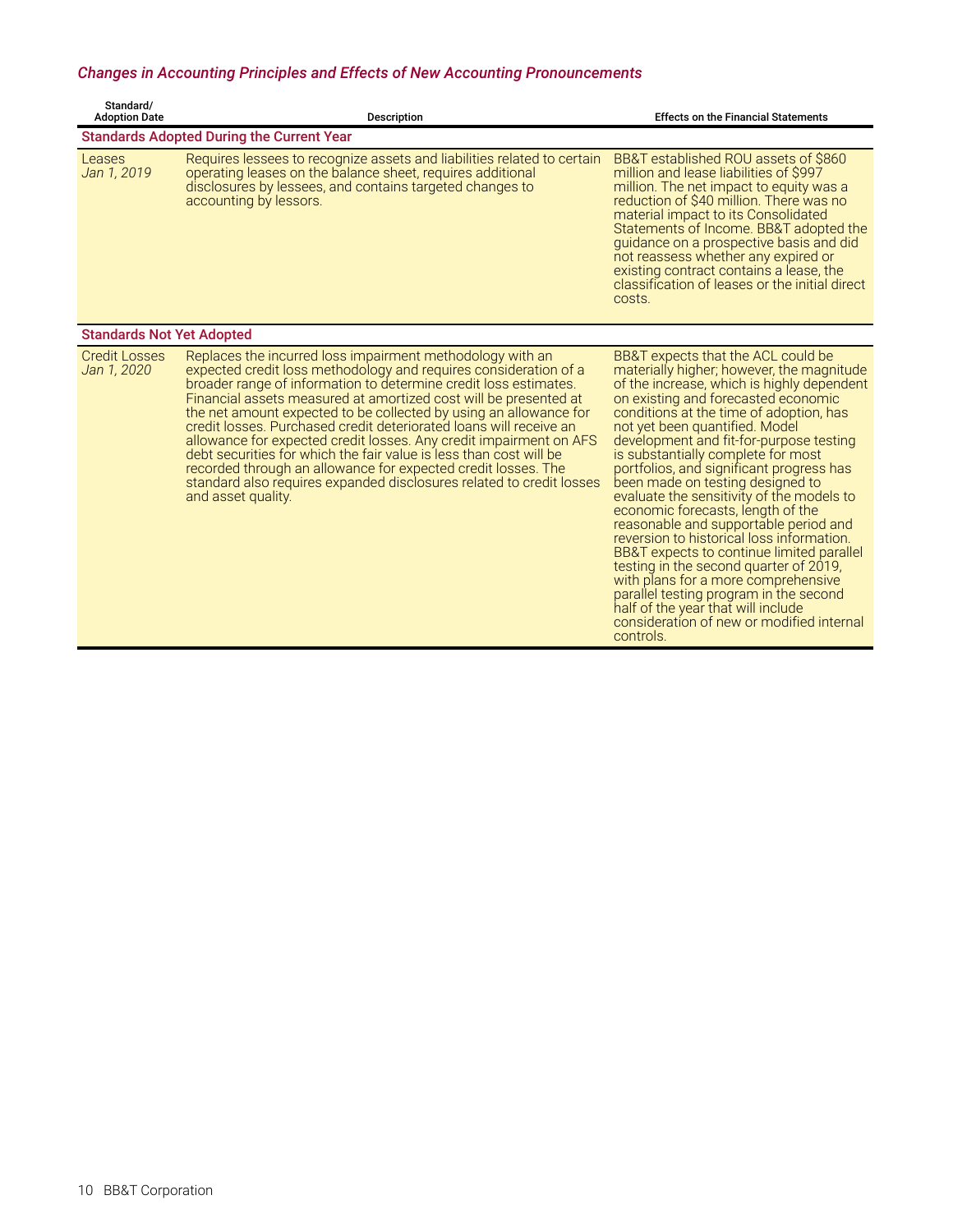### *Changes in Accounting Principles and Effects of New Accounting Pronouncements*

| Standard/ Adoption Date | Description | Effects on the Financial Statements |
|---|---|---|
| **Standards Adopted During the Current Year** | | |
| Leases *Jan 1, 2019* | Requires lessees to recognize assets and liabilities related to certain operating leases on the balance sheet, requires additional disclosures by lessees, and contains targeted changes to accounting by lessors. | BB&T established ROU assets of $860 million and lease liabilities of $997 million. The net impact to equity was a reduction of $40 million. There was no material impact to its Consolidated Statements of Income. BB&T adopted the guidance on a prospective basis and did not reassess whether any expired or existing contract contains a lease, the classification of leases or the initial direct costs. |
| **Standards Not Yet Adopted** | | |
| Credit Losses *Jan 1, 2020* | Replaces the incurred loss impairment methodology with an expected credit loss methodology and requires consideration of a broader range of information to determine credit loss estimates. Financial assets measured at amortized cost will be presented at the net amount expected to be collected by using an allowance for credit losses. Purchased credit deteriorated loans will receive an allowance for expected credit losses. Any credit impairment on AFS debt securities for which the fair value is less than cost will be recorded through an allowance for expected credit losses. The standard also requires expanded disclosures related to credit losses and asset quality. | BB&T expects that the ACL could be materially higher; however, the magnitude of the increase, which is highly dependent on existing and forecasted economic conditions at the time of adoption, has not yet been quantified. Model development and fit-for-purpose testing is substantially complete for most portfolios, and significant progress has been made on testing designed to evaluate the sensitivity of the models to economic forecasts, length of the reasonable and supportable period and reversion to historical loss information. BB&T expects to continue limited parallel testing in the second quarter of 2019, with plans for a more comprehensive parallel testing program in the second half of the year that will include consideration of new or modified internal controls. |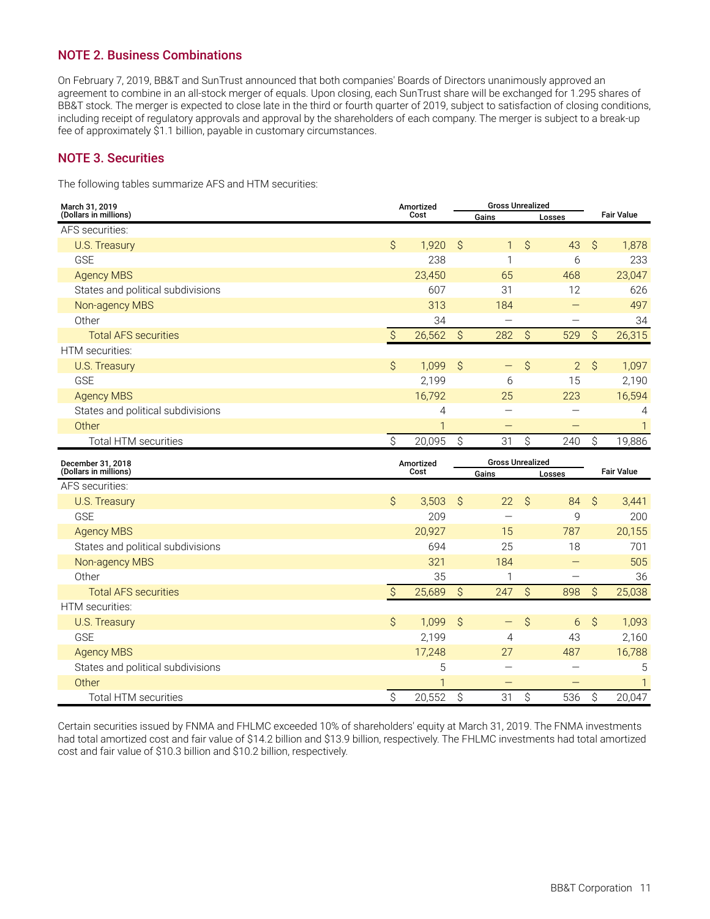## NOTE 2. Business Combinations

On February 7, 2019, BB&T and SunTrust announced that both companies' Boards of Directors unanimously approved an agreement to combine in an all-stock merger of equals. Upon closing, each SunTrust share will be exchanged for 1.295 shares of BB&T stock. The merger is expected to close late in the third or fourth quarter of 2019, subject to satisfaction of closing conditions, including receipt of regulatory approvals and approval by the shareholders of each company. The merger is subject to a break-up fee of approximately $1.1 billion, payable in customary circumstances.

## NOTE 3. Securities

The following tables summarize AFS and HTM securities:

| March 31, 2019 (Dollars in millions) | Amortized Cost | Gross Unrealized Gains | Gross Unrealized Losses | Fair Value |
|---|---|---|---|---|
| AFS securities: | | | | |
| U.S. Treasury | $ 1,920 | $ 1 | $ 43 | $ 1,878 |
| GSE | 238 | 1 | 6 | 233 |
| Agency MBS | 23,450 | 65 | 468 | 23,047 |
| States and political subdivisions | 607 | 31 | 12 | 626 |
| Non-agency MBS | 313 | 184 | — | 497 |
| Other | 34 | — | — | 34 |
| Total AFS securities | $ 26,562 | $ 282 | $ 529 | $ 26,315 |
| HTM securities: | | | | |
| U.S. Treasury | $ 1,099 | $ — | $ 2 | $ 1,097 |
| GSE | 2,199 | 6 | 15 | 2,190 |
| Agency MBS | 16,792 | 25 | 223 | 16,594 |
| States and political subdivisions | 4 | — | — | 4 |
| Other | 1 | — | — | 1 |
| Total HTM securities | $ 20,095 | $ 31 | $ 240 | $ 19,886 |

| December 31, 2018 (Dollars in millions) | Amortized Cost | Gross Unrealized Gains | Gross Unrealized Losses | Fair Value |
|---|---|---|---|---|
| AFS securities: | | | | |
| U.S. Treasury | $ 3,503 | $ 22 | $ 84 | $ 3,441 |
| GSE | 209 | — | 9 | 200 |
| Agency MBS | 20,927 | 15 | 787 | 20,155 |
| States and political subdivisions | 694 | 25 | 18 | 701 |
| Non-agency MBS | 321 | 184 | — | 505 |
| Other | 35 | 1 | — | 36 |
| Total AFS securities | $ 25,689 | $ 247 | $ 898 | $ 25,038 |
| HTM securities: | | | | |
| U.S. Treasury | $ 1,099 | $ — | $ 6 | $ 1,093 |
| GSE | 2,199 | 4 | 43 | 2,160 |
| Agency MBS | 17,248 | 27 | 487 | 16,788 |
| States and political subdivisions | 5 | — | — | 5 |
| Other | 1 | — | — | 1 |
| Total HTM securities | $ 20,552 | $ 31 | $ 536 | $ 20,047 |

Certain securities issued by FNMA and FHLMC exceeded 10% of shareholders' equity at March 31, 2019. The FNMA investments had total amortized cost and fair value of $14.2 billion and $13.9 billion, respectively. The FHLMC investments had total amortized cost and fair value of $10.3 billion and $10.2 billion, respectively.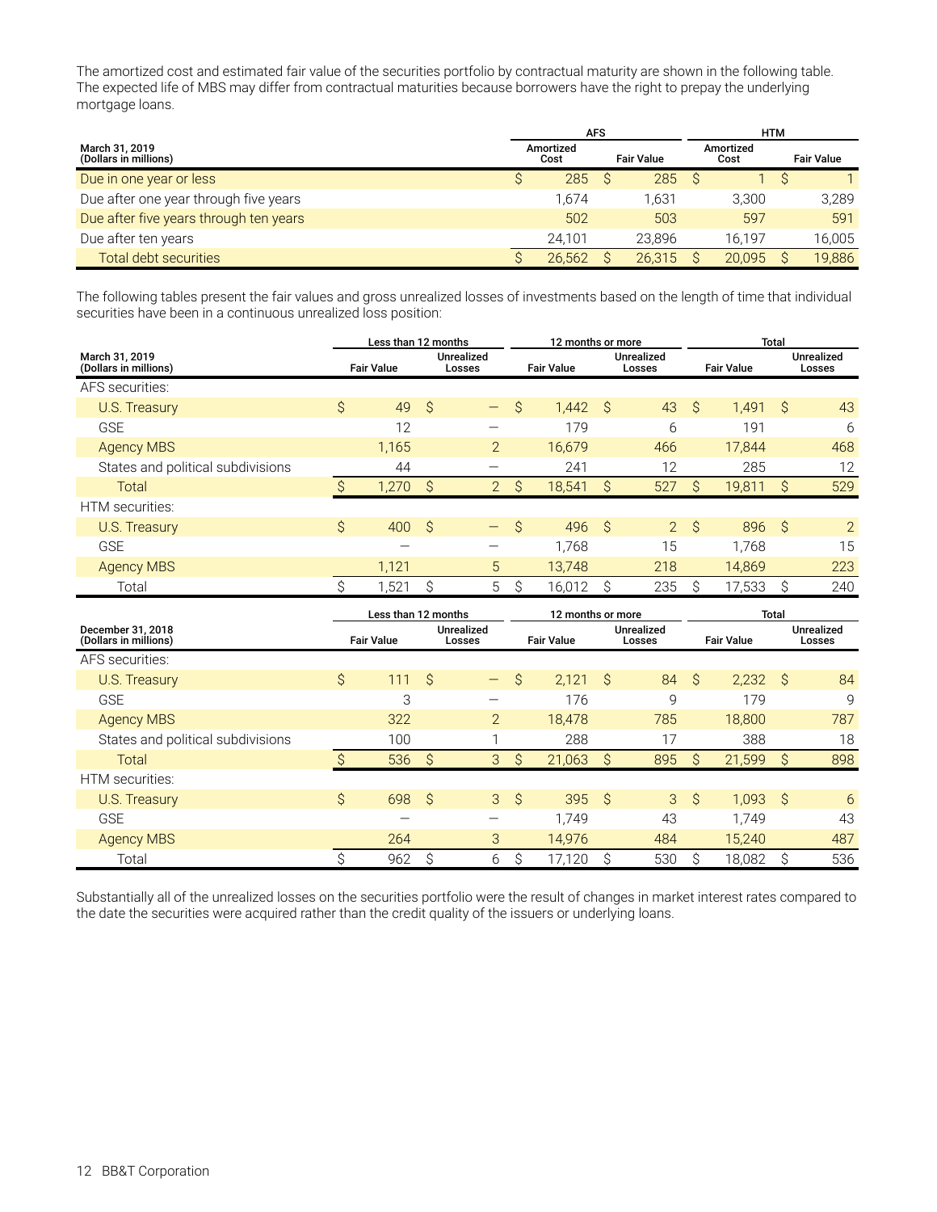The amortized cost and estimated fair value of the securities portfolio by contractual maturity are shown in the following table. The expected life of MBS may differ from contractual maturities because borrowers have the right to prepay the underlying mortgage loans.

| March 31, 2019 (Dollars in millions) | AFS Amortized Cost | AFS Fair Value | HTM Amortized Cost | HTM Fair Value |
|---|---|---|---|---|
| Due in one year or less | $ 285 | $ 285 | $ 1 | $ 1 |
| Due after one year through five years | 1,674 | 1,631 | 3,300 | 3,289 |
| Due after five years through ten years | 502 | 503 | 597 | 591 |
| Due after ten years | 24,101 | 23,896 | 16,197 | 16,005 |
| Total debt securities | $ 26,562 | $ 26,315 | $ 20,095 | $ 19,886 |

The following tables present the fair values and gross unrealized losses of investments based on the length of time that individual securities have been in a continuous unrealized loss position:

| March 31, 2019 (Dollars in millions) | Less than 12 months Fair Value | Less than 12 months Unrealized Losses | 12 months or more Fair Value | 12 months or more Unrealized Losses | Total Fair Value | Total Unrealized Losses |
|---|---|---|---|---|---|---|
| AFS securities: | | | | | | |
| U.S. Treasury | $ 49 | $ — | $ 1,442 | $ 43 | $ 1,491 | $ 43 |
| GSE | 12 | — | 179 | 6 | 191 | 6 |
| Agency MBS | 1,165 | 2 | 16,679 | 466 | 17,844 | 468 |
| States and political subdivisions | 44 | — | 241 | 12 | 285 | 12 |
| Total | $ 1,270 | $ 2 | $ 18,541 | $ 527 | $ 19,811 | $ 529 |
| HTM securities: | | | | | | |
| U.S. Treasury | $ 400 | $ — | $ 496 | $ 2 | $ 896 | $ 2 |
| GSE | — | — | 1,768 | 15 | 1,768 | 15 |
| Agency MBS | 1,121 | 5 | 13,748 | 218 | 14,869 | 223 |
| Total | $ 1,521 | $ 5 | $ 16,012 | $ 235 | $ 17,533 | $ 240 |

| December 31, 2018 (Dollars in millions) | Less than 12 months Fair Value | Less than 12 months Unrealized Losses | 12 months or more Fair Value | 12 months or more Unrealized Losses | Total Fair Value | Total Unrealized Losses |
|---|---|---|---|---|---|---|
| AFS securities: | | | | | | |
| U.S. Treasury | $ 111 | $ — | $ 2,121 | $ 84 | $ 2,232 | $ 84 |
| GSE | 3 | — | 176 | 9 | 179 | 9 |
| Agency MBS | 322 | 2 | 18,478 | 785 | 18,800 | 787 |
| States and political subdivisions | 100 | 1 | 288 | 17 | 388 | 18 |
| Total | $ 536 | $ 3 | $ 21,063 | $ 895 | $ 21,599 | $ 898 |
| HTM securities: | | | | | | |
| U.S. Treasury | $ 698 | $ 3 | $ 395 | $ 3 | $ 1,093 | $ 6 |
| GSE | — | — | 1,749 | 43 | 1,749 | 43 |
| Agency MBS | 264 | 3 | 14,976 | 484 | 15,240 | 487 |
| Total | $ 962 | $ 6 | $ 17,120 | $ 530 | $ 18,082 | $ 536 |

Substantially all of the unrealized losses on the securities portfolio were the result of changes in market interest rates compared to the date the securities were acquired rather than the credit quality of the issuers or underlying loans.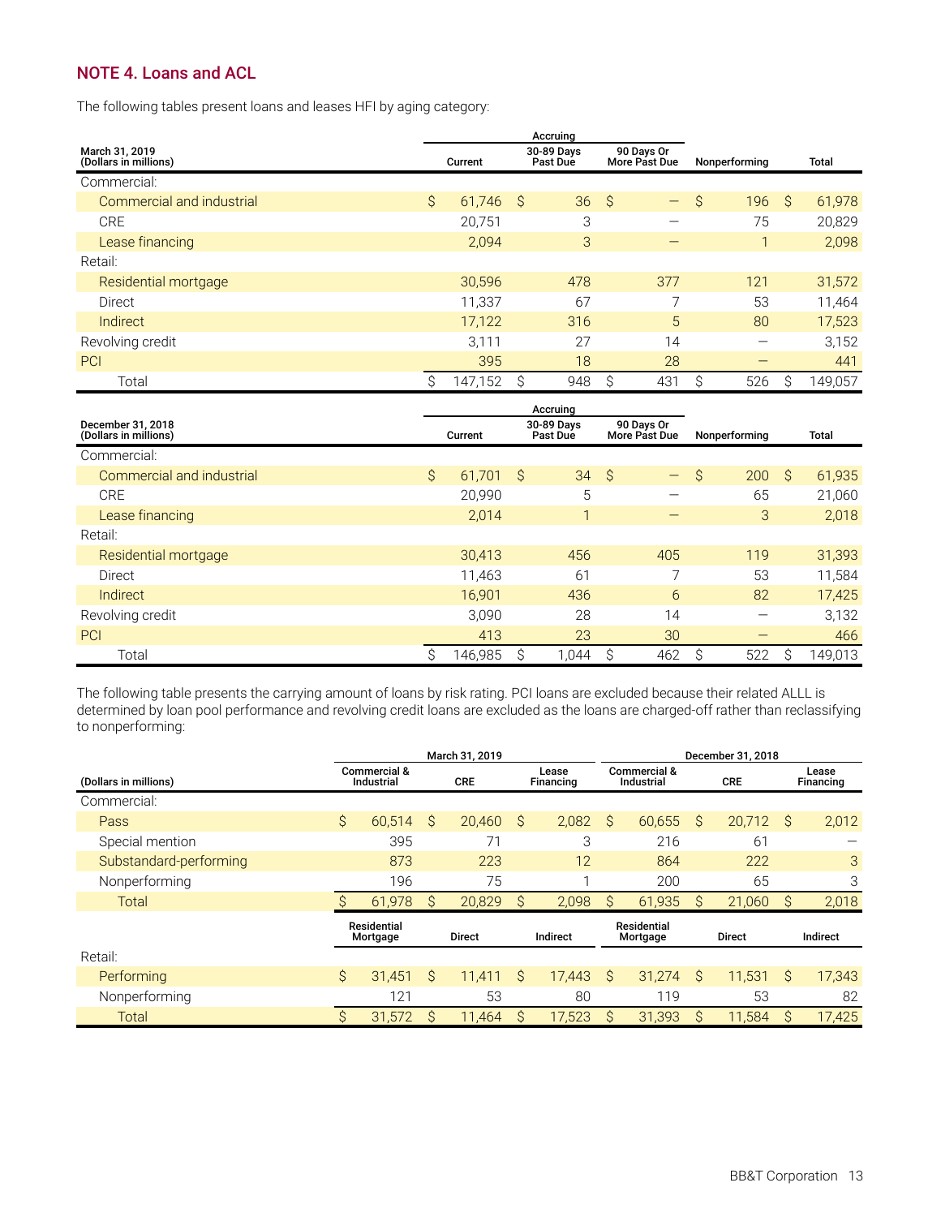## NOTE 4. Loans and ACL

The following tables present loans and leases HFI by aging category:

| March 31, 2019 (Dollars in millions) | Accruing Current | Accruing 30-89 Days Past Due | Accruing 90 Days Or More Past Due | Nonperforming | Total |
|---|---|---|---|---|---|
| Commercial: | | | | | |
| Commercial and industrial | $ 61,746 | $ 36 | $ — | $ 196 | $ 61,978 |
| CRE | 20,751 | 3 | — | 75 | 20,829 |
| Lease financing | 2,094 | 3 | — | 1 | 2,098 |
| Retail: | | | | | |
| Residential mortgage | 30,596 | 478 | 377 | 121 | 31,572 |
| Direct | 11,337 | 67 | 7 | 53 | 11,464 |
| Indirect | 17,122 | 316 | 5 | 80 | 17,523 |
| Revolving credit | 3,111 | 27 | 14 | — | 3,152 |
| PCI | 395 | 18 | 28 | — | 441 |
| Total | $ 147,152 | $ 948 | $ 431 | $ 526 | $ 149,057 |

| December 31, 2018 (Dollars in millions) | Accruing Current | Accruing 30-89 Days Past Due | Accruing 90 Days Or More Past Due | Nonperforming | Total |
|---|---|---|---|---|---|
| Commercial: | | | | | |
| Commercial and industrial | $ 61,701 | $ 34 | $ — | $ 200 | $ 61,935 |
| CRE | 20,990 | 5 | — | 65 | 21,060 |
| Lease financing | 2,014 | 1 | — | 3 | 2,018 |
| Retail: | | | | | |
| Residential mortgage | 30,413 | 456 | 405 | 119 | 31,393 |
| Direct | 11,463 | 61 | 7 | 53 | 11,584 |
| Indirect | 16,901 | 436 | 6 | 82 | 17,425 |
| Revolving credit | 3,090 | 28 | 14 | — | 3,132 |
| PCI | 413 | 23 | 30 | — | 466 |
| Total | $ 146,985 | $ 1,044 | $ 462 | $ 522 | $ 149,013 |

The following table presents the carrying amount of loans by risk rating. PCI loans are excluded because their related ALLL is determined by loan pool performance and revolving credit loans are excluded as the loans are charged-off rather than reclassifying to nonperforming:

| | March 31, 2019 | | | December 31, 2018 | | |
|---|---|---|---|---|---|---|
| (Dollars in millions) | Commercial & Industrial | CRE | Lease Financing | Commercial & Industrial | CRE | Lease Financing |
| Commercial: | | | | | | |
| Pass | $ 60,514 | $ 20,460 | $ 2,082 | $ 60,655 | $ 20,712 | $ 2,012 |
| Special mention | 395 | 71 | 3 | 216 | 61 | — |
| Substandard-performing | 873 | 223 | 12 | 864 | 222 | 3 |
| Nonperforming | 196 | 75 | 1 | 200 | 65 | 3 |
| Total | $ 61,978 | $ 20,829 | $ 2,098 | $ 61,935 | $ 21,060 | $ 2,018 |
| | Residential Mortgage | Direct | Indirect | Residential Mortgage | Direct | Indirect |
| Retail: | | | | | | |
| Performing | $ 31,451 | $ 11,411 | $ 17,443 | $ 31,274 | $ 11,531 | $ 17,343 |
| Nonperforming | 121 | 53 | 80 | 119 | 53 | 82 |
| Total | $ 31,572 | $ 11,464 | $ 17,523 | $ 31,393 | $ 11,584 | $ 17,425 |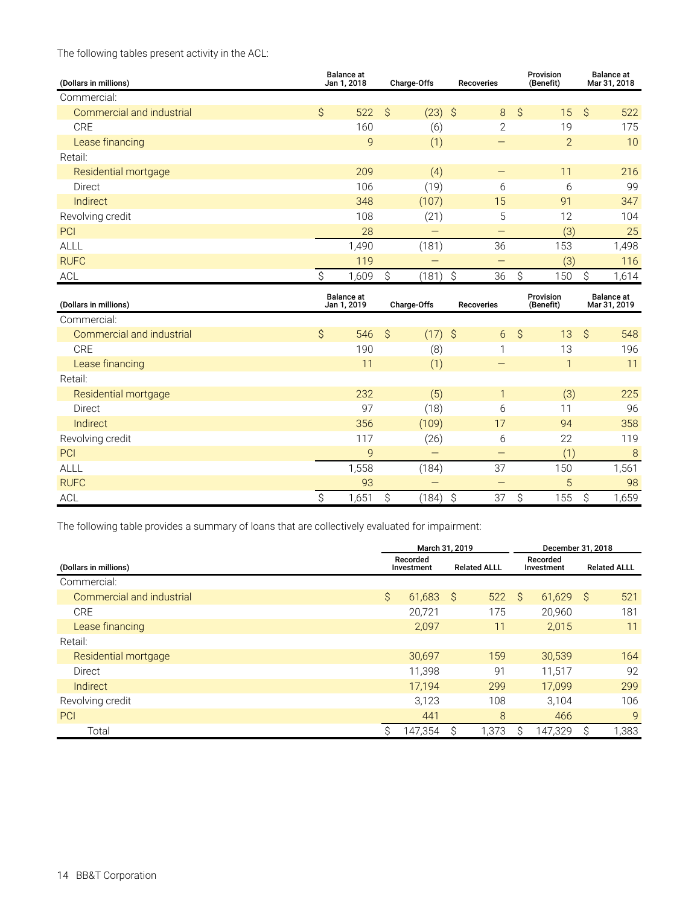The following tables present activity in the ACL:

| (Dollars in millions) | Balance at Jan 1, 2018 | Charge-Offs | Recoveries | Provision (Benefit) | Balance at Mar 31, 2018 |
|---|---|---|---|---|---|
| Commercial: | | | | | |
| Commercial and industrial | $ 522 | $ (23) | $ 8 | $ 15 | $ 522 |
| CRE | 160 | (6) | 2 | 19 | 175 |
| Lease financing | 9 | (1) | — | 2 | 10 |
| Retail: | | | | | |
| Residential mortgage | 209 | (4) | — | 11 | 216 |
| Direct | 106 | (19) | 6 | 6 | 99 |
| Indirect | 348 | (107) | 15 | 91 | 347 |
| Revolving credit | 108 | (21) | 5 | 12 | 104 |
| PCI | 28 | — | — | (3) | 25 |
| ALLL | 1,490 | (181) | 36 | 153 | 1,498 |
| RUFC | 119 | — | — | (3) | 116 |
| ACL | $ 1,609 | $ (181) | $ 36 | $ 150 | $ 1,614 |

| (Dollars in millions) | Balance at Jan 1, 2019 | Charge-Offs | Recoveries | Provision (Benefit) | Balance at Mar 31, 2019 |
|---|---|---|---|---|---|
| Commercial: | | | | | |
| Commercial and industrial | $ 546 | $ (17) | $ 6 | $ 13 | $ 548 |
| CRE | 190 | (8) | 1 | 13 | 196 |
| Lease financing | 11 | (1) | — | 1 | 11 |
| Retail: | | | | | |
| Residential mortgage | 232 | (5) | 1 | (3) | 225 |
| Direct | 97 | (18) | 6 | 11 | 96 |
| Indirect | 356 | (109) | 17 | 94 | 358 |
| Revolving credit | 117 | (26) | 6 | 22 | 119 |
| PCI | 9 | — | — | (1) | 8 |
| ALLL | 1,558 | (184) | 37 | 150 | 1,561 |
| RUFC | 93 | — | — | 5 | 98 |
| ACL | $ 1,651 | $ (184) | $ 37 | $ 155 | $ 1,659 |

The following table provides a summary of loans that are collectively evaluated for impairment:

| | March 31, 2019 | | December 31, 2018 | |
|---|---|---|---|---|
| (Dollars in millions) | Recorded Investment | Related ALLL | Recorded Investment | Related ALLL |
| Commercial: | | | | |
| Commercial and industrial | $ 61,683 | $ 522 | $ 61,629 | $ 521 |
| CRE | 20,721 | 175 | 20,960 | 181 |
| Lease financing | 2,097 | 11 | 2,015 | 11 |
| Retail: | | | | |
| Residential mortgage | 30,697 | 159 | 30,539 | 164 |
| Direct | 11,398 | 91 | 11,517 | 92 |
| Indirect | 17,194 | 299 | 17,099 | 299 |
| Revolving credit | 3,123 | 108 | 3,104 | 106 |
| PCI | 441 | 8 | 466 | 9 |
| Total | $ 147,354 | $ 1,373 | $ 147,329 | $ 1,383 |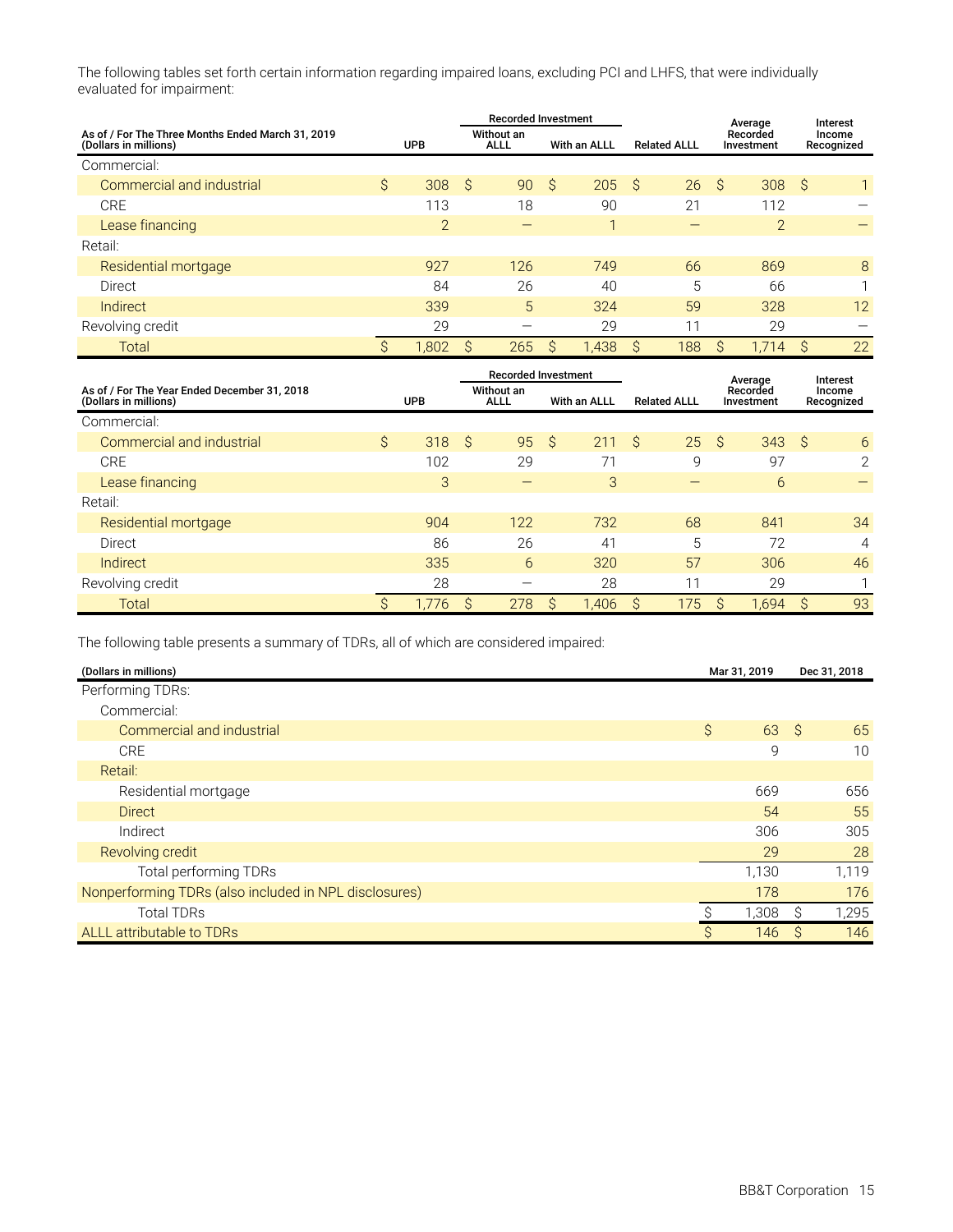The following tables set forth certain information regarding impaired loans, excluding PCI and LHFS, that were individually evaluated for impairment:

| As of / For The Three Months Ended March 31, 2019 (Dollars in millions) | UPB | Recorded Investment | | Related ALLL | Average Recorded Investment | Interest Income Recognized |
|---|---|---|---|---|---|---|
| | | Without an ALLL | With an ALLL | | | |
| Commercial: | | | | | | |
| Commercial and industrial | $ 308 | $ 90 | $ 205 | $ 26 | $ 308 | $ 1 |
| CRE | 113 | 18 | 90 | 21 | 112 | — |
| Lease financing | 2 | — | 1 | — | 2 | — |
| Retail: | | | | | | |
| Residential mortgage | 927 | 126 | 749 | 66 | 869 | 8 |
| Direct | 84 | 26 | 40 | 5 | 66 | 1 |
| Indirect | 339 | 5 | 324 | 59 | 328 | 12 |
| Revolving credit | 29 | — | 29 | 11 | 29 | — |
| Total | $ 1,802 | $ 265 | $ 1,438 | $ 188 | $ 1,714 | $ 22 |

| As of / For The Year Ended December 31, 2018 (Dollars in millions) | UPB | Recorded Investment | | Related ALLL | Average Recorded Investment | Interest Income Recognized |
|---|---|---|---|---|---|---|
| | | Without an ALLL | With an ALLL | | | |
| Commercial: | | | | | | |
| Commercial and industrial | $ 318 | $ 95 | $ 211 | $ 25 | $ 343 | $ 6 |
| CRE | 102 | 29 | 71 | 9 | 97 | 2 |
| Lease financing | 3 | — | 3 | — | 6 | — |
| Retail: | | | | | | |
| Residential mortgage | 904 | 122 | 732 | 68 | 841 | 34 |
| Direct | 86 | 26 | 41 | 5 | 72 | 4 |
| Indirect | 335 | 6 | 320 | 57 | 306 | 46 |
| Revolving credit | 28 | — | 28 | 11 | 29 | 1 |
| Total | $ 1,776 | $ 278 | $ 1,406 | $ 175 | $ 1,694 | $ 93 |

The following table presents a summary of TDRs, all of which are considered impaired:

| (Dollars in millions) | Mar 31, 2019 | Dec 31, 2018 |
|---|---|---|
| Performing TDRs: | | |
| Commercial: | | |
| Commercial and industrial | $ 63 | $ 65 |
| CRE | 9 | 10 |
| Retail: | | |
| Residential mortgage | 669 | 656 |
| Direct | 54 | 55 |
| Indirect | 306 | 305 |
| Revolving credit | 29 | 28 |
| Total performing TDRs | 1,130 | 1,119 |
| Nonperforming TDRs (also included in NPL disclosures) | 178 | 176 |
| Total TDRs | $ 1,308 | $ 1,295 |
| ALLL attributable to TDRs | $ 146 | $ 146 |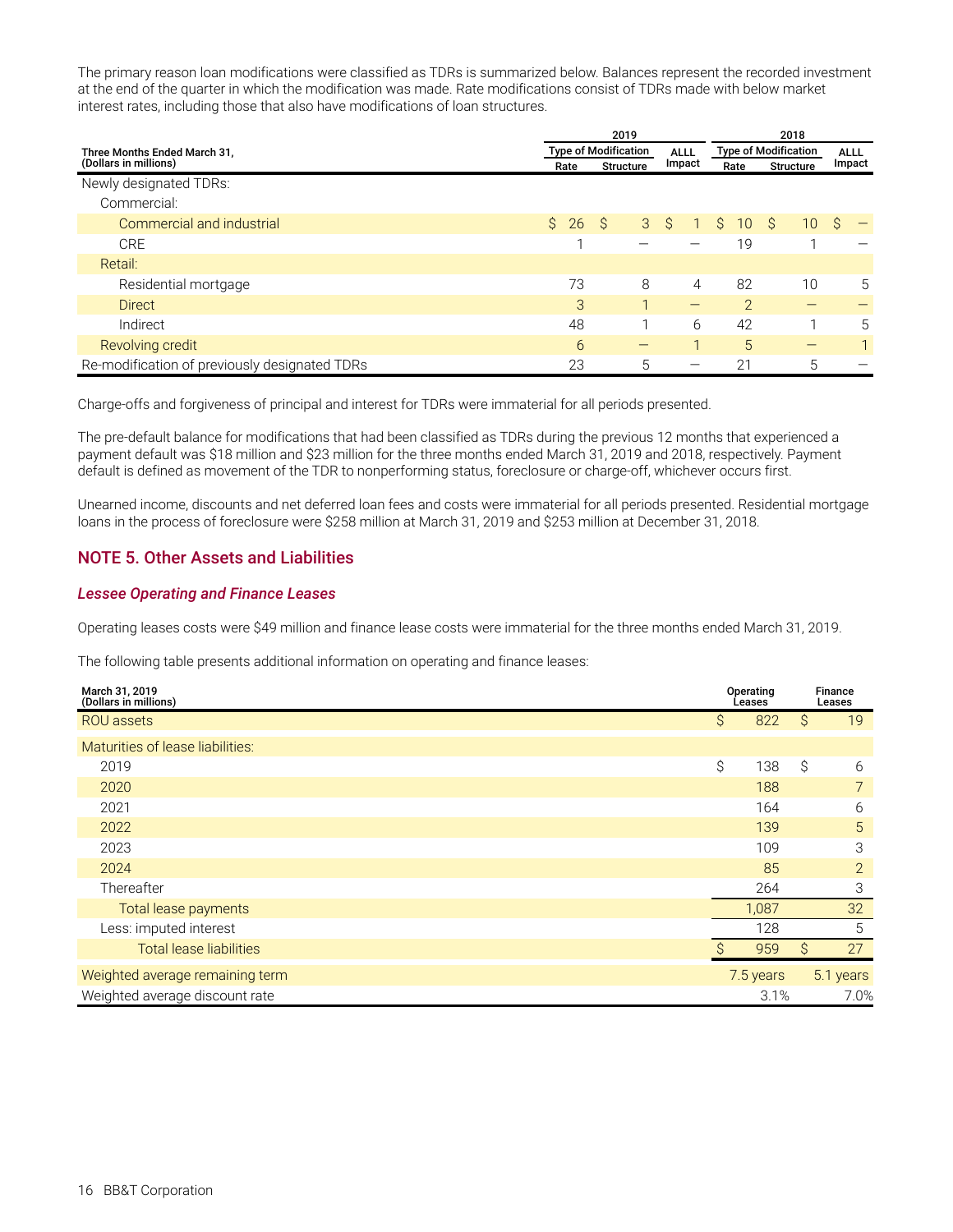The primary reason loan modifications were classified as TDRs is summarized below. Balances represent the recorded investment at the end of the quarter in which the modification was made. Rate modifications consist of TDRs made with below market interest rates, including those that also have modifications of loan structures.

| Three Months Ended March 31, (Dollars in millions) | 2019 | | | 2018 | | |
|---|---|---|---|---|---|---|
| | Type of Modification | | ALLL Impact | Type of Modification | | ALLL Impact |
| | Rate | Structure | | Rate | Structure | |
| Newly designated TDRs: | | | | | | |
| Commercial: | | | | | | |
| Commercial and industrial | $ 26 | $ 3 | $ 1 | $ 10 | $ 10 | $ — |
| CRE | 1 | — | — | 19 | 1 | — |
| Retail: | | | | | | |
| Residential mortgage | 73 | 8 | 4 | 82 | 10 | 5 |
| Direct | 3 | 1 | — | 2 | — | — |
| Indirect | 48 | 1 | 6 | 42 | 1 | 5 |
| Revolving credit | 6 | — | 1 | 5 | — | 1 |
| Re-modification of previously designated TDRs | 23 | 5 | — | 21 | 5 | — |

Charge-offs and forgiveness of principal and interest for TDRs were immaterial for all periods presented.

The pre-default balance for modifications that had been classified as TDRs during the previous 12 months that experienced a payment default was $18 million and $23 million for the three months ended March 31, 2019 and 2018, respectively. Payment default is defined as movement of the TDR to nonperforming status, foreclosure or charge-off, whichever occurs first.

Unearned income, discounts and net deferred loan fees and costs were immaterial for all periods presented. Residential mortgage loans in the process of foreclosure were $258 million at March 31, 2019 and $253 million at December 31, 2018.

## NOTE 5. Other Assets and Liabilities

### *Lessee Operating and Finance Leases*

Operating leases costs were $49 million and finance lease costs were immaterial for the three months ended March 31, 2019.

The following table presents additional information on operating and finance leases:

| March 31, 2019 (Dollars in millions) | Operating Leases | Finance Leases |
|---|---|---|
| ROU assets | $ 822 | $ 19 |
| Maturities of lease liabilities: | | |
| 2019 | $ 138 | $ 6 |
| 2020 | 188 | 7 |
| 2021 | 164 | 6 |
| 2022 | 139 | 5 |
| 2023 | 109 | 3 |
| 2024 | 85 | 2 |
| Thereafter | 264 | 3 |
| Total lease payments | 1,087 | 32 |
| Less: imputed interest | 128 | 5 |
| Total lease liabilities | $ 959 | $ 27 |
| Weighted average remaining term | 7.5 years | 5.1 years |
| Weighted average discount rate | 3.1% | 7.0% |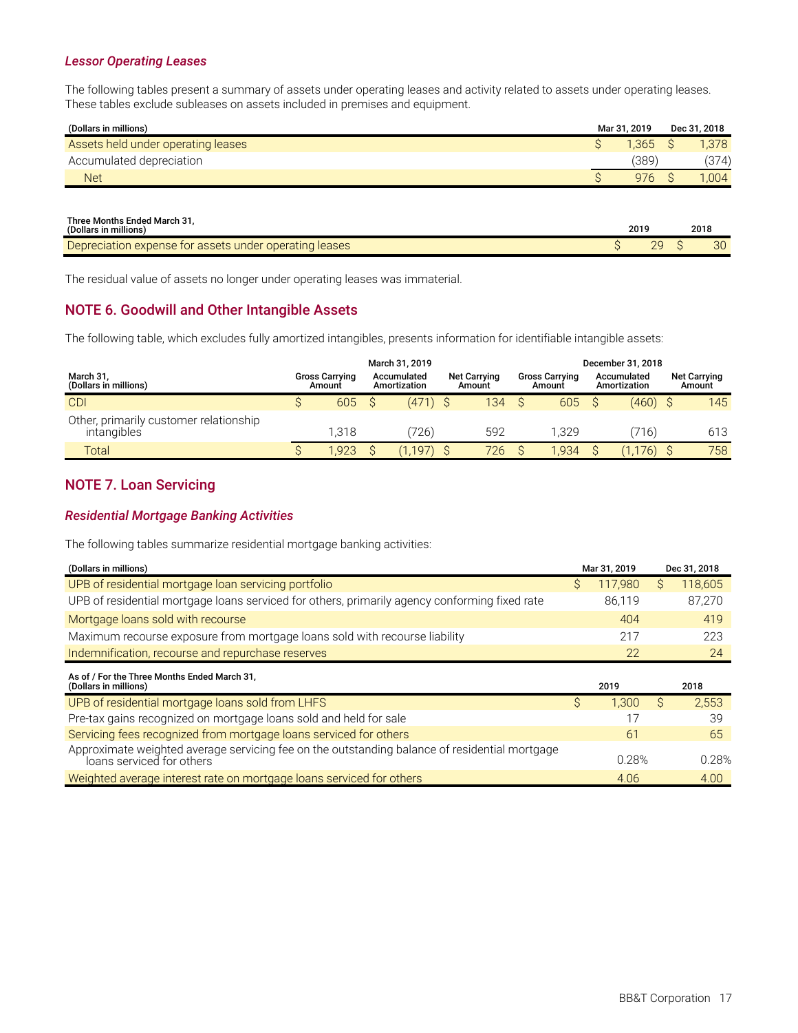### *Lessor Operating Leases*

The following tables present a summary of assets under operating leases and activity related to assets under operating leases. These tables exclude subleases on assets included in premises and equipment.

| (Dollars in millions) | Mar 31, 2019 | Dec 31, 2018 |
|---|---|---|
| Assets held under operating leases | $ 1,365 | $ 1,378 |
| Accumulated depreciation | (389) | (374) |
| Net | $ 976 | $ 1,004 |

| Three Months Ended March 31, (Dollars in millions) | 2019 | 2018 |
|---|---|---|
| Depreciation expense for assets under operating leases | $ 29 | $ 30 |

The residual value of assets no longer under operating leases was immaterial.

## NOTE 6. Goodwill and Other Intangible Assets

The following table, which excludes fully amortized intangibles, presents information for identifiable intangible assets:

| | March 31, 2019 | | | December 31, 2018 | | |
|---|---|---|---|---|---|---|
| March 31, (Dollars in millions) | Gross Carrying Amount | Accumulated Amortization | Net Carrying Amount | Gross Carrying Amount | Accumulated Amortization | Net Carrying Amount |
| CDI | $ 605 | $ (471) | $ 134 | $ 605 | $ (460) | $ 145 |
| Other, primarily customer relationship intangibles | 1,318 | (726) | 592 | 1,329 | (716) | 613 |
| Total | $ 1,923 | $ (1,197) | $ 726 | $ 1,934 | $ (1,176) | $ 758 |

## NOTE 7. Loan Servicing

### *Residential Mortgage Banking Activities*

The following tables summarize residential mortgage banking activities:

| (Dollars in millions) | Mar 31, 2019 | Dec 31, 2018 |
|---|---|---|
| UPB of residential mortgage loan servicing portfolio | $ 117,980 | $ 118,605 |
| UPB of residential mortgage loans serviced for others, primarily agency conforming fixed rate | 86,119 | 87,270 |
| Mortgage loans sold with recourse | 404 | 419 |
| Maximum recourse exposure from mortgage loans sold with recourse liability | 217 | 223 |
| Indemnification, recourse and repurchase reserves | 22 | 24 |

| As of / For the Three Months Ended March 31, (Dollars in millions) | 2019 | 2018 |
|---|---|---|
| UPB of residential mortgage loans sold from LHFS | $ 1,300 | $ 2,553 |
| Pre-tax gains recognized on mortgage loans sold and held for sale | 17 | 39 |
| Servicing fees recognized from mortgage loans serviced for others | 61 | 65 |
| Approximate weighted average servicing fee on the outstanding balance of residential mortgage loans serviced for others | 0.28% | 0.28% |
| Weighted average interest rate on mortgage loans serviced for others | 4.06 | 4.00 |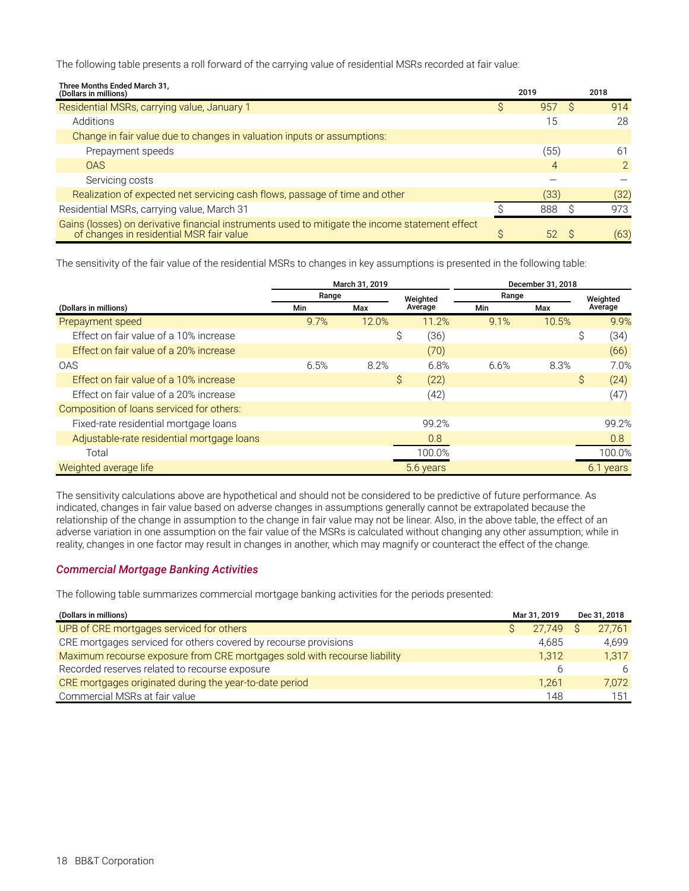The following table presents a roll forward of the carrying value of residential MSRs recorded at fair value:

| Three Months Ended March 31, (Dollars in millions) | 2019 | 2018 |
|---|---|---|
| Residential MSRs, carrying value, January 1 | $ 957 | $ 914 |
| Additions | 15 | 28 |
| Change in fair value due to changes in valuation inputs or assumptions: | | |
| Prepayment speeds | (55) | 61 |
| OAS | 4 | 2 |
| Servicing costs | — | — |
| Realization of expected net servicing cash flows, passage of time and other | (33) | (32) |
| Residential MSRs, carrying value, March 31 | $ 888 | $ 973 |
| Gains (losses) on derivative financial instruments used to mitigate the income statement effect of changes in residential MSR fair value | $ 52 | $ (63) |

The sensitivity of the fair value of the residential MSRs to changes in key assumptions is presented in the following table:

| | March 31, 2019 | | | December 31, 2018 | | |
|---|---|---|---|---|---|---|
| | Range | | Weighted Average | Range | | Weighted Average |
| (Dollars in millions) | Min | Max | | Min | Max | |
| Prepayment speed | 9.7% | 12.0% | 11.2% | 9.1% | 10.5% | 9.9% |
| Effect on fair value of a 10% increase | | | $ (36) | | | $ (34) |
| Effect on fair value of a 20% increase | | | (70) | | | (66) |
| OAS | 6.5% | 8.2% | 6.8% | 6.6% | 8.3% | 7.0% |
| Effect on fair value of a 10% increase | | | $ (22) | | | $ (24) |
| Effect on fair value of a 20% increase | | | (42) | | | (47) |
| Composition of loans serviced for others: | | | | | | |
| Fixed-rate residential mortgage loans | | | 99.2% | | | 99.2% |
| Adjustable-rate residential mortgage loans | | | 0.8 | | | 0.8 |
| Total | | | 100.0% | | | 100.0% |
| Weighted average life | | | 5.6 years | | | 6.1 years |

The sensitivity calculations above are hypothetical and should not be considered to be predictive of future performance. As indicated, changes in fair value based on adverse changes in assumptions generally cannot be extrapolated because the relationship of the change in assumption to the change in fair value may not be linear. Also, in the above table, the effect of an adverse variation in one assumption on the fair value of the MSRs is calculated without changing any other assumption; while in reality, changes in one factor may result in changes in another, which may magnify or counteract the effect of the change.

### *Commercial Mortgage Banking Activities*

The following table summarizes commercial mortgage banking activities for the periods presented:

| (Dollars in millions) | Mar 31, 2019 | Dec 31, 2018 |
|---|---|---|
| UPB of CRE mortgages serviced for others | $ 27,749 | $ 27,761 |
| CRE mortgages serviced for others covered by recourse provisions | 4,685 | 4,699 |
| Maximum recourse exposure from CRE mortgages sold with recourse liability | 1,312 | 1,317 |
| Recorded reserves related to recourse exposure | 6 | 6 |
| CRE mortgages originated during the year-to-date period | 1,261 | 7,072 |
| Commercial MSRs at fair value | 148 | 151 |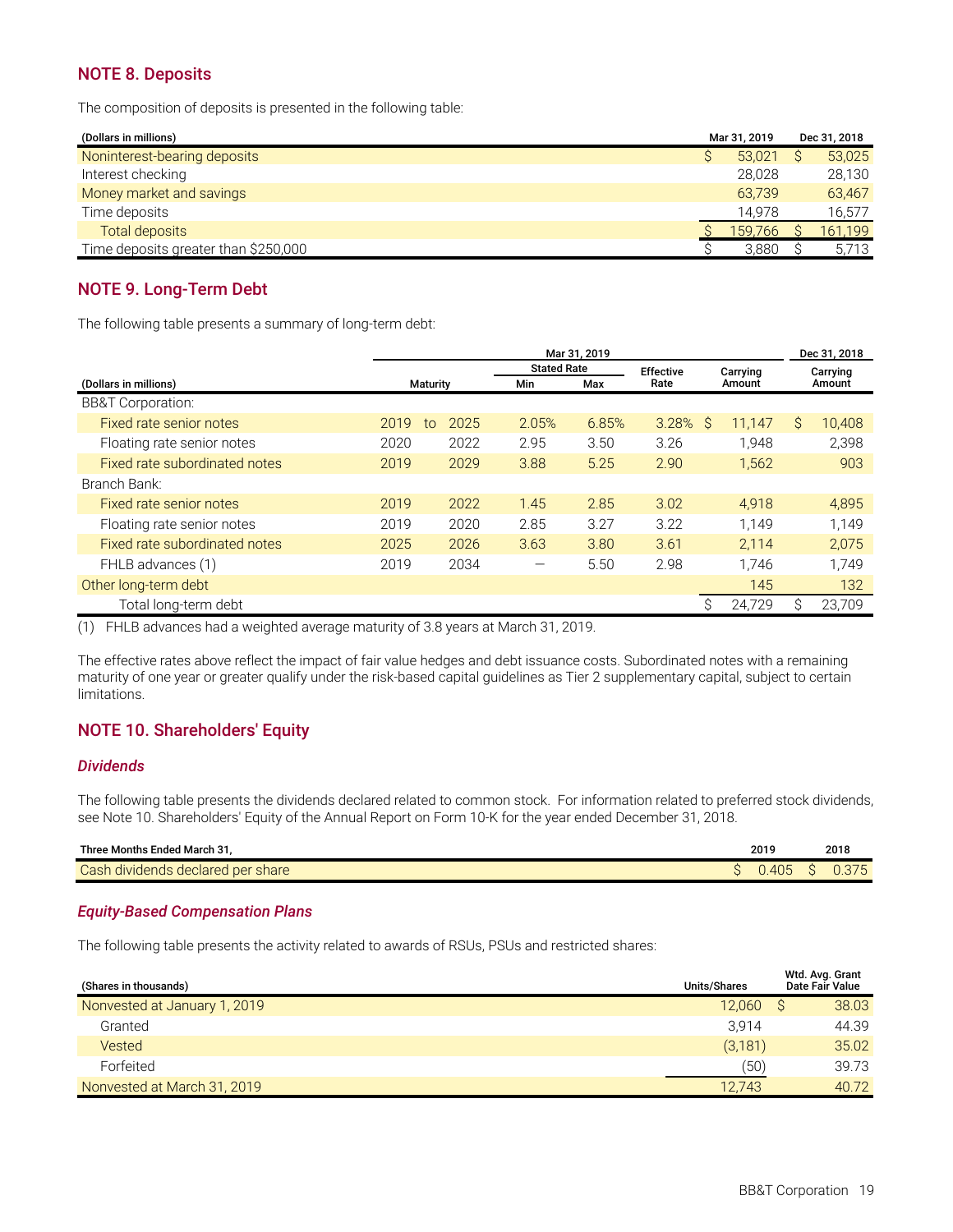## NOTE 8. Deposits

The composition of deposits is presented in the following table:

| (Dollars in millions) | Mar 31, 2019 | Dec 31, 2018 |
|---|---|---|
| Noninterest-bearing deposits | $ 53,021 | $ 53,025 |
| Interest checking | 28,028 | 28,130 |
| Money market and savings | 63,739 | 63,467 |
| Time deposits | 14,978 | 16,577 |
| Total deposits | $ 159,766 | $ 161,199 |
| Time deposits greater than $250,000 | $ 3,880 | $ 5,713 |

## NOTE 9. Long-Term Debt

The following table presents a summary of long-term debt:

| | Mar 31, 2019 | | | | | | Dec 31, 2018 |
|---|---|---|---|---|---|---|---|
| | | | Stated Rate | | | | |
| (Dollars in millions) | Maturity | | Min | Max | Effective Rate | Carrying Amount | Carrying Amount |
| BB&T Corporation: | | | | | | | |
| Fixed rate senior notes | 2019 | to 2025 | 2.05% | 6.85% | 3.28% | $ 11,147 | $ 10,408 |
| Floating rate senior notes | 2020 | 2022 | 2.95 | 3.50 | 3.26 | 1,948 | 2,398 |
| Fixed rate subordinated notes | 2019 | 2029 | 3.88 | 5.25 | 2.90 | 1,562 | 903 |
| Branch Bank: | | | | | | | |
| Fixed rate senior notes | 2019 | 2022 | 1.45 | 2.85 | 3.02 | 4,918 | 4,895 |
| Floating rate senior notes | 2019 | 2020 | 2.85 | 3.27 | 3.22 | 1,149 | 1,149 |
| Fixed rate subordinated notes | 2025 | 2026 | 3.63 | 3.80 | 3.61 | 2,114 | 2,075 |
| FHLB advances (1) | 2019 | 2034 | — | 5.50 | 2.98 | 1,746 | 1,749 |
| Other long-term debt | | | | | | 145 | 132 |
| Total long-term debt | | | | | | $ 24,729 | $ 23,709 |

(1) FHLB advances had a weighted average maturity of 3.8 years at March 31, 2019.

The effective rates above reflect the impact of fair value hedges and debt issuance costs. Subordinated notes with a remaining maturity of one year or greater qualify under the risk-based capital guidelines as Tier 2 supplementary capital, subject to certain limitations.

## NOTE 10. Shareholders' Equity

### *Dividends*

The following table presents the dividends declared related to common stock. For information related to preferred stock dividends, see Note 10. Shareholders' Equity of the Annual Report on Form 10-K for the year ended December 31, 2018.

| Three Months Ended March 31, | 2019 | 2018 |
|---|---|---|
| Cash dividends declared per share | $ 0.405 | $ 0.375 |

### *Equity-Based Compensation Plans*

The following table presents the activity related to awards of RSUs, PSUs and restricted shares:

| (Shares in thousands) | Units/Shares | Wtd. Avg. Grant Date Fair Value |
|---|---|---|
| Nonvested at January 1, 2019 | 12,060 | $ 38.03 |
| Granted | 3,914 | 44.39 |
| Vested | (3,181) | 35.02 |
| Forfeited | (50) | 39.73 |
| Nonvested at March 31, 2019 | 12,743 | 40.72 |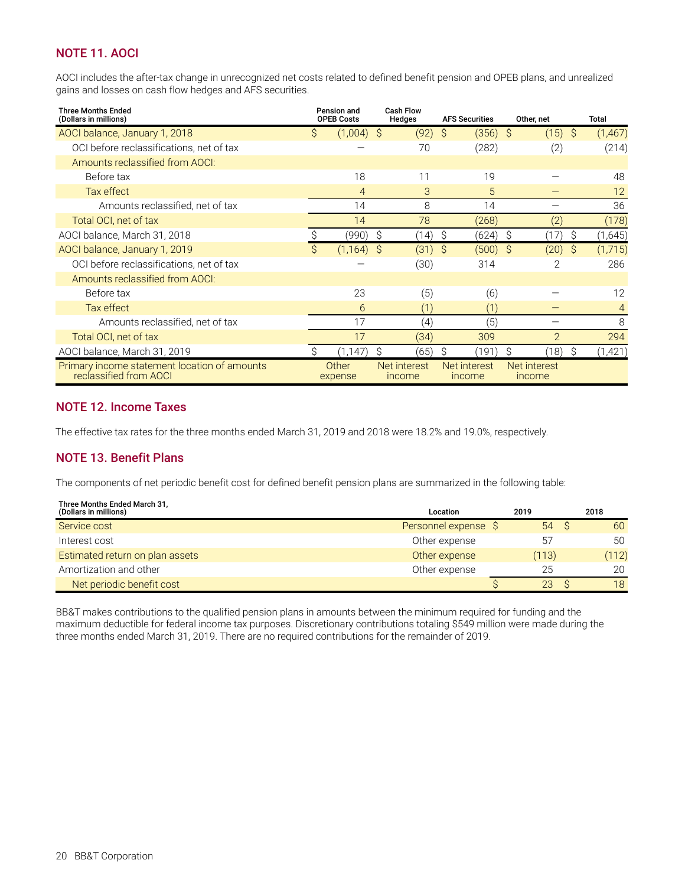## NOTE 11. AOCI

AOCI includes the after-tax change in unrecognized net costs related to defined benefit pension and OPEB plans, and unrealized gains and losses on cash flow hedges and AFS securities.

| Three Months Ended (Dollars in millions) | Pension and OPEB Costs | Cash Flow Hedges | AFS Securities | Other, net | Total |
|---|---|---|---|---|---|
| AOCI balance, January 1, 2018 | $ (1,004) | $ (92) | $ (356) | $ (15) | $ (1,467) |
| OCI before reclassifications, net of tax | — | 70 | (282) | (2) | (214) |
| Amounts reclassified from AOCI: | | | | | |
| Before tax | 18 | 11 | 19 | — | 48 |
| Tax effect | 4 | 3 | 5 | — | 12 |
| Amounts reclassified, net of tax | 14 | 8 | 14 | — | 36 |
| Total OCI, net of tax | 14 | 78 | (268) | (2) | (178) |
| AOCI balance, March 31, 2018 | $ (990) | $ (14) | $ (624) | $ (17) | $ (1,645) |
| AOCI balance, January 1, 2019 | $ (1,164) | $ (31) | $ (500) | $ (20) | $ (1,715) |
| OCI before reclassifications, net of tax | — | (30) | 314 | 2 | 286 |
| Amounts reclassified from AOCI: | | | | | |
| Before tax | 23 | (5) | (6) | — | 12 |
| Tax effect | 6 | (1) | (1) | — | 4 |
| Amounts reclassified, net of tax | 17 | (4) | (5) | — | 8 |
| Total OCI, net of tax | 17 | (34) | 309 | 2 | 294 |
| AOCI balance, March 31, 2019 | $ (1,147) | $ (65) | $ (191) | $ (18) | $ (1,421) |
| Primary income statement location of amounts reclassified from AOCI | Other expense | Net interest income | Net interest income | Net interest income | |

## NOTE 12. Income Taxes

The effective tax rates for the three months ended March 31, 2019 and 2018 were 18.2% and 19.0%, respectively.

## NOTE 13. Benefit Plans

The components of net periodic benefit cost for defined benefit pension plans are summarized in the following table:

| Three Months Ended March 31, (Dollars in millions) | Location | 2019 | 2018 |
|---|---|---|---|
| Service cost | Personnel expense | $ 54 | $ 60 |
| Interest cost | Other expense | 57 | 50 |
| Estimated return on plan assets | Other expense | (113) | (112) |
| Amortization and other | Other expense | 25 | 20 |
| Net periodic benefit cost | | $ 23 | $ 18 |

BB&T makes contributions to the qualified pension plans in amounts between the minimum required for funding and the maximum deductible for federal income tax purposes. Discretionary contributions totaling $549 million were made during the three months ended March 31, 2019. There are no required contributions for the remainder of 2019.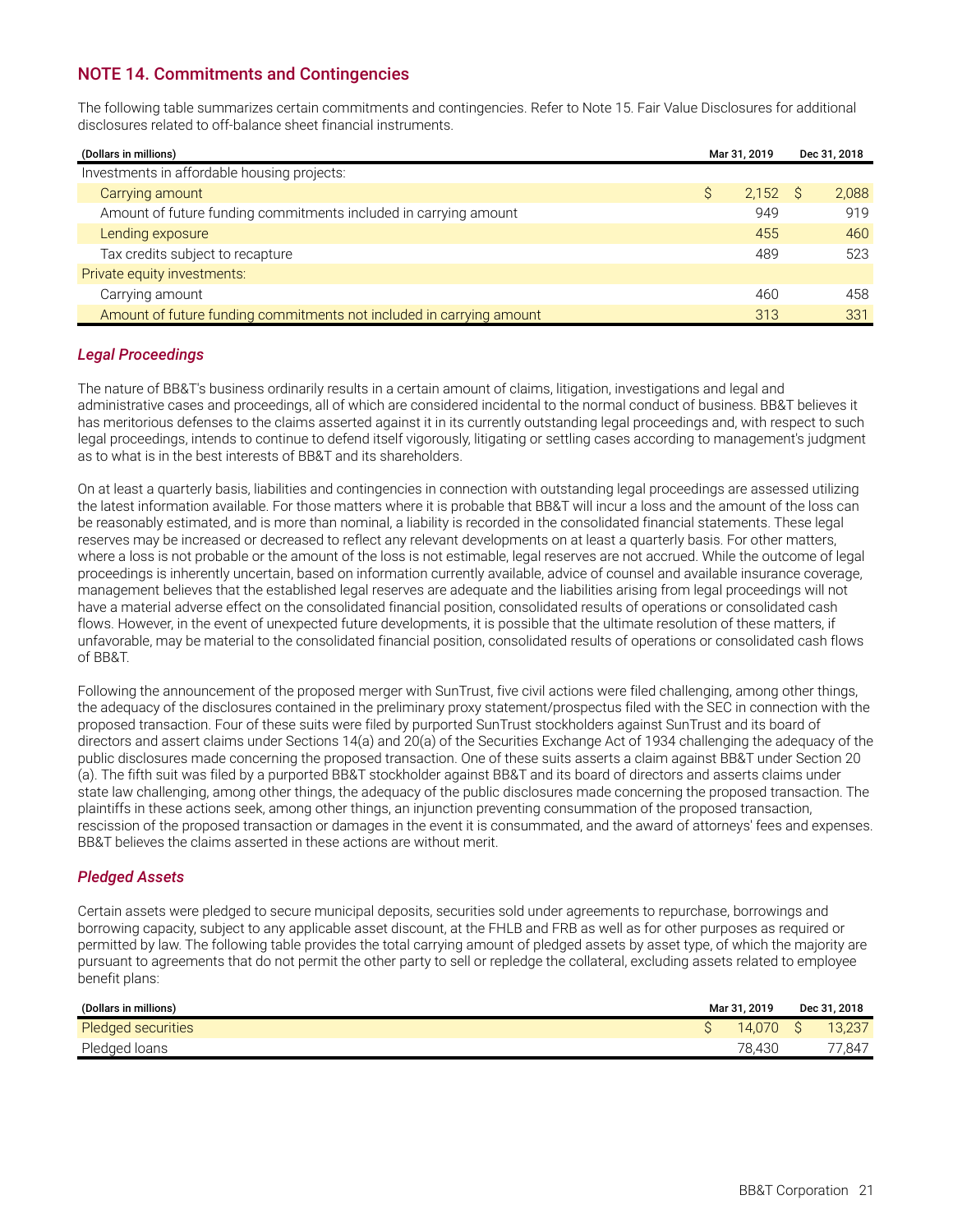## NOTE 14. Commitments and Contingencies

The following table summarizes certain commitments and contingencies. Refer to Note 15. Fair Value Disclosures for additional disclosures related to off-balance sheet financial instruments.

| (Dollars in millions) | Mar 31, 2019 | Dec 31, 2018 |
|---|---|---|
| Investments in affordable housing projects: | | |
| Carrying amount | $ 2,152 | $ 2,088 |
| Amount of future funding commitments included in carrying amount | 949 | 919 |
| Lending exposure | 455 | 460 |
| Tax credits subject to recapture | 489 | 523 |
| Private equity investments: | | |
| Carrying amount | 460 | 458 |
| Amount of future funding commitments not included in carrying amount | 313 | 331 |

### *Legal Proceedings*

The nature of BB&T's business ordinarily results in a certain amount of claims, litigation, investigations and legal and administrative cases and proceedings, all of which are considered incidental to the normal conduct of business. BB&T believes it has meritorious defenses to the claims asserted against it in its currently outstanding legal proceedings and, with respect to such legal proceedings, intends to continue to defend itself vigorously, litigating or settling cases according to management's judgment as to what is in the best interests of BB&T and its shareholders.

On at least a quarterly basis, liabilities and contingencies in connection with outstanding legal proceedings are assessed utilizing the latest information available. For those matters where it is probable that BB&T will incur a loss and the amount of the loss can be reasonably estimated, and is more than nominal, a liability is recorded in the consolidated financial statements. These legal reserves may be increased or decreased to reflect any relevant developments on at least a quarterly basis. For other matters, where a loss is not probable or the amount of the loss is not estimable, legal reserves are not accrued. While the outcome of legal proceedings is inherently uncertain, based on information currently available, advice of counsel and available insurance coverage, management believes that the established legal reserves are adequate and the liabilities arising from legal proceedings will not have a material adverse effect on the consolidated financial position, consolidated results of operations or consolidated cash flows. However, in the event of unexpected future developments, it is possible that the ultimate resolution of these matters, if unfavorable, may be material to the consolidated financial position, consolidated results of operations or consolidated cash flows of BB&T.

Following the announcement of the proposed merger with SunTrust, five civil actions were filed challenging, among other things, the adequacy of the disclosures contained in the preliminary proxy statement/prospectus filed with the SEC in connection with the proposed transaction. Four of these suits were filed by purported SunTrust stockholders against SunTrust and its board of directors and assert claims under Sections 14(a) and 20(a) of the Securities Exchange Act of 1934 challenging the adequacy of the public disclosures made concerning the proposed transaction. One of these suits asserts a claim against BB&T under Section 20 (a). The fifth suit was filed by a purported BB&T stockholder against BB&T and its board of directors and asserts claims under state law challenging, among other things, the adequacy of the public disclosures made concerning the proposed transaction. The plaintiffs in these actions seek, among other things, an injunction preventing consummation of the proposed transaction, rescission of the proposed transaction or damages in the event it is consummated, and the award of attorneys' fees and expenses. BB&T believes the claims asserted in these actions are without merit.

### *Pledged Assets*

Certain assets were pledged to secure municipal deposits, securities sold under agreements to repurchase, borrowings and borrowing capacity, subject to any applicable asset discount, at the FHLB and FRB as well as for other purposes as required or permitted by law. The following table provides the total carrying amount of pledged assets by asset type, of which the majority are pursuant to agreements that do not permit the other party to sell or repledge the collateral, excluding assets related to employee benefit plans:

| (Dollars in millions) | Mar 31, 2019 | Dec 31, 2018 |
|---|---|---|
| Pledged securities | $ 14,070 | $ 13,237 |
| Pledged loans | 78,430 | 77,847 |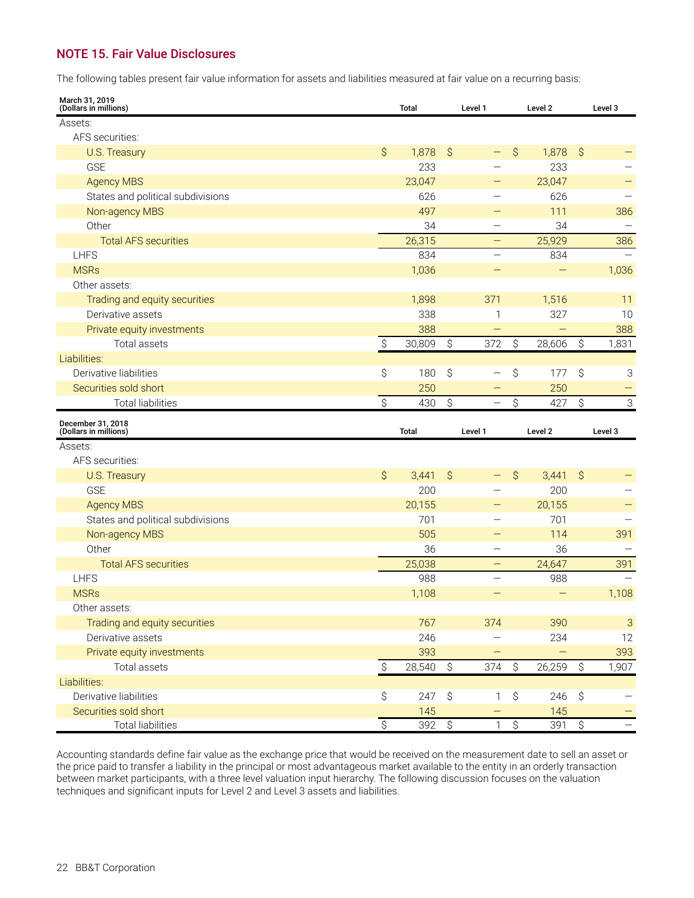## NOTE 15. Fair Value Disclosures

The following tables present fair value information for assets and liabilities measured at fair value on a recurring basis:

| March 31, 2019<br>(Dollars in millions) | Total | Level 1 | Level 2 | Level 3 |
|---|---|---|---|---|
| Assets: | | | | |
| AFS securities: | | | | |
| U.S. Treasury | $ 1,878 | $ — | $ 1,878 | $ — |
| GSE | 233 | — | 233 | — |
| Agency MBS | 23,047 | — | 23,047 | — |
| States and political subdivisions | 626 | — | 626 | — |
| Non-agency MBS | 497 | — | 111 | 386 |
| Other | 34 | — | 34 | — |
| Total AFS securities | 26,315 | — | 25,929 | 386 |
| LHFS | 834 | — | 834 | — |
| MSRs | 1,036 | — | — | 1,036 |
| Other assets: | | | | |
| Trading and equity securities | 1,898 | 371 | 1,516 | 11 |
| Derivative assets | 338 | 1 | 327 | 10 |
| Private equity investments | 388 | — | — | 388 |
| Total assets | $ 30,809 | $ 372 | $ 28,606 | $ 1,831 |
| Liabilities: | | | | |
| Derivative liabilities | $ 180 | $ — | $ 177 | $ 3 |
| Securities sold short | 250 | — | 250 | — |
| Total liabilities | $ 430 | $ — | $ 427 | $ 3 |

| December 31, 2018<br>(Dollars in millions) | Total | Level 1 | Level 2 | Level 3 |
|---|---|---|---|---|
| Assets: | | | | |
| AFS securities: | | | | |
| U.S. Treasury | $ 3,441 | $ — | $ 3,441 | $ — |
| GSE | 200 | — | 200 | — |
| Agency MBS | 20,155 | — | 20,155 | — |
| States and political subdivisions | 701 | — | 701 | — |
| Non-agency MBS | 505 | — | 114 | 391 |
| Other | 36 | — | 36 | — |
| Total AFS securities | 25,038 | — | 24,647 | 391 |
| LHFS | 988 | — | 988 | — |
| MSRs | 1,108 | — | — | 1,108 |
| Other assets: | | | | |
| Trading and equity securities | 767 | 374 | 390 | 3 |
| Derivative assets | 246 | — | 234 | 12 |
| Private equity investments | 393 | — | — | 393 |
| Total assets | $ 28,540 | $ 374 | $ 26,259 | $ 1,907 |
| Liabilities: | | | | |
| Derivative liabilities | $ 247 | $ 1 | $ 246 | $ — |
| Securities sold short | 145 | — | 145 | — |
| Total liabilities | $ 392 | $ 1 | $ 391 | $ — |

Accounting standards define fair value as the exchange price that would be received on the measurement date to sell an asset or the price paid to transfer a liability in the principal or most advantageous market available to the entity in an orderly transaction between market participants, with a three level valuation input hierarchy. The following discussion focuses on the valuation techniques and significant inputs for Level 2 and Level 3 assets and liabilities.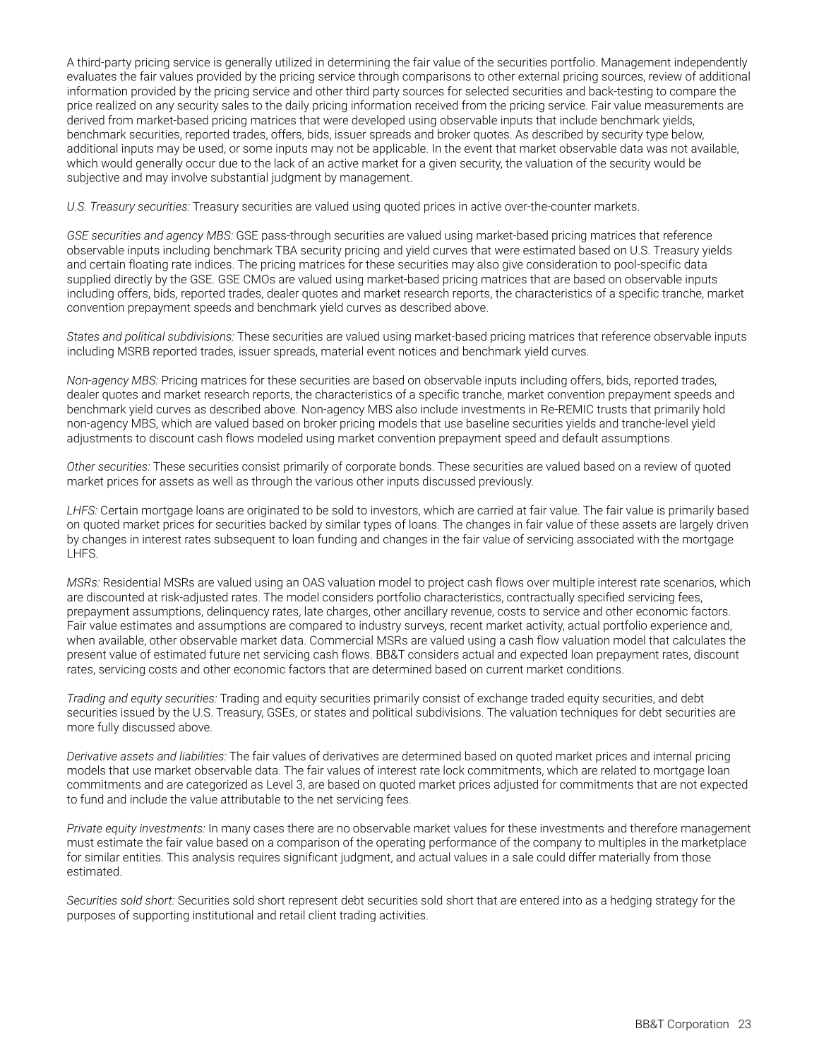A third-party pricing service is generally utilized in determining the fair value of the securities portfolio. Management independently evaluates the fair values provided by the pricing service through comparisons to other external pricing sources, review of additional information provided by the pricing service and other third party sources for selected securities and back-testing to compare the price realized on any security sales to the daily pricing information received from the pricing service. Fair value measurements are derived from market-based pricing matrices that were developed using observable inputs that include benchmark yields, benchmark securities, reported trades, offers, bids, issuer spreads and broker quotes. As described by security type below, additional inputs may be used, or some inputs may not be applicable. In the event that market observable data was not available, which would generally occur due to the lack of an active market for a given security, the valuation of the security would be subjective and may involve substantial judgment by management.

*U.S. Treasury securities:* Treasury securities are valued using quoted prices in active over-the-counter markets.

*GSE securities and agency MBS:* GSE pass-through securities are valued using market-based pricing matrices that reference observable inputs including benchmark TBA security pricing and yield curves that were estimated based on U.S. Treasury yields and certain floating rate indices. The pricing matrices for these securities may also give consideration to pool-specific data supplied directly by the GSE. GSE CMOs are valued using market-based pricing matrices that are based on observable inputs including offers, bids, reported trades, dealer quotes and market research reports, the characteristics of a specific tranche, market convention prepayment speeds and benchmark yield curves as described above.

*States and political subdivisions:* These securities are valued using market-based pricing matrices that reference observable inputs including MSRB reported trades, issuer spreads, material event notices and benchmark yield curves.

*Non-agency MBS:* Pricing matrices for these securities are based on observable inputs including offers, bids, reported trades, dealer quotes and market research reports, the characteristics of a specific tranche, market convention prepayment speeds and benchmark yield curves as described above. Non-agency MBS also include investments in Re-REMIC trusts that primarily hold non-agency MBS, which are valued based on broker pricing models that use baseline securities yields and tranche-level yield adjustments to discount cash flows modeled using market convention prepayment speed and default assumptions.

*Other securities:* These securities consist primarily of corporate bonds. These securities are valued based on a review of quoted market prices for assets as well as through the various other inputs discussed previously.

*LHFS:* Certain mortgage loans are originated to be sold to investors, which are carried at fair value. The fair value is primarily based on quoted market prices for securities backed by similar types of loans. The changes in fair value of these assets are largely driven by changes in interest rates subsequent to loan funding and changes in the fair value of servicing associated with the mortgage LHFS.

*MSRs:* Residential MSRs are valued using an OAS valuation model to project cash flows over multiple interest rate scenarios, which are discounted at risk-adjusted rates. The model considers portfolio characteristics, contractually specified servicing fees, prepayment assumptions, delinquency rates, late charges, other ancillary revenue, costs to service and other economic factors. Fair value estimates and assumptions are compared to industry surveys, recent market activity, actual portfolio experience and, when available, other observable market data. Commercial MSRs are valued using a cash flow valuation model that calculates the present value of estimated future net servicing cash flows. BB&T considers actual and expected loan prepayment rates, discount rates, servicing costs and other economic factors that are determined based on current market conditions.

*Trading and equity securities:* Trading and equity securities primarily consist of exchange traded equity securities, and debt securities issued by the U.S. Treasury, GSEs, or states and political subdivisions. The valuation techniques for debt securities are more fully discussed above.

*Derivative assets and liabilities:* The fair values of derivatives are determined based on quoted market prices and internal pricing models that use market observable data. The fair values of interest rate lock commitments, which are related to mortgage loan commitments and are categorized as Level 3, are based on quoted market prices adjusted for commitments that are not expected to fund and include the value attributable to the net servicing fees.

*Private equity investments:* In many cases there are no observable market values for these investments and therefore management must estimate the fair value based on a comparison of the operating performance of the company to multiples in the marketplace for similar entities. This analysis requires significant judgment, and actual values in a sale could differ materially from those estimated.

*Securities sold short:* Securities sold short represent debt securities sold short that are entered into as a hedging strategy for the purposes of supporting institutional and retail client trading activities.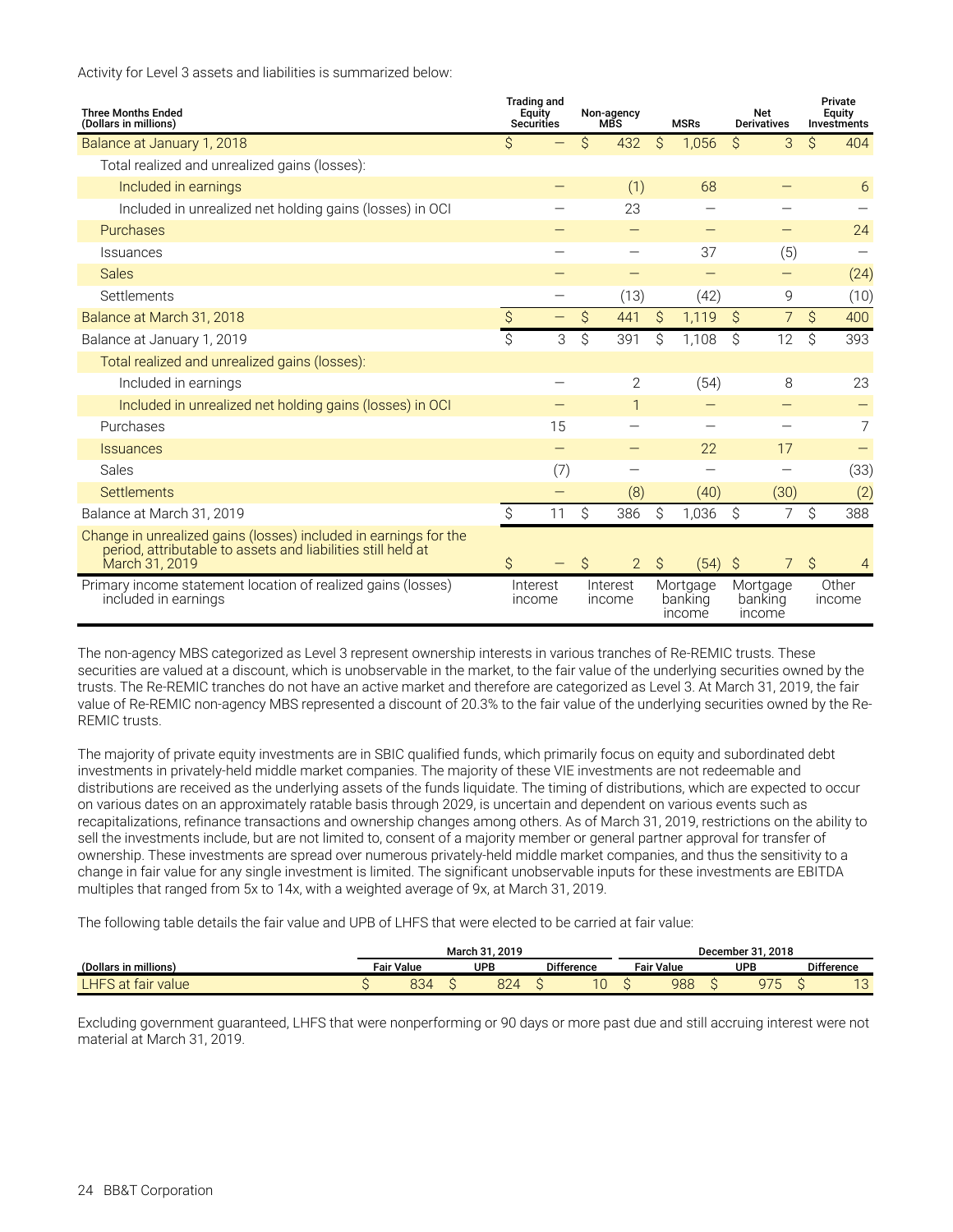Activity for Level 3 assets and liabilities is summarized below:

| Three Months Ended (Dollars in millions) | Trading and Equity Securities | Non-agency MBS | MSRs | Net Derivatives | Private Equity Investments |
|---|---|---|---|---|---|
| Balance at January 1, 2018 | $ — | $ 432 | $ 1,056 | $ 3 | $ 404 |
| Total realized and unrealized gains (losses): | | | | | |
| Included in earnings | — | (1) | 68 | — | 6 |
| Included in unrealized net holding gains (losses) in OCI | — | 23 | — | — | — |
| Purchases | — | — | — | — | 24 |
| Issuances | — | — | 37 | (5) | — |
| Sales | — | — | — | — | (24) |
| Settlements | — | (13) | (42) | 9 | (10) |
| Balance at March 31, 2018 | $ — | $ 441 | $ 1,119 | $ 7 | $ 400 |
| Balance at January 1, 2019 | $ 3 | $ 391 | $ 1,108 | $ 12 | $ 393 |
| Total realized and unrealized gains (losses): | | | | | |
| Included in earnings | — | 2 | (54) | 8 | 23 |
| Included in unrealized net holding gains (losses) in OCI | — | 1 | — | — | — |
| Purchases | 15 | — | — | — | 7 |
| Issuances | — | — | 22 | 17 | — |
| Sales | (7) | — | — | — | (33) |
| Settlements | — | (8) | (40) | (30) | (2) |
| Balance at March 31, 2019 | $ 11 | $ 386 | $ 1,036 | $ 7 | $ 388 |
| Change in unrealized gains (losses) included in earnings for the period, attributable to assets and liabilities still held at March 31, 2019 | $ — | $ 2 | $ (54) | $ 7 | $ 4 |
| Primary income statement location of realized gains (losses) included in earnings | Interest income | Interest income | Mortgage banking income | Mortgage banking income | Other income |

The non-agency MBS categorized as Level 3 represent ownership interests in various tranches of Re-REMIC trusts. These securities are valued at a discount, which is unobservable in the market, to the fair value of the underlying securities owned by the trusts. The Re-REMIC tranches do not have an active market and therefore are categorized as Level 3. At March 31, 2019, the fair value of Re-REMIC non-agency MBS represented a discount of 20.3% to the fair value of the underlying securities owned by the Re-REMIC trusts.

The majority of private equity investments are in SBIC qualified funds, which primarily focus on equity and subordinated debt investments in privately-held middle market companies. The majority of these VIE investments are not redeemable and distributions are received as the underlying assets of the funds liquidate. The timing of distributions, which are expected to occur on various dates on an approximately ratable basis through 2029, is uncertain and dependent on various events such as recapitalizations, refinance transactions and ownership changes among others. As of March 31, 2019, restrictions on the ability to sell the investments include, but are not limited to, consent of a majority member or general partner approval for transfer of ownership. These investments are spread over numerous privately-held middle market companies, and thus the sensitivity to a change in fair value for any single investment is limited. The significant unobservable inputs for these investments are EBITDA multiples that ranged from 5x to 14x, with a weighted average of 9x, at March 31, 2019.

The following table details the fair value and UPB of LHFS that were elected to be carried at fair value:

| | March 31, 2019 | | | December 31, 2018 | | |
|---|---|---|---|---|---|---|
| (Dollars in millions) | Fair Value | UPB | Difference | Fair Value | UPB | Difference |
| LHFS at fair value | $ 834 | $ 824 | $ 10 | $ 988 | $ 975 | $ 13 |

Excluding government guaranteed, LHFS that were nonperforming or 90 days or more past due and still accruing interest were not material at March 31, 2019.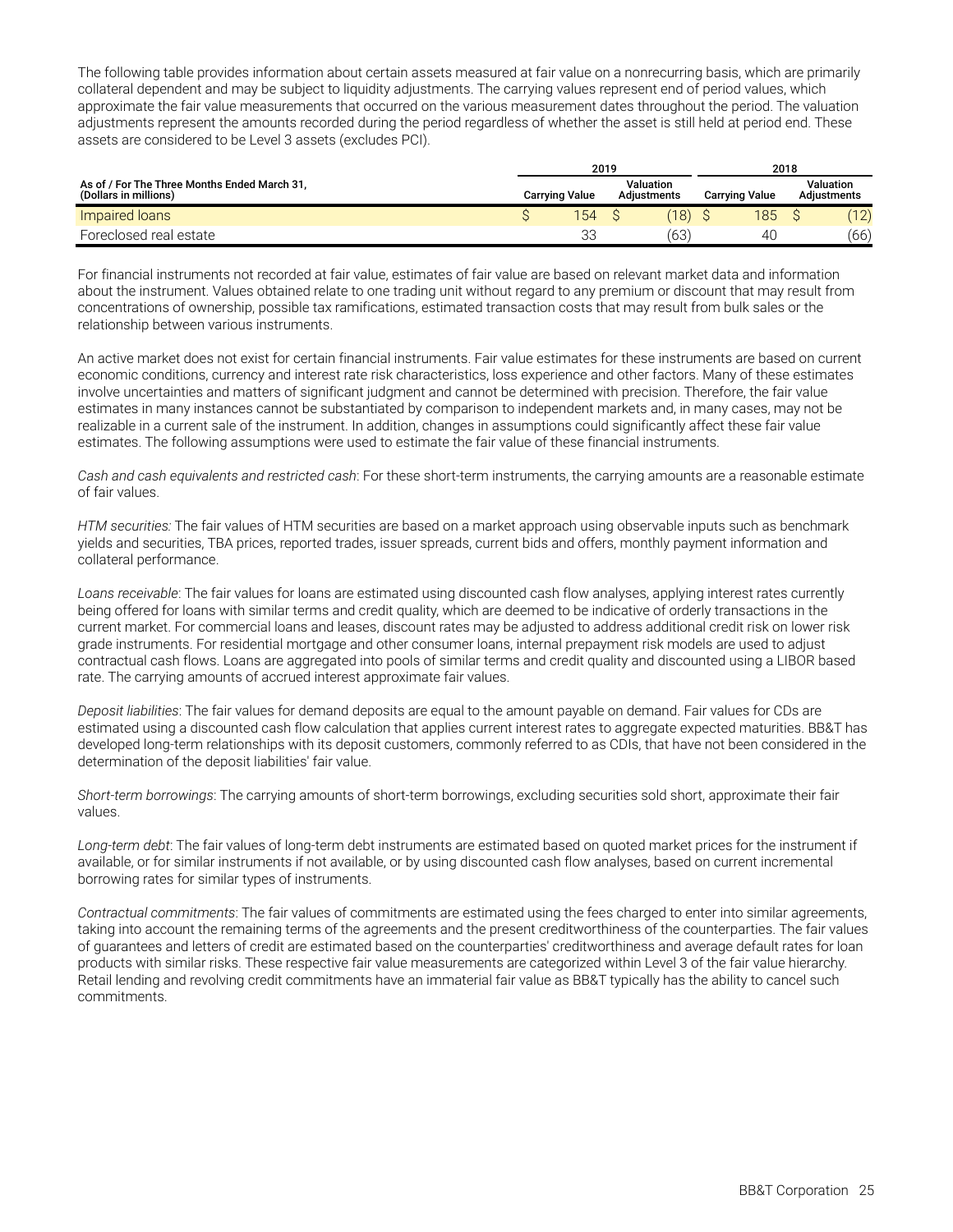The following table provides information about certain assets measured at fair value on a nonrecurring basis, which are primarily collateral dependent and may be subject to liquidity adjustments. The carrying values represent end of period values, which approximate the fair value measurements that occurred on the various measurement dates throughout the period. The valuation adjustments represent the amounts recorded during the period regardless of whether the asset is still held at period end. These assets are considered to be Level 3 assets (excludes PCI).

| As of / For The Three Months Ended March 31, (Dollars in millions) | 2019 | | 2018 | |
|---|---|---|---|---|
| | Carrying Value | Valuation Adjustments | Carrying Value | Valuation Adjustments |
| Impaired loans | $ 154 | $ (18) | $ 185 | $ (12) |
| Foreclosed real estate | 33 | (63) | 40 | (66) |

For financial instruments not recorded at fair value, estimates of fair value are based on relevant market data and information about the instrument. Values obtained relate to one trading unit without regard to any premium or discount that may result from concentrations of ownership, possible tax ramifications, estimated transaction costs that may result from bulk sales or the relationship between various instruments.

An active market does not exist for certain financial instruments. Fair value estimates for these instruments are based on current economic conditions, currency and interest rate risk characteristics, loss experience and other factors. Many of these estimates involve uncertainties and matters of significant judgment and cannot be determined with precision. Therefore, the fair value estimates in many instances cannot be substantiated by comparison to independent markets and, in many cases, may not be realizable in a current sale of the instrument. In addition, changes in assumptions could significantly affect these fair value estimates. The following assumptions were used to estimate the fair value of these financial instruments.

*Cash and cash equivalents and restricted cash*: For these short-term instruments, the carrying amounts are a reasonable estimate of fair values.

*HTM securities:* The fair values of HTM securities are based on a market approach using observable inputs such as benchmark yields and securities, TBA prices, reported trades, issuer spreads, current bids and offers, monthly payment information and collateral performance.

*Loans receivable*: The fair values for loans are estimated using discounted cash flow analyses, applying interest rates currently being offered for loans with similar terms and credit quality, which are deemed to be indicative of orderly transactions in the current market. For commercial loans and leases, discount rates may be adjusted to address additional credit risk on lower risk grade instruments. For residential mortgage and other consumer loans, internal prepayment risk models are used to adjust contractual cash flows. Loans are aggregated into pools of similar terms and credit quality and discounted using a LIBOR based rate. The carrying amounts of accrued interest approximate fair values.

*Deposit liabilities*: The fair values for demand deposits are equal to the amount payable on demand. Fair values for CDs are estimated using a discounted cash flow calculation that applies current interest rates to aggregate expected maturities. BB&T has developed long-term relationships with its deposit customers, commonly referred to as CDIs, that have not been considered in the determination of the deposit liabilities' fair value.

*Short-term borrowings*: The carrying amounts of short-term borrowings, excluding securities sold short, approximate their fair values.

*Long-term debt*: The fair values of long-term debt instruments are estimated based on quoted market prices for the instrument if available, or for similar instruments if not available, or by using discounted cash flow analyses, based on current incremental borrowing rates for similar types of instruments.

*Contractual commitments*: The fair values of commitments are estimated using the fees charged to enter into similar agreements, taking into account the remaining terms of the agreements and the present creditworthiness of the counterparties. The fair values of guarantees and letters of credit are estimated based on the counterparties' creditworthiness and average default rates for loan products with similar risks. These respective fair value measurements are categorized within Level 3 of the fair value hierarchy. Retail lending and revolving credit commitments have an immaterial fair value as BB&T typically has the ability to cancel such commitments.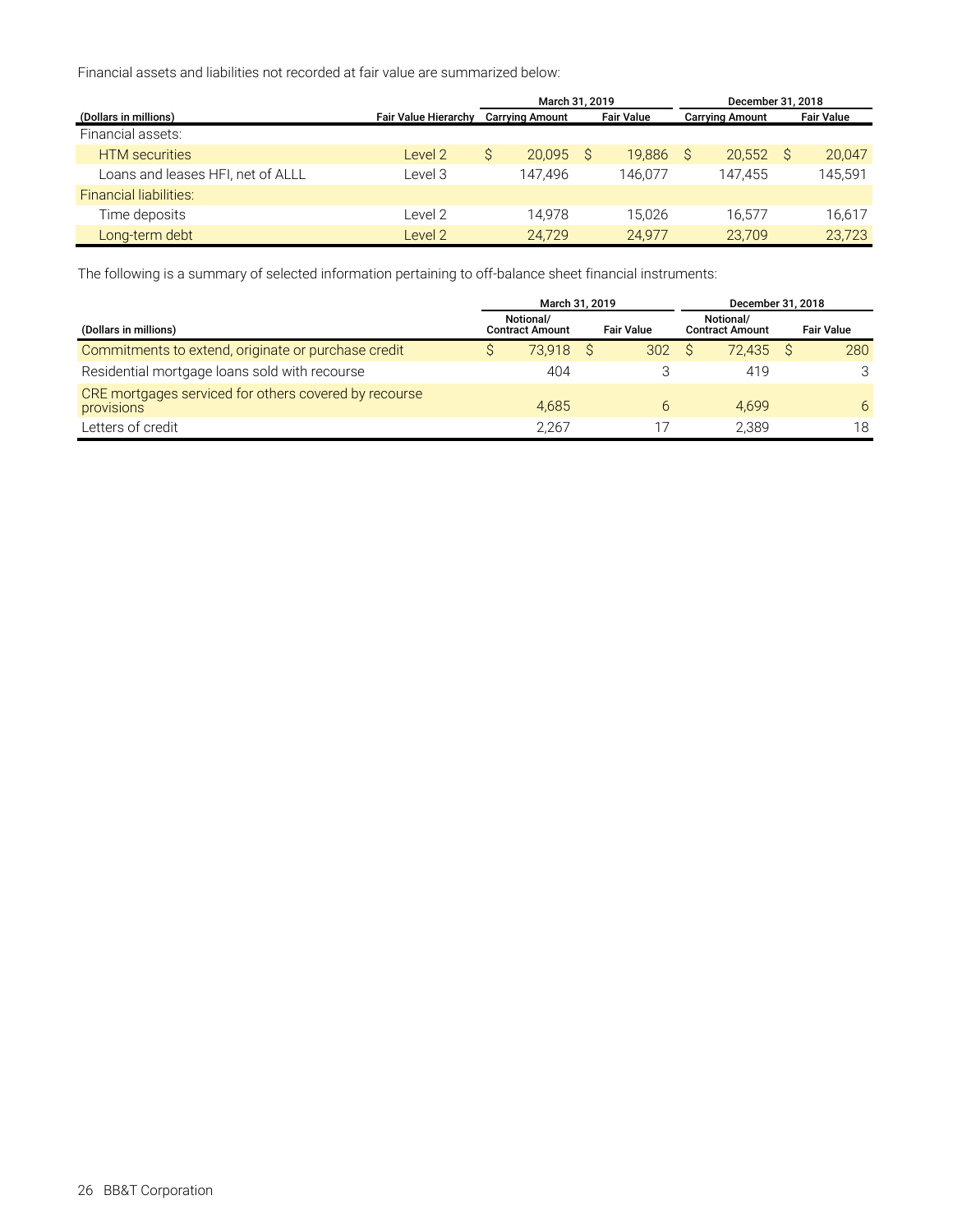Financial assets and liabilities not recorded at fair value are summarized below:

| (Dollars in millions) | Fair Value Hierarchy | March 31, 2019 Carrying Amount | March 31, 2019 Fair Value | December 31, 2018 Carrying Amount | December 31, 2018 Fair Value |
|---|---|---|---|---|---|
| Financial assets: | | | | | |
| HTM securities | Level 2 | $ 20,095 | $ 19,886 | $ 20,552 | $ 20,047 |
| Loans and leases HFI, net of ALLL | Level 3 | 147,496 | 146,077 | 147,455 | 145,591 |
| Financial liabilities: | | | | | |
| Time deposits | Level 2 | 14,978 | 15,026 | 16,577 | 16,617 |
| Long-term debt | Level 2 | 24,729 | 24,977 | 23,709 | 23,723 |

The following is a summary of selected information pertaining to off-balance sheet financial instruments:

| (Dollars in millions) | March 31, 2019 Notional/ Contract Amount | March 31, 2019 Fair Value | December 31, 2018 Notional/ Contract Amount | December 31, 2018 Fair Value |
|---|---|---|---|---|
| Commitments to extend, originate or purchase credit | $ 73,918 | $ 302 | $ 72,435 | $ 280 |
| Residential mortgage loans sold with recourse | 404 | 3 | 419 | 3 |
| CRE mortgages serviced for others covered by recourse provisions | 4,685 | 6 | 4,699 | 6 |
| Letters of credit | 2,267 | 17 | 2,389 | 18 |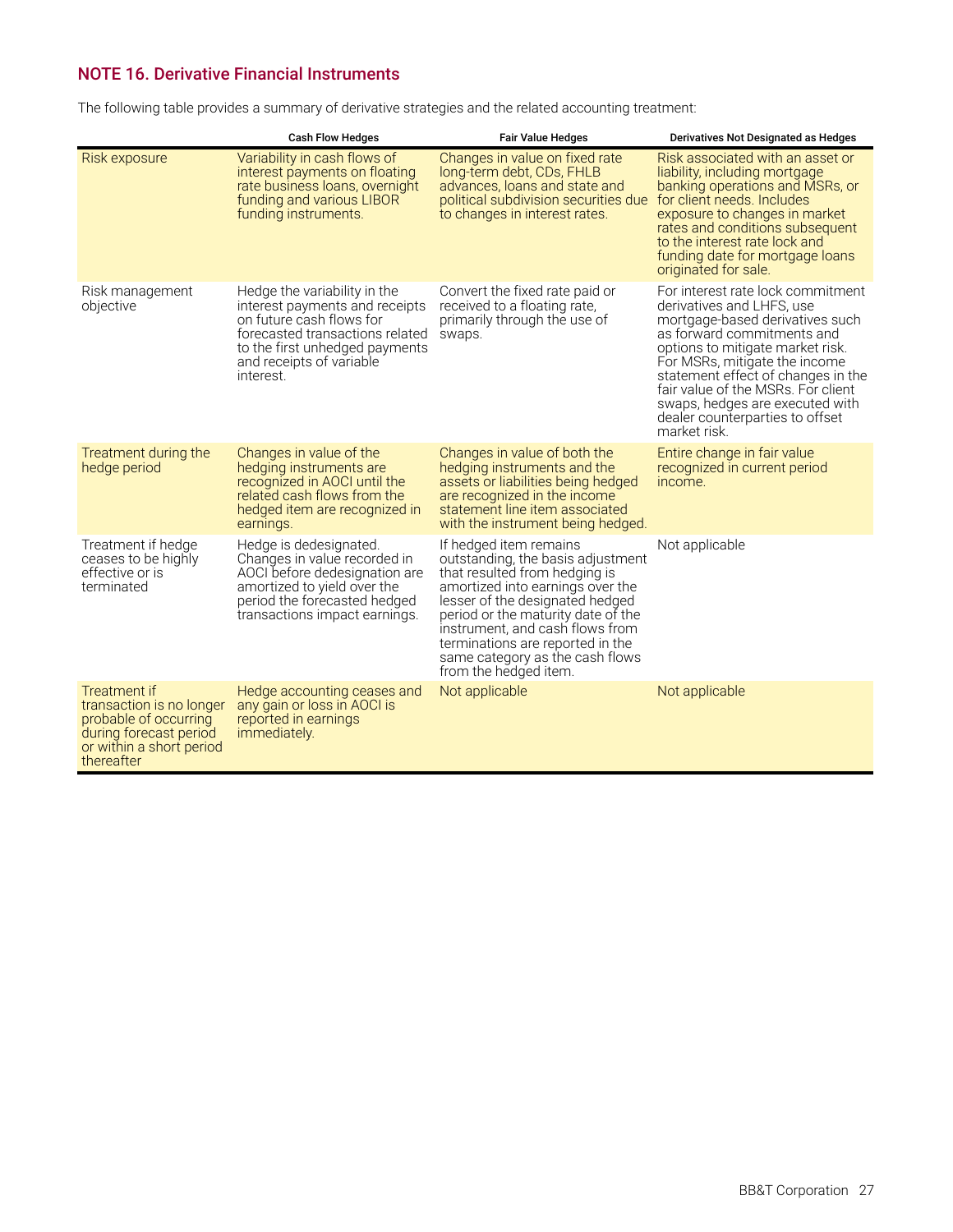## NOTE 16. Derivative Financial Instruments

The following table provides a summary of derivative strategies and the related accounting treatment:

| | Cash Flow Hedges | Fair Value Hedges | Derivatives Not Designated as Hedges |
|---|---|---|---|
| Risk exposure | Variability in cash flows of interest payments on floating rate business loans, overnight funding and various LIBOR funding instruments. | Changes in value on fixed rate long-term debt, CDs, FHLB advances, loans and state and political subdivision securities due to changes in interest rates. | Risk associated with an asset or liability, including mortgage banking operations and MSRs, or for client needs. Includes exposure to changes in market rates and conditions subsequent to the interest rate lock and funding date for mortgage loans originated for sale. |
| Risk management objective | Hedge the variability in the interest payments and receipts on future cash flows for forecasted transactions related to the first unhedged payments and receipts of variable interest. | Convert the fixed rate paid or received to a floating rate, primarily through the use of swaps. | For interest rate lock commitment derivatives and LHFS, use mortgage-based derivatives such as forward commitments and options to mitigate market risk. For MSRs, mitigate the income statement effect of changes in the fair value of the MSRs. For client swaps, hedges are executed with dealer counterparties to offset market risk. |
| Treatment during the hedge period | Changes in value of the hedging instruments are recognized in AOCI until the related cash flows from the hedged item are recognized in earnings. | Changes in value of both the hedging instruments and the assets or liabilities being hedged are recognized in the income statement line item associated with the instrument being hedged. | Entire change in fair value recognized in current period income. |
| Treatment if hedge ceases to be highly effective or is terminated | Hedge is dedesignated. Changes in value recorded in AOCI before dedesignation are amortized to yield over the period the forecasted hedged transactions impact earnings. | If hedged item remains outstanding, the basis adjustment that resulted from hedging is amortized into earnings over the lesser of the designated hedged period or the maturity date of the instrument, and cash flows from terminations are reported in the same category as the cash flows from the hedged item. | Not applicable |
| Treatment if transaction is no longer probable of occurring during forecast period or within a short period thereafter | Hedge accounting ceases and any gain or loss in AOCI is reported in earnings immediately. | Not applicable | Not applicable |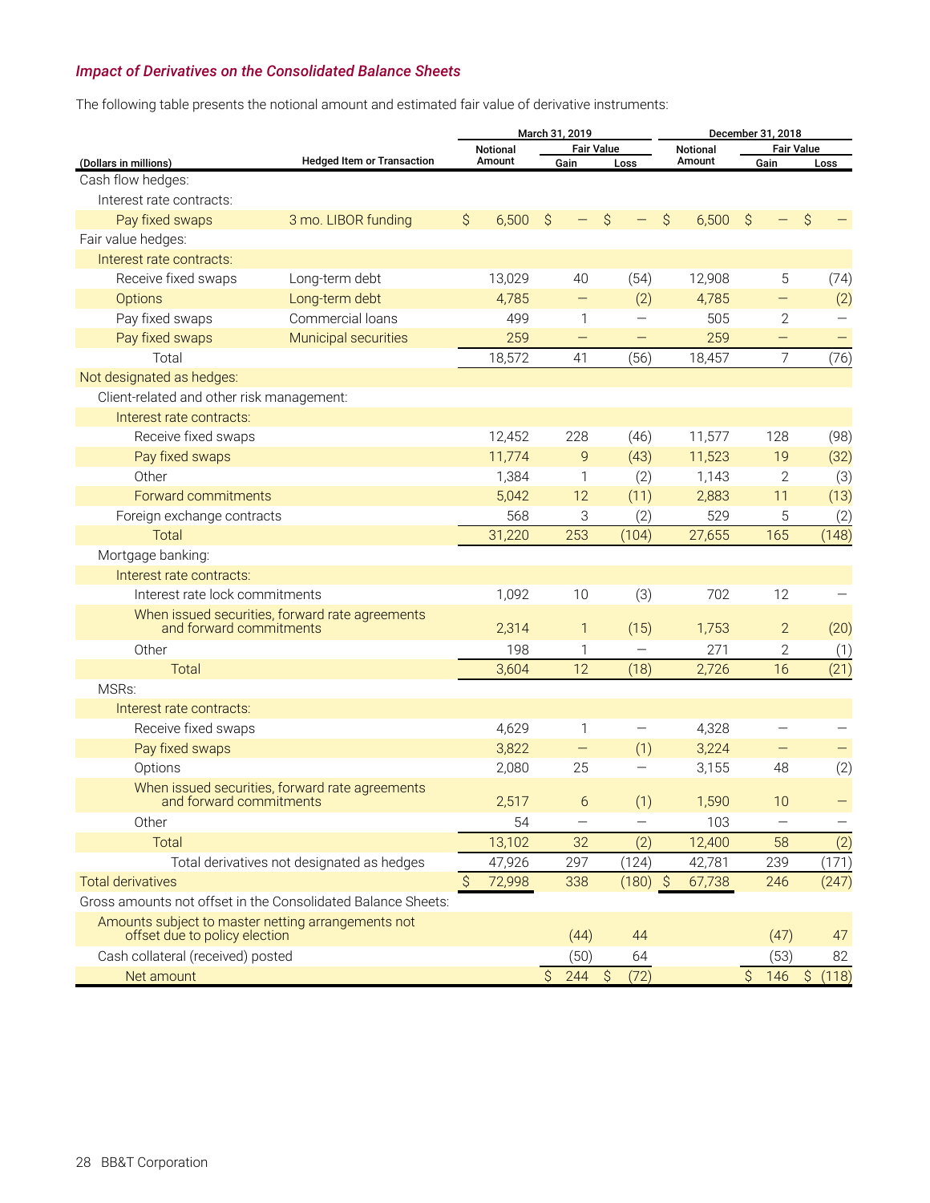### *Impact of Derivatives on the Consolidated Balance Sheets*

The following table presents the notional amount and estimated fair value of derivative instruments:

| (Dollars in millions) | Hedged Item or Transaction | March 31, 2019 Notional Amount | March 31, 2019 Fair Value Gain | March 31, 2019 Fair Value Loss | December 31, 2018 Notional Amount | December 31, 2018 Fair Value Gain | December 31, 2018 Fair Value Loss |
|---|---|---|---|---|---|---|---|
| Cash flow hedges: | | | | | | | |
| Interest rate contracts: | | | | | | | |
| Pay fixed swaps | 3 mo. LIBOR funding | $ 6,500 | $ — | $ — | $ 6,500 | $ — | $ — |
| Fair value hedges: | | | | | | | |
| Interest rate contracts: | | | | | | | |
| Receive fixed swaps | Long-term debt | 13,029 | 40 | (54) | 12,908 | 5 | (74) |
| Options | Long-term debt | 4,785 | — | (2) | 4,785 | — | (2) |
| Pay fixed swaps | Commercial loans | 499 | 1 | — | 505 | 2 | — |
| Pay fixed swaps | Municipal securities | 259 | — | — | 259 | — | — |
| Total | | 18,572 | 41 | (56) | 18,457 | 7 | (76) |
| Not designated as hedges: | | | | | | | |
| Client-related and other risk management: | | | | | | | |
| Interest rate contracts: | | | | | | | |
| Receive fixed swaps | | 12,452 | 228 | (46) | 11,577 | 128 | (98) |
| Pay fixed swaps | | 11,774 | 9 | (43) | 11,523 | 19 | (32) |
| Other | | 1,384 | 1 | (2) | 1,143 | 2 | (3) |
| Forward commitments | | 5,042 | 12 | (11) | 2,883 | 11 | (13) |
| Foreign exchange contracts | | 568 | 3 | (2) | 529 | 5 | (2) |
| Total | | 31,220 | 253 | (104) | 27,655 | 165 | (148) |
| Mortgage banking: | | | | | | | |
| Interest rate contracts: | | | | | | | |
| Interest rate lock commitments | | 1,092 | 10 | (3) | 702 | 12 | — |
| When issued securities, forward rate agreements and forward commitments | | 2,314 | 1 | (15) | 1,753 | 2 | (20) |
| Other | | 198 | 1 | — | 271 | 2 | (1) |
| Total | | 3,604 | 12 | (18) | 2,726 | 16 | (21) |
| MSRs: | | | | | | | |
| Interest rate contracts: | | | | | | | |
| Receive fixed swaps | | 4,629 | 1 | — | 4,328 | — | — |
| Pay fixed swaps | | 3,822 | — | (1) | 3,224 | — | — |
| Options | | 2,080 | 25 | — | 3,155 | 48 | (2) |
| When issued securities, forward rate agreements and forward commitments | | 2,517 | 6 | (1) | 1,590 | 10 | — |
| Other | | 54 | — | — | 103 | — | — |
| Total | | 13,102 | 32 | (2) | 12,400 | 58 | (2) |
| Total derivatives not designated as hedges | | 47,926 | 297 | (124) | 42,781 | 239 | (171) |
| Total derivatives | | $ 72,998 | 338 | (180) | $ 67,738 | 246 | (247) |
| Gross amounts not offset in the Consolidated Balance Sheets: | | | | | | | |
| Amounts subject to master netting arrangements not offset due to policy election | | | (44) | 44 | | (47) | 47 |
| Cash collateral (received) posted | | | (50) | 64 | | (53) | 82 |
| Net amount | | | $ 244 | $ (72) | | $ 146 | $ (118) |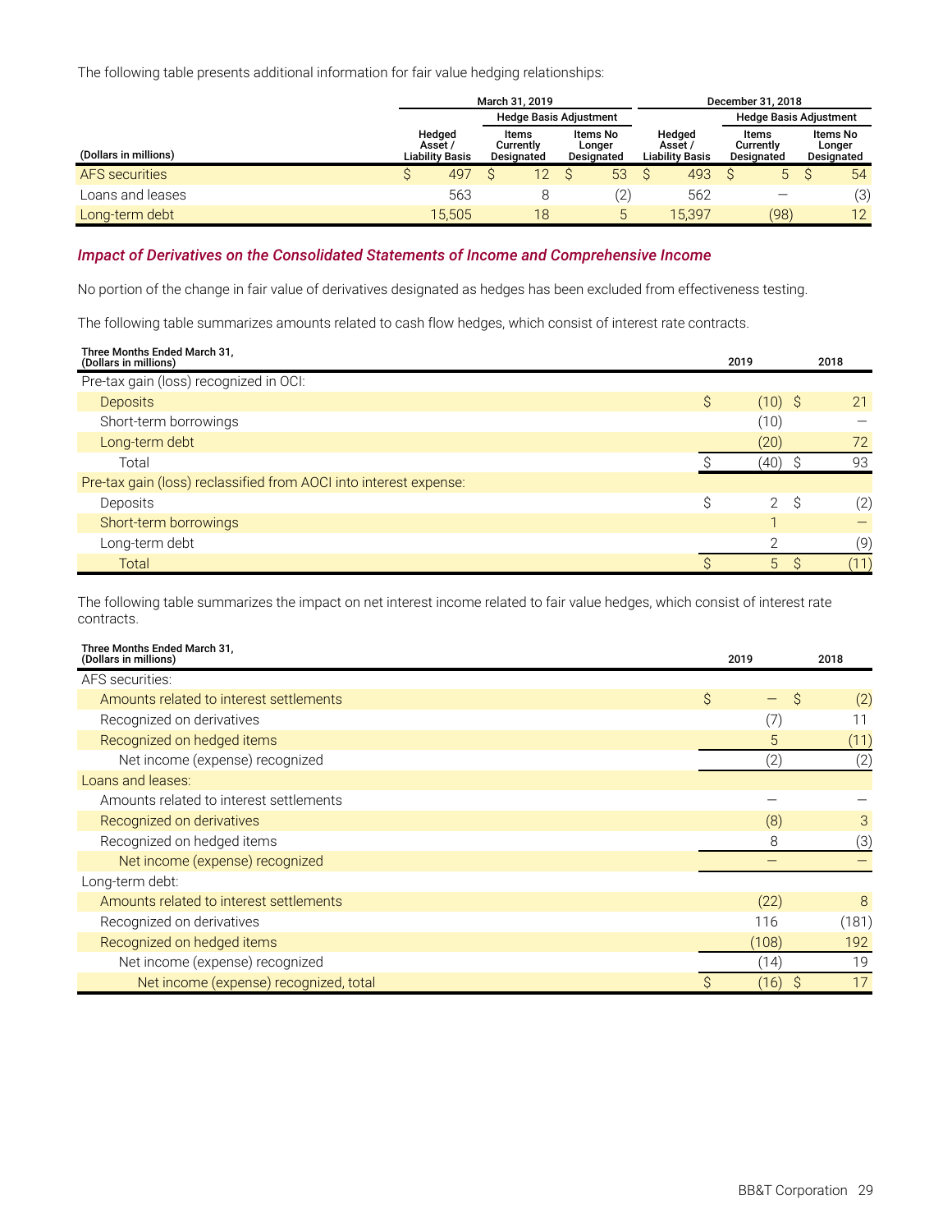The following table presents additional information for fair value hedging relationships:

| (Dollars in millions) | March 31, 2019 | | | December 31, 2018 | | |
|---|---|---|---|---|---|---|
| | | Hedge Basis Adjustment | | | Hedge Basis Adjustment | |
| | Hedged Asset / Liability Basis | Items Currently Designated | Items No Longer Designated | Hedged Asset / Liability Basis | Items Currently Designated | Items No Longer Designated |
| AFS securities | $ 497 | $ 12 | $ 53 | $ 493 | $ 5 | $ 54 |
| Loans and leases | 563 | 8 | (2) | 562 | — | (3) |
| Long-term debt | 15,505 | 18 | 5 | 15,397 | (98) | 12 |

### *Impact of Derivatives on the Consolidated Statements of Income and Comprehensive Income*

No portion of the change in fair value of derivatives designated as hedges has been excluded from effectiveness testing.

The following table summarizes amounts related to cash flow hedges, which consist of interest rate contracts.

| Three Months Ended March 31, (Dollars in millions) | 2019 | 2018 |
|---|---|---|
| Pre-tax gain (loss) recognized in OCI: | | |
| Deposits | $ (10) | $ 21 |
| Short-term borrowings | (10) | — |
| Long-term debt | (20) | 72 |
| Total | $ (40) | $ 93 |
| Pre-tax gain (loss) reclassified from AOCI into interest expense: | | |
| Deposits | $ 2 | $ (2) |
| Short-term borrowings | 1 | — |
| Long-term debt | 2 | (9) |
| Total | $ 5 | $ (11) |

The following table summarizes the impact on net interest income related to fair value hedges, which consist of interest rate contracts.

| Three Months Ended March 31, (Dollars in millions) | 2019 | 2018 |
|---|---|---|
| AFS securities: | | |
| Amounts related to interest settlements | $ — | $ (2) |
| Recognized on derivatives | (7) | 11 |
| Recognized on hedged items | 5 | (11) |
| Net income (expense) recognized | (2) | (2) |
| Loans and leases: | | |
| Amounts related to interest settlements | — | — |
| Recognized on derivatives | (8) | 3 |
| Recognized on hedged items | 8 | (3) |
| Net income (expense) recognized | — | — |
| Long-term debt: | | |
| Amounts related to interest settlements | (22) | 8 |
| Recognized on derivatives | 116 | (181) |
| Recognized on hedged items | (108) | 192 |
| Net income (expense) recognized | (14) | 19 |
| Net income (expense) recognized, total | $ (16) | $ 17 |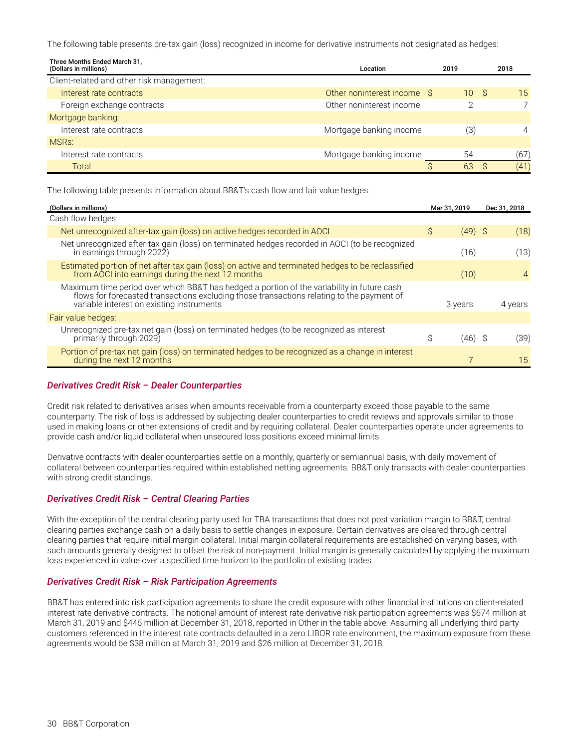The following table presents pre-tax gain (loss) recognized in income for derivative instruments not designated as hedges:

| Three Months Ended March 31, (Dollars in millions) | Location | 2019 | 2018 |
|---|---|---|---|
| Client-related and other risk management: | | | |
| Interest rate contracts | Other noninterest income | $ 10 | $ 15 |
| Foreign exchange contracts | Other noninterest income | 2 | 7 |
| Mortgage banking: | | | |
| Interest rate contracts | Mortgage banking income | (3) | 4 |
| MSRs: | | | |
| Interest rate contracts | Mortgage banking income | 54 | (67) |
| Total | | $ 63 | $ (41) |

The following table presents information about BB&T's cash flow and fair value hedges:

| (Dollars in millions) | Mar 31, 2019 | Dec 31, 2018 |
|---|---|---|
| Cash flow hedges: | | |
| Net unrecognized after-tax gain (loss) on active hedges recorded in AOCI | $ (49) | $ (18) |
| Net unrecognized after-tax gain (loss) on terminated hedges recorded in AOCI (to be recognized in earnings through 2022) | (16) | (13) |
| Estimated portion of net after-tax gain (loss) on active and terminated hedges to be reclassified from AOCI into earnings during the next 12 months | (10) | 4 |
| Maximum time period over which BB&T has hedged a portion of the variability in future cash flows for forecasted transactions excluding those transactions relating to the payment of variable interest on existing instruments | 3 years | 4 years |
| Fair value hedges: | | |
| Unrecognized pre-tax net gain (loss) on terminated hedges (to be recognized as interest primarily through 2029) | $ (46) | $ (39) |
| Portion of pre-tax net gain (loss) on terminated hedges to be recognized as a change in interest during the next 12 months | 7 | 15 |

### *Derivatives Credit Risk – Dealer Counterparties*

Credit risk related to derivatives arises when amounts receivable from a counterparty exceed those payable to the same counterparty. The risk of loss is addressed by subjecting dealer counterparties to credit reviews and approvals similar to those used in making loans or other extensions of credit and by requiring collateral. Dealer counterparties operate under agreements to provide cash and/or liquid collateral when unsecured loss positions exceed minimal limits.

Derivative contracts with dealer counterparties settle on a monthly, quarterly or semiannual basis, with daily movement of collateral between counterparties required within established netting agreements. BB&T only transacts with dealer counterparties with strong credit standings.

### *Derivatives Credit Risk – Central Clearing Parties*

With the exception of the central clearing party used for TBA transactions that does not post variation margin to BB&T, central clearing parties exchange cash on a daily basis to settle changes in exposure. Certain derivatives are cleared through central clearing parties that require initial margin collateral. Initial margin collateral requirements are established on varying bases, with such amounts generally designed to offset the risk of non-payment. Initial margin is generally calculated by applying the maximum loss experienced in value over a specified time horizon to the portfolio of existing trades.

### *Derivatives Credit Risk – Risk Participation Agreements*

BB&T has entered into risk participation agreements to share the credit exposure with other financial institutions on client-related interest rate derivative contracts. The notional amount of interest rate derivative risk participation agreements was $674 million at March 31, 2019 and $446 million at December 31, 2018, reported in Other in the table above. Assuming all underlying third party customers referenced in the interest rate contracts defaulted in a zero LIBOR rate environment, the maximum exposure from these agreements would be $38 million at March 31, 2019 and $26 million at December 31, 2018.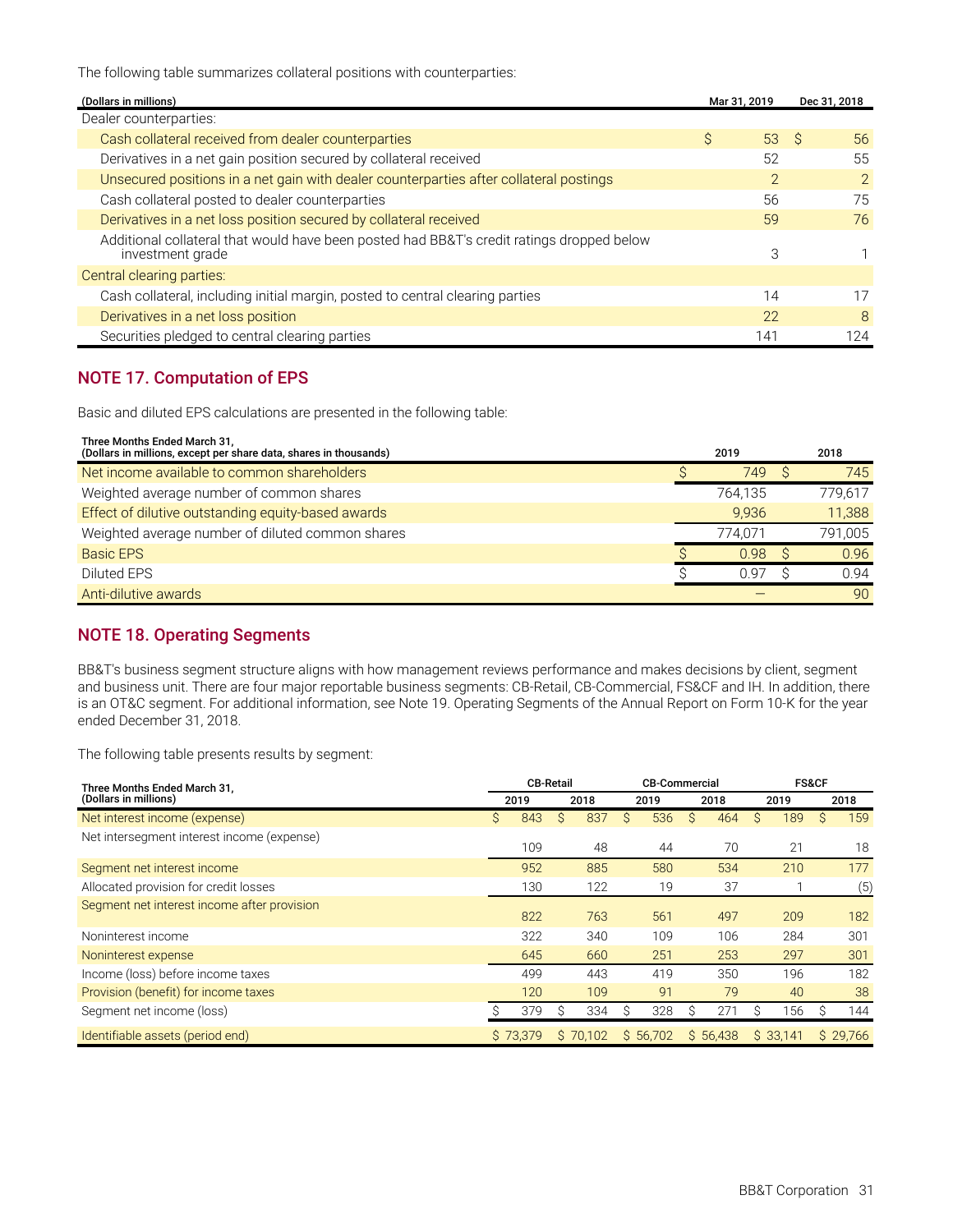The following table summarizes collateral positions with counterparties:

| (Dollars in millions) | Mar 31, 2019 | Dec 31, 2018 |
|---|---|---|
| Dealer counterparties: | | |
| Cash collateral received from dealer counterparties | $ 53 | $ 56 |
| Derivatives in a net gain position secured by collateral received | 52 | 55 |
| Unsecured positions in a net gain with dealer counterparties after collateral postings | 2 | 2 |
| Cash collateral posted to dealer counterparties | 56 | 75 |
| Derivatives in a net loss position secured by collateral received | 59 | 76 |
| Additional collateral that would have been posted had BB&T's credit ratings dropped below investment grade | 3 | 1 |
| Central clearing parties: | | |
| Cash collateral, including initial margin, posted to central clearing parties | 14 | 17 |
| Derivatives in a net loss position | 22 | 8 |
| Securities pledged to central clearing parties | 141 | 124 |

## NOTE 17. Computation of EPS

Basic and diluted EPS calculations are presented in the following table:

| Three Months Ended March 31, (Dollars in millions, except per share data, shares in thousands) | 2019 | 2018 |
|---|---|---|
| Net income available to common shareholders | $ 749 | $ 745 |
| Weighted average number of common shares | 764,135 | 779,617 |
| Effect of dilutive outstanding equity-based awards | 9,936 | 11,388 |
| Weighted average number of diluted common shares | 774,071 | 791,005 |
| Basic EPS | $ 0.98 | $ 0.96 |
| Diluted EPS | $ 0.97 | $ 0.94 |
| Anti-dilutive awards | — | 90 |

## NOTE 18. Operating Segments

BB&T's business segment structure aligns with how management reviews performance and makes decisions by client, segment and business unit. There are four major reportable business segments: CB-Retail, CB-Commercial, FS&CF and IH. In addition, there is an OT&C segment. For additional information, see Note 19. Operating Segments of the Annual Report on Form 10-K for the year ended December 31, 2018.

The following table presents results by segment:

| Three Months Ended March 31, (Dollars in millions) | CB-Retail | | CB-Commercial | | FS&CF | |
|---|---|---|---|---|---|---|
| | 2019 | 2018 | 2019 | 2018 | 2019 | 2018 |
| Net interest income (expense) | $ 843 | $ 837 | $ 536 | $ 464 | $ 189 | $ 159 |
| Net intersegment interest income (expense) | 109 | 48 | 44 | 70 | 21 | 18 |
| Segment net interest income | 952 | 885 | 580 | 534 | 210 | 177 |
| Allocated provision for credit losses | 130 | 122 | 19 | 37 | 1 | (5) |
| Segment net interest income after provision | 822 | 763 | 561 | 497 | 209 | 182 |
| Noninterest income | 322 | 340 | 109 | 106 | 284 | 301 |
| Noninterest expense | 645 | 660 | 251 | 253 | 297 | 301 |
| Income (loss) before income taxes | 499 | 443 | 419 | 350 | 196 | 182 |
| Provision (benefit) for income taxes | 120 | 109 | 91 | 79 | 40 | 38 |
| Segment net income (loss) | $ 379 | $ 334 | $ 328 | $ 271 | $ 156 | $ 144 |
| Identifiable assets (period end) | $ 73,379 | $ 70,102 | $ 56,702 | $ 56,438 | $ 33,141 | $ 29,766 |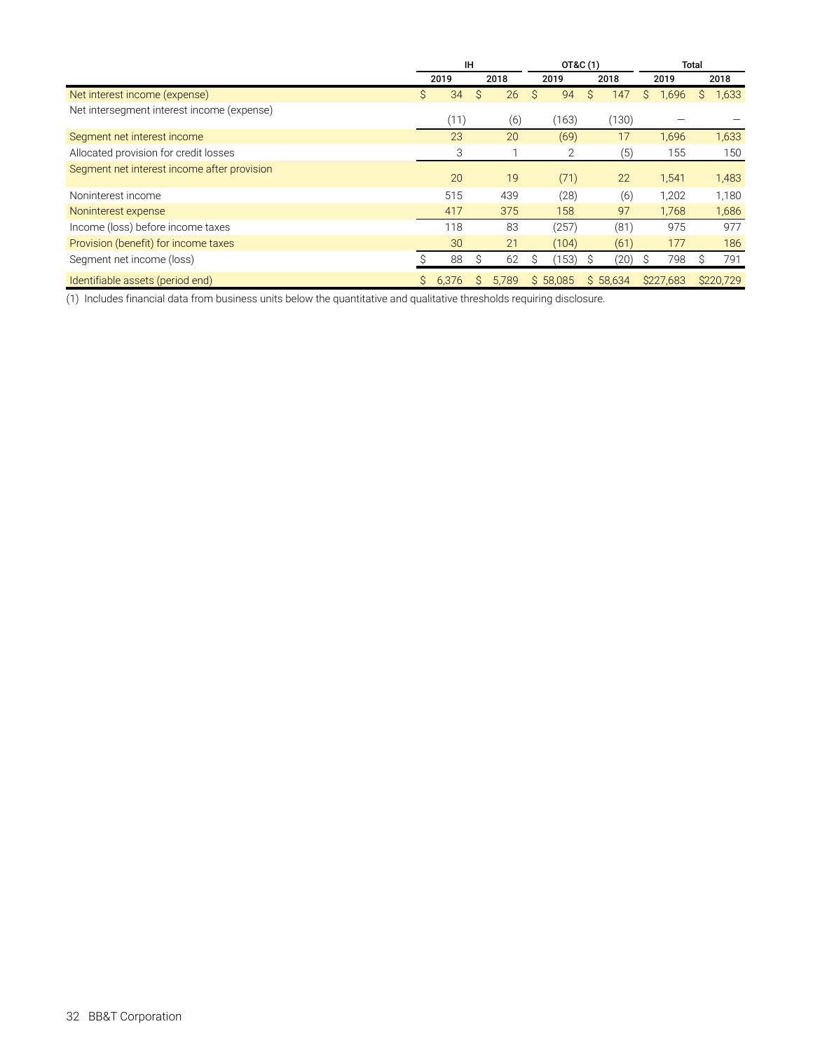| | IH | | OT&C (1) | | Total | |
|---|---|---|---|---|---|---|
| | 2019 | 2018 | 2019 | 2018 | 2019 | 2018 |
| Net interest income (expense) | $ 34 | $ 26 | $ 94 | $ 147 | $ 1,696 | $ 1,633 |
| Net intersegment interest income (expense) | (11) | (6) | (163) | (130) | — | — |
| Segment net interest income | 23 | 20 | (69) | 17 | 1,696 | 1,633 |
| Allocated provision for credit losses | 3 | 1 | 2 | (5) | 155 | 150 |
| Segment net interest income after provision | 20 | 19 | (71) | 22 | 1,541 | 1,483 |
| Noninterest income | 515 | 439 | (28) | (6) | 1,202 | 1,180 |
| Noninterest expense | 417 | 375 | 158 | 97 | 1,768 | 1,686 |
| Income (loss) before income taxes | 118 | 83 | (257) | (81) | 975 | 977 |
| Provision (benefit) for income taxes | 30 | 21 | (104) | (61) | 177 | 186 |
| Segment net income (loss) | $ 88 | $ 62 | $ (153) | $ (20) | $ 798 | $ 791 |
| Identifiable assets (period end) | $ 6,376 | $ 5,789 | $ 58,085 | $ 58,634 | $227,683 | $220,729 |

(1) Includes financial data from business units below the quantitative and qualitative thresholds requiring disclosure.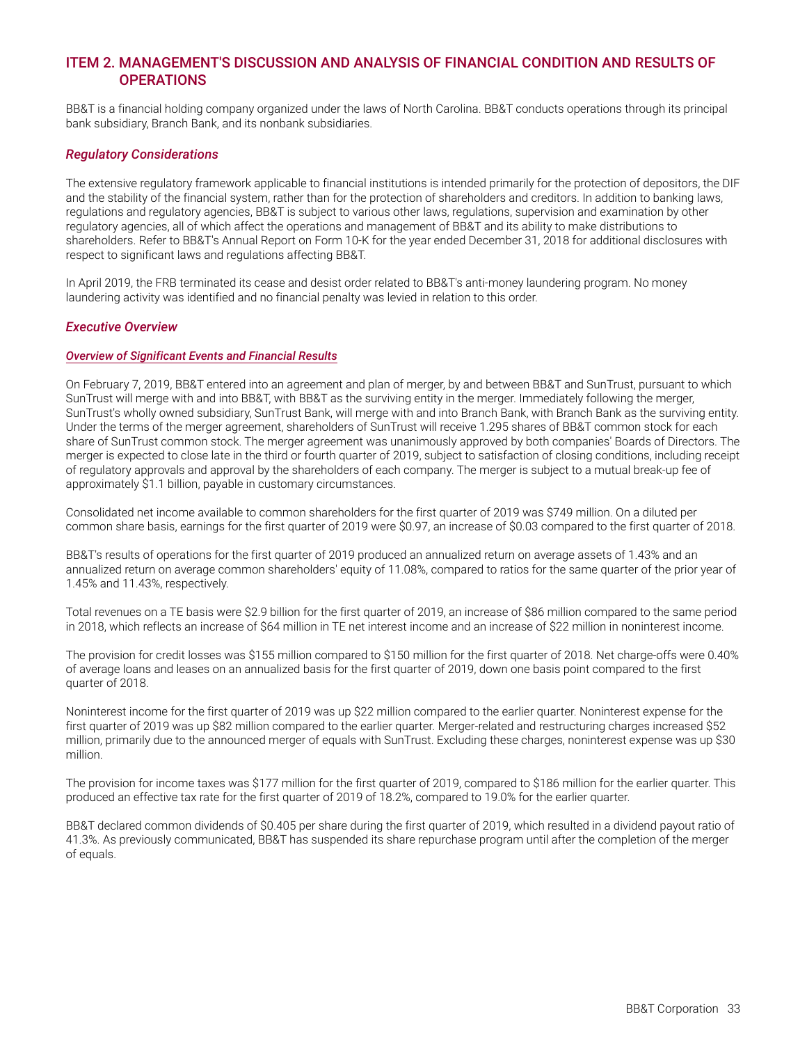# ITEM 2. MANAGEMENT'S DISCUSSION AND ANALYSIS OF FINANCIAL CONDITION AND RESULTS OF OPERATIONS

BB&T is a financial holding company organized under the laws of North Carolina. BB&T conducts operations through its principal bank subsidiary, Branch Bank, and its nonbank subsidiaries.

### *Regulatory Considerations*

The extensive regulatory framework applicable to financial institutions is intended primarily for the protection of depositors, the DIF and the stability of the financial system, rather than for the protection of shareholders and creditors. In addition to banking laws, regulations and regulatory agencies, BB&T is subject to various other laws, regulations, supervision and examination by other regulatory agencies, all of which affect the operations and management of BB&T and its ability to make distributions to shareholders. Refer to BB&T's Annual Report on Form 10-K for the year ended December 31, 2018 for additional disclosures with respect to significant laws and regulations affecting BB&T.

In April 2019, the FRB terminated its cease and desist order related to BB&T's anti-money laundering program. No money laundering activity was identified and no financial penalty was levied in relation to this order.

### *Executive Overview*

#### ***Overview of Significant Events and Financial Results***

On February 7, 2019, BB&T entered into an agreement and plan of merger, by and between BB&T and SunTrust, pursuant to which SunTrust will merge with and into BB&T, with BB&T as the surviving entity in the merger. Immediately following the merger, SunTrust's wholly owned subsidiary, SunTrust Bank, will merge with and into Branch Bank, with Branch Bank as the surviving entity. Under the terms of the merger agreement, shareholders of SunTrust will receive 1.295 shares of BB&T common stock for each share of SunTrust common stock. The merger agreement was unanimously approved by both companies' Boards of Directors. The merger is expected to close late in the third or fourth quarter of 2019, subject to satisfaction of closing conditions, including receipt of regulatory approvals and approval by the shareholders of each company. The merger is subject to a mutual break-up fee of approximately $1.1 billion, payable in customary circumstances.

Consolidated net income available to common shareholders for the first quarter of 2019 was $749 million. On a diluted per common share basis, earnings for the first quarter of 2019 were $0.97, an increase of $0.03 compared to the first quarter of 2018.

BB&T's results of operations for the first quarter of 2019 produced an annualized return on average assets of 1.43% and an annualized return on average common shareholders' equity of 11.08%, compared to ratios for the same quarter of the prior year of 1.45% and 11.43%, respectively.

Total revenues on a TE basis were $2.9 billion for the first quarter of 2019, an increase of $86 million compared to the same period in 2018, which reflects an increase of $64 million in TE net interest income and an increase of $22 million in noninterest income.

The provision for credit losses was $155 million compared to $150 million for the first quarter of 2018. Net charge-offs were 0.40% of average loans and leases on an annualized basis for the first quarter of 2019, down one basis point compared to the first quarter of 2018.

Noninterest income for the first quarter of 2019 was up $22 million compared to the earlier quarter. Noninterest expense for the first quarter of 2019 was up $82 million compared to the earlier quarter. Merger-related and restructuring charges increased $52 million, primarily due to the announced merger of equals with SunTrust. Excluding these charges, noninterest expense was up $30 million.

The provision for income taxes was $177 million for the first quarter of 2019, compared to $186 million for the earlier quarter. This produced an effective tax rate for the first quarter of 2019 of 18.2%, compared to 19.0% for the earlier quarter.

BB&T declared common dividends of $0.405 per share during the first quarter of 2019, which resulted in a dividend payout ratio of 41.3%. As previously communicated, BB&T has suspended its share repurchase program until after the completion of the merger of equals.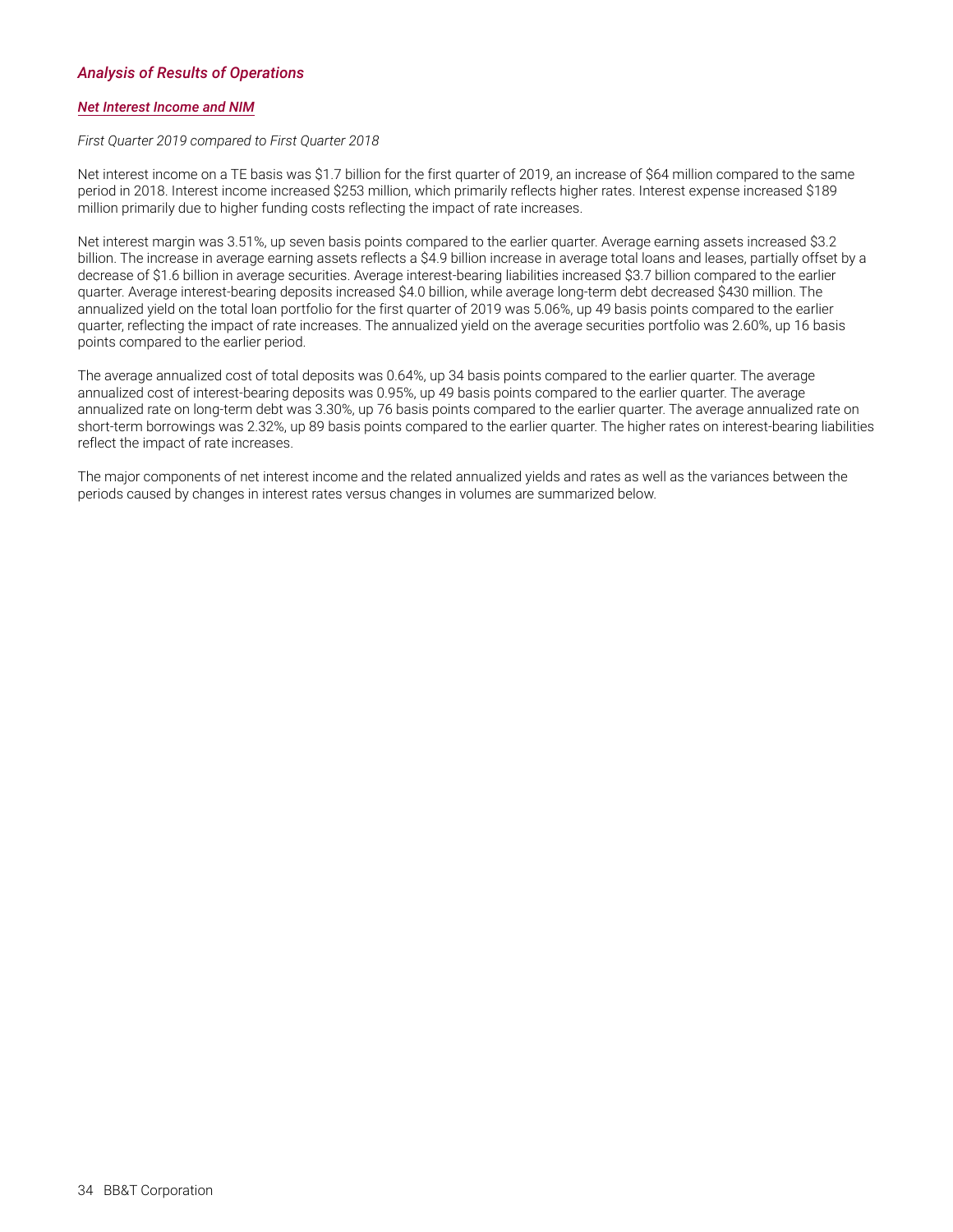## *Analysis of Results of Operations*

### ***Net Interest Income and NIM***

*First Quarter 2019 compared to First Quarter 2018*

Net interest income on a TE basis was $1.7 billion for the first quarter of 2019, an increase of $64 million compared to the same period in 2018. Interest income increased $253 million, which primarily reflects higher rates. Interest expense increased $189 million primarily due to higher funding costs reflecting the impact of rate increases.

Net interest margin was 3.51%, up seven basis points compared to the earlier quarter. Average earning assets increased $3.2 billion. The increase in average earning assets reflects a $4.9 billion increase in average total loans and leases, partially offset by a decrease of $1.6 billion in average securities. Average interest-bearing liabilities increased $3.7 billion compared to the earlier quarter. Average interest-bearing deposits increased $4.0 billion, while average long-term debt decreased $430 million. The annualized yield on the total loan portfolio for the first quarter of 2019 was 5.06%, up 49 basis points compared to the earlier quarter, reflecting the impact of rate increases. The annualized yield on the average securities portfolio was 2.60%, up 16 basis points compared to the earlier period.

The average annualized cost of total deposits was 0.64%, up 34 basis points compared to the earlier quarter. The average annualized cost of interest-bearing deposits was 0.95%, up 49 basis points compared to the earlier quarter. The average annualized rate on long-term debt was 3.30%, up 76 basis points compared to the earlier quarter. The average annualized rate on short-term borrowings was 2.32%, up 89 basis points compared to the earlier quarter. The higher rates on interest-bearing liabilities reflect the impact of rate increases.

The major components of net interest income and the related annualized yields and rates as well as the variances between the periods caused by changes in interest rates versus changes in volumes are summarized below.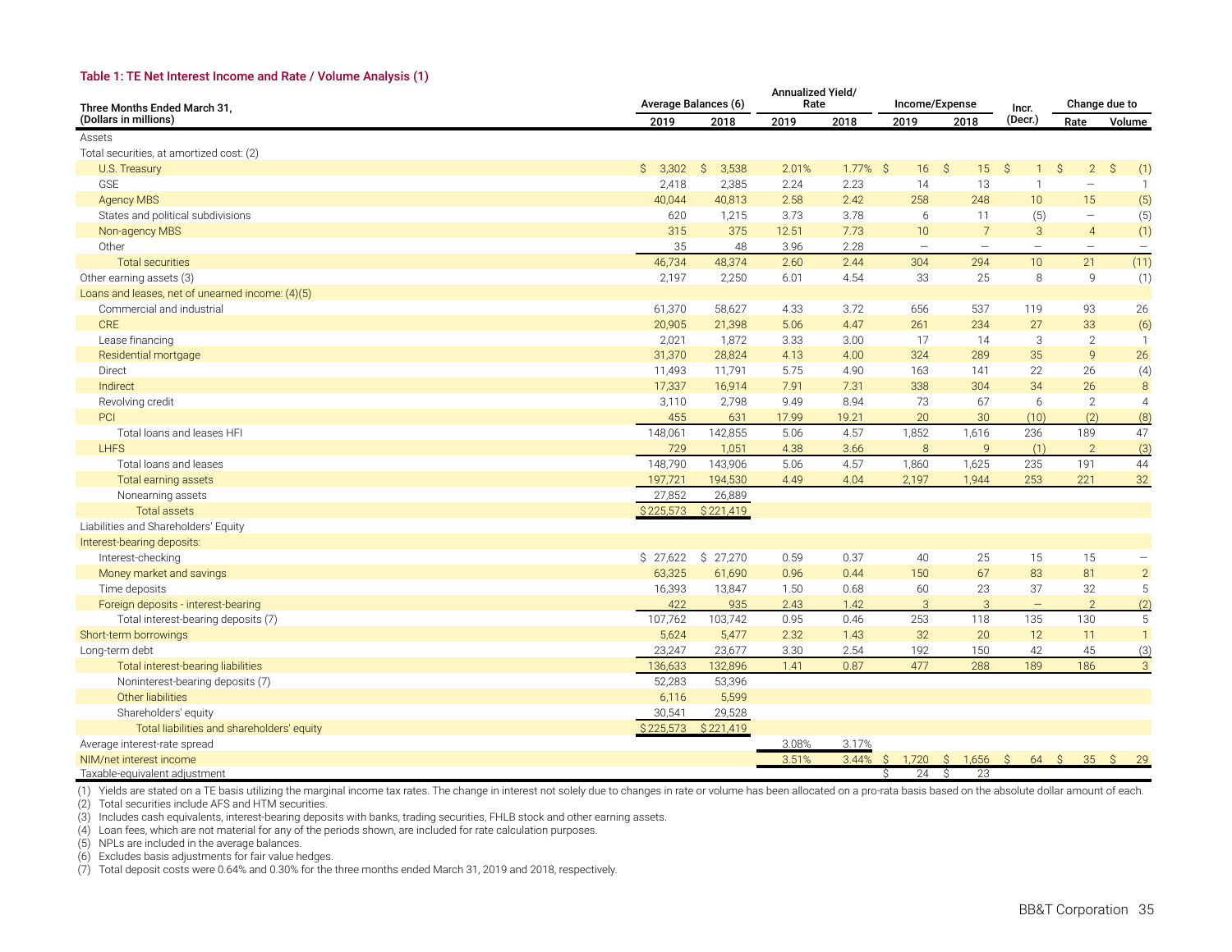#### Table 1: TE Net Interest Income and Rate / Volume Analysis (1)

| Three Months Ended March 31, (Dollars in millions) | Average Balances (6) | | Annualized Yield/ Rate | | Income/Expense | | Incr. (Decr.) | Change due to | |
|---|---|---|---|---|---|---|---|---|---|
| | 2019 | 2018 | 2019 | 2018 | 2019 | 2018 | | Rate | Volume |
| Assets | | | | | | | | | |
| Total securities, at amortized cost: (2) | | | | | | | | | |
| U.S. Treasury | $ 3,302 | $ 3,538 | 2.01% | 1.77% | $ 16 | $ 15 | $ 1 | $ 2 | $ (1) |
| GSE | 2,418 | 2,385 | 2.24 | 2.23 | 14 | 13 | 1 | — | 1 |
| Agency MBS | 40,044 | 40,813 | 2.58 | 2.42 | 258 | 248 | 10 | 15 | (5) |
| States and political subdivisions | 620 | 1,215 | 3.73 | 3.78 | 6 | 11 | (5) | — | (5) |
| Non-agency MBS | 315 | 375 | 12.51 | 7.73 | 10 | 7 | 3 | 4 | (1) |
| Other | 35 | 48 | 3.96 | 2.28 | — | — | — | — | — |
| Total securities | 46,734 | 48,374 | 2.60 | 2.44 | 304 | 294 | 10 | 21 | (11) |
| Other earning assets (3) | 2,197 | 2,250 | 6.01 | 4.54 | 33 | 25 | 8 | 9 | (1) |
| Loans and leases, net of unearned income: (4)(5) | | | | | | | | | |
| Commercial and industrial | 61,370 | 58,627 | 4.33 | 3.72 | 656 | 537 | 119 | 93 | 26 |
| CRE | 20,905 | 21,398 | 5.06 | 4.47 | 261 | 234 | 27 | 33 | (6) |
| Lease financing | 2,021 | 1,872 | 3.33 | 3.00 | 17 | 14 | 3 | 2 | 1 |
| Residential mortgage | 31,370 | 28,824 | 4.13 | 4.00 | 324 | 289 | 35 | 9 | 26 |
| Direct | 11,493 | 11,791 | 5.75 | 4.90 | 163 | 141 | 22 | 26 | (4) |
| Indirect | 17,337 | 16,914 | 7.91 | 7.31 | 338 | 304 | 34 | 26 | 8 |
| Revolving credit | 3,110 | 2,798 | 9.49 | 8.94 | 73 | 67 | 6 | 2 | 4 |
| PCI | 455 | 631 | 17.99 | 19.21 | 20 | 30 | (10) | (2) | (8) |
| Total loans and leases HFI | 148,061 | 142,855 | 5.06 | 4.57 | 1,852 | 1,616 | 236 | 189 | 47 |
| LHFS | 729 | 1,051 | 4.38 | 3.66 | 8 | 9 | (1) | 2 | (3) |
| Total loans and leases | 148,790 | 143,906 | 5.06 | 4.57 | 1,860 | 1,625 | 235 | 191 | 44 |
| Total earning assets | 197,721 | 194,530 | 4.49 | 4.04 | 2,197 | 1,944 | 253 | 221 | 32 |
| Nonearning assets | 27,852 | 26,889 | | | | | | | |
| Total assets | $ 225,573 | $ 221,419 | | | | | | | |
| Liabilities and Shareholders' Equity | | | | | | | | | |
| Interest-bearing deposits: | | | | | | | | | |
| Interest-checking | $ 27,622 | $ 27,270 | 0.59 | 0.37 | 40 | 25 | 15 | 15 | — |
| Money market and savings | 63,325 | 61,690 | 0.96 | 0.44 | 150 | 67 | 83 | 81 | 2 |
| Time deposits | 16,393 | 13,847 | 1.50 | 0.68 | 60 | 23 | 37 | 32 | 5 |
| Foreign deposits - interest-bearing | 422 | 935 | 2.43 | 1.42 | 3 | 3 | — | 2 | (2) |
| Total interest-bearing deposits (7) | 107,762 | 103,742 | 0.95 | 0.46 | 253 | 118 | 135 | 130 | 5 |
| Short-term borrowings | 5,624 | 5,477 | 2.32 | 1.43 | 32 | 20 | 12 | 11 | 1 |
| Long-term debt | 23,247 | 23,677 | 3.30 | 2.54 | 192 | 150 | 42 | 45 | (3) |
| Total interest-bearing liabilities | 136,633 | 132,896 | 1.41 | 0.87 | 477 | 288 | 189 | 186 | 3 |
| Noninterest-bearing deposits (7) | 52,283 | 53,396 | | | | | | | |
| Other liabilities | 6,116 | 5,599 | | | | | | | |
| Shareholders' equity | 30,541 | 29,528 | | | | | | | |
| Total liabilities and shareholders' equity | $ 225,573 | $ 221,419 | | | | | | | |
| Average interest-rate spread | | | 3.08% | 3.17% | | | | | |
| NIM/net interest income | | | 3.51% | 3.44% | $ 1,720 | $ 1,656 | $ 64 | $ 35 | $ 29 |
| Taxable-equivalent adjustment | | | | | $ 24 | $ 23 | | | |

(1) Yields are stated on a TE basis utilizing the marginal income tax rates. The change in interest not solely due to changes in rate or volume has been allocated on a pro-rata basis based on the absolute dollar amount of each.
(2) Total securities include AFS and HTM securities.
(3) Includes cash equivalents, interest-bearing deposits with banks, trading securities, FHLB stock and other earning assets.
(4) Loan fees, which are not material for any of the periods shown, are included for rate calculation purposes.
(5) NPLs are included in the average balances.
(6) Excludes basis adjustments for fair value hedges.
(7) Total deposit costs were 0.64% and 0.30% for the three months ended March 31, 2019 and 2018, respectively.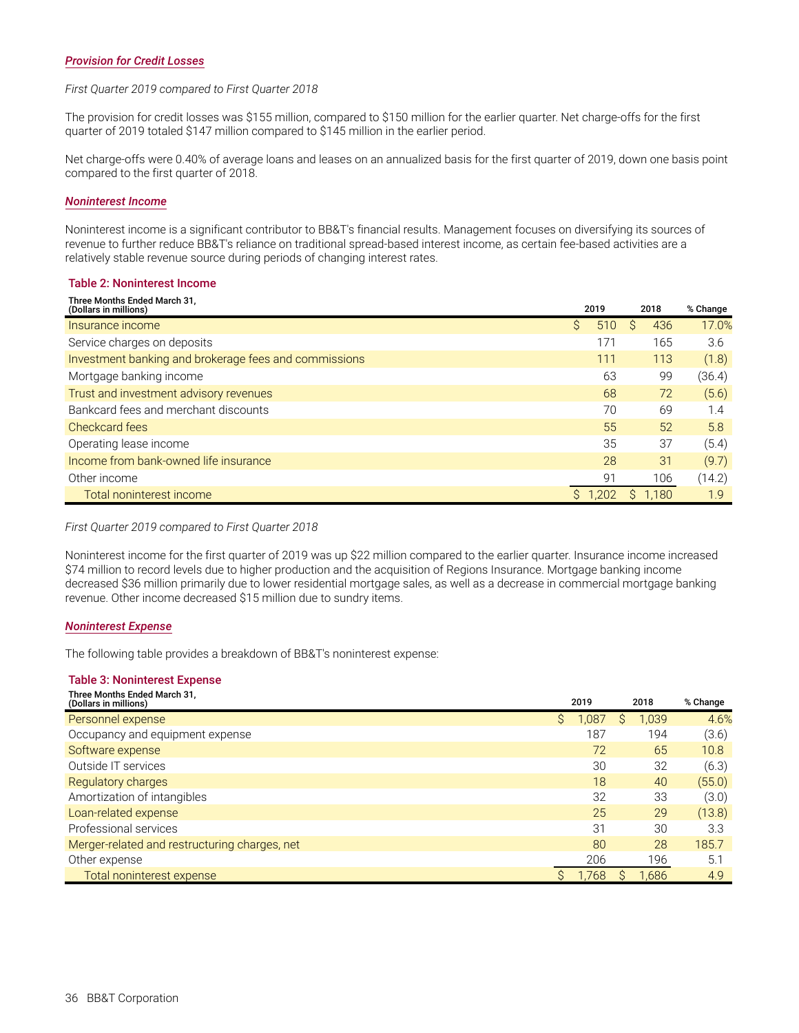## *Provision for Credit Losses*

*First Quarter 2019 compared to First Quarter 2018*

The provision for credit losses was $155 million, compared to $150 million for the earlier quarter. Net charge-offs for the first quarter of 2019 totaled $147 million compared to $145 million in the earlier period.

Net charge-offs were 0.40% of average loans and leases on an annualized basis for the first quarter of 2019, down one basis point compared to the first quarter of 2018.

## *Noninterest Income*

Noninterest income is a significant contributor to BB&T's financial results. Management focuses on diversifying its sources of revenue to further reduce BB&T's reliance on traditional spread-based interest income, as certain fee-based activities are a relatively stable revenue source during periods of changing interest rates.

### Table 2: Noninterest Income

| Three Months Ended March 31, (Dollars in millions) | 2019 | 2018 | % Change |
|---|---|---|---|
| Insurance income | $ 510 | $ 436 | 17.0% |
| Service charges on deposits | 171 | 165 | 3.6 |
| Investment banking and brokerage fees and commissions | 111 | 113 | (1.8) |
| Mortgage banking income | 63 | 99 | (36.4) |
| Trust and investment advisory revenues | 68 | 72 | (5.6) |
| Bankcard fees and merchant discounts | 70 | 69 | 1.4 |
| Checkcard fees | 55 | 52 | 5.8 |
| Operating lease income | 35 | 37 | (5.4) |
| Income from bank-owned life insurance | 28 | 31 | (9.7) |
| Other income | 91 | 106 | (14.2) |
| Total noninterest income | $ 1,202 | $ 1,180 | 1.9 |

*First Quarter 2019 compared to First Quarter 2018*

Noninterest income for the first quarter of 2019 was up $22 million compared to the earlier quarter. Insurance income increased $74 million to record levels due to higher production and the acquisition of Regions Insurance. Mortgage banking income decreased $36 million primarily due to lower residential mortgage sales, as well as a decrease in commercial mortgage banking revenue. Other income decreased $15 million due to sundry items.

## *Noninterest Expense*

The following table provides a breakdown of BB&T's noninterest expense:

### Table 3: Noninterest Expense

| Three Months Ended March 31, (Dollars in millions) | 2019 | 2018 | % Change |
|---|---|---|---|
| Personnel expense | $ 1,087 | $ 1,039 | 4.6% |
| Occupancy and equipment expense | 187 | 194 | (3.6) |
| Software expense | 72 | 65 | 10.8 |
| Outside IT services | 30 | 32 | (6.3) |
| Regulatory charges | 18 | 40 | (55.0) |
| Amortization of intangibles | 32 | 33 | (3.0) |
| Loan-related expense | 25 | 29 | (13.8) |
| Professional services | 31 | 30 | 3.3 |
| Merger-related and restructuring charges, net | 80 | 28 | 185.7 |
| Other expense | 206 | 196 | 5.1 |
| Total noninterest expense | $ 1,768 | $ 1,686 | 4.9 |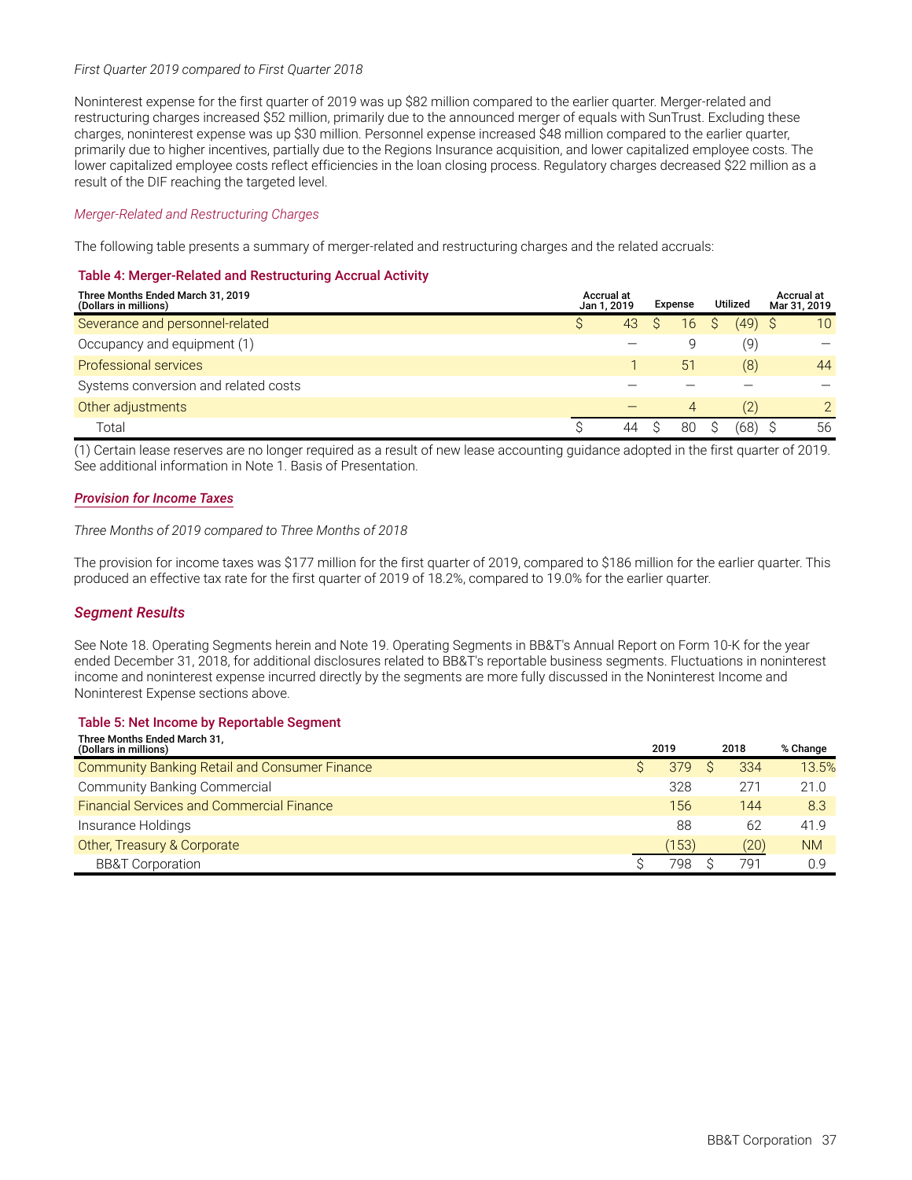*First Quarter 2019 compared to First Quarter 2018*

Noninterest expense for the first quarter of 2019 was up $82 million compared to the earlier quarter. Merger-related and restructuring charges increased $52 million, primarily due to the announced merger of equals with SunTrust. Excluding these charges, noninterest expense was up $30 million. Personnel expense increased $48 million compared to the earlier quarter, primarily due to higher incentives, partially due to the Regions Insurance acquisition, and lower capitalized employee costs. The lower capitalized employee costs reflect efficiencies in the loan closing process. Regulatory charges decreased $22 million as a result of the DIF reaching the targeted level.

*Merger-Related and Restructuring Charges*

The following table presents a summary of merger-related and restructuring charges and the related accruals:

**Table 4: Merger-Related and Restructuring Accrual Activity**

| Three Months Ended March 31, 2019 (Dollars in millions) | Accrual at Jan 1, 2019 | Expense | Utilized | Accrual at Mar 31, 2019 |
|---|---|---|---|---|
| Severance and personnel-related | $ 43 | $ 16 | $ (49) | $ 10 |
| Occupancy and equipment (1) | — | 9 | (9) | — |
| Professional services | 1 | 51 | (8) | 44 |
| Systems conversion and related costs | — | — | — | — |
| Other adjustments | — | 4 | (2) | 2 |
| Total | $ 44 | $ 80 | $ (68) | $ 56 |

(1) Certain lease reserves are no longer required as a result of new lease accounting guidance adopted in the first quarter of 2019. See additional information in Note 1. Basis of Presentation.

***Provision for Income Taxes***

*Three Months of 2019 compared to Three Months of 2018*

The provision for income taxes was $177 million for the first quarter of 2019, compared to $186 million for the earlier quarter. This produced an effective tax rate for the first quarter of 2019 of 18.2%, compared to 19.0% for the earlier quarter.

## *Segment Results*

See Note 18. Operating Segments herein and Note 19. Operating Segments in BB&T's Annual Report on Form 10-K for the year ended December 31, 2018, for additional disclosures related to BB&T's reportable business segments. Fluctuations in noninterest income and noninterest expense incurred directly by the segments are more fully discussed in the Noninterest Income and Noninterest Expense sections above.

**Table 5: Net Income by Reportable Segment**

| Three Months Ended March 31, (Dollars in millions) | 2019 | 2018 | % Change |
|---|---|---|---|
| Community Banking Retail and Consumer Finance | $ 379 | $ 334 | 13.5% |
| Community Banking Commercial | 328 | 271 | 21.0 |
| Financial Services and Commercial Finance | 156 | 144 | 8.3 |
| Insurance Holdings | 88 | 62 | 41.9 |
| Other, Treasury & Corporate | (153) | (20) | NM |
| BB&T Corporation | $ 798 | $ 791 | 0.9 |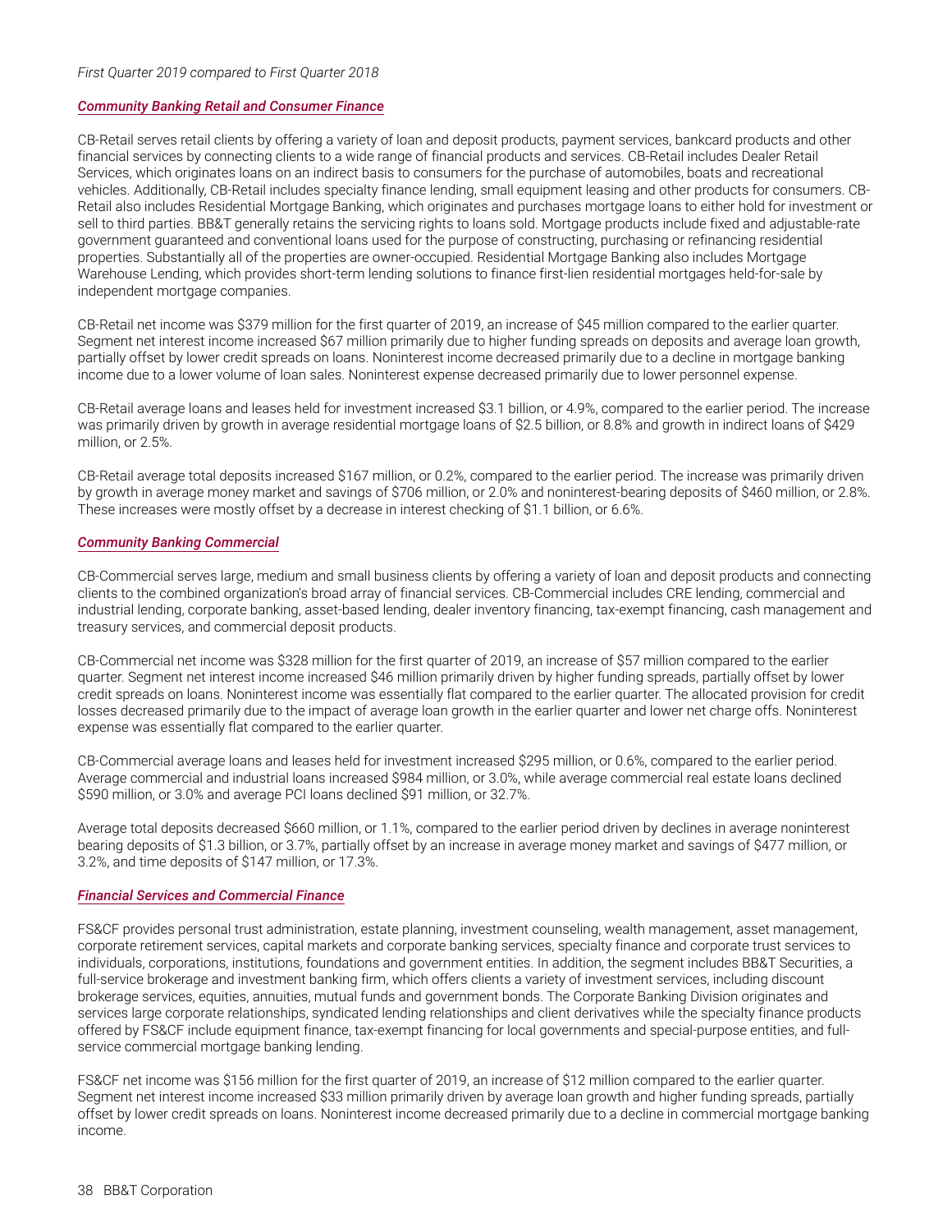*First Quarter 2019 compared to First Quarter 2018*

***Community Banking Retail and Consumer Finance***

CB-Retail serves retail clients by offering a variety of loan and deposit products, payment services, bankcard products and other financial services by connecting clients to a wide range of financial products and services. CB-Retail includes Dealer Retail Services, which originates loans on an indirect basis to consumers for the purchase of automobiles, boats and recreational vehicles. Additionally, CB-Retail includes specialty finance lending, small equipment leasing and other products for consumers. CB-Retail also includes Residential Mortgage Banking, which originates and purchases mortgage loans to either hold for investment or sell to third parties. BB&T generally retains the servicing rights to loans sold. Mortgage products include fixed and adjustable-rate government guaranteed and conventional loans used for the purpose of constructing, purchasing or refinancing residential properties. Substantially all of the properties are owner-occupied. Residential Mortgage Banking also includes Mortgage Warehouse Lending, which provides short-term lending solutions to finance first-lien residential mortgages held-for-sale by independent mortgage companies.

CB-Retail net income was $379 million for the first quarter of 2019, an increase of $45 million compared to the earlier quarter. Segment net interest income increased $67 million primarily due to higher funding spreads on deposits and average loan growth, partially offset by lower credit spreads on loans. Noninterest income decreased primarily due to a decline in mortgage banking income due to a lower volume of loan sales. Noninterest expense decreased primarily due to lower personnel expense.

CB-Retail average loans and leases held for investment increased $3.1 billion, or 4.9%, compared to the earlier period. The increase was primarily driven by growth in average residential mortgage loans of $2.5 billion, or 8.8% and growth in indirect loans of $429 million, or 2.5%.

CB-Retail average total deposits increased $167 million, or 0.2%, compared to the earlier period. The increase was primarily driven by growth in average money market and savings of $706 million, or 2.0% and noninterest-bearing deposits of $460 million, or 2.8%. These increases were mostly offset by a decrease in interest checking of $1.1 billion, or 6.6%.

***Community Banking Commercial***

CB-Commercial serves large, medium and small business clients by offering a variety of loan and deposit products and connecting clients to the combined organization's broad array of financial services. CB-Commercial includes CRE lending, commercial and industrial lending, corporate banking, asset-based lending, dealer inventory financing, tax-exempt financing, cash management and treasury services, and commercial deposit products.

CB-Commercial net income was $328 million for the first quarter of 2019, an increase of $57 million compared to the earlier quarter. Segment net interest income increased $46 million primarily driven by higher funding spreads, partially offset by lower credit spreads on loans. Noninterest income was essentially flat compared to the earlier quarter. The allocated provision for credit losses decreased primarily due to the impact of average loan growth in the earlier quarter and lower net charge offs. Noninterest expense was essentially flat compared to the earlier quarter.

CB-Commercial average loans and leases held for investment increased $295 million, or 0.6%, compared to the earlier period. Average commercial and industrial loans increased $984 million, or 3.0%, while average commercial real estate loans declined $590 million, or 3.0% and average PCI loans declined $91 million, or 32.7%.

Average total deposits decreased $660 million, or 1.1%, compared to the earlier period driven by declines in average noninterest bearing deposits of $1.3 billion, or 3.7%, partially offset by an increase in average money market and savings of $477 million, or 3.2%, and time deposits of $147 million, or 17.3%.

***Financial Services and Commercial Finance***

FS&CF provides personal trust administration, estate planning, investment counseling, wealth management, asset management, corporate retirement services, capital markets and corporate banking services, specialty finance and corporate trust services to individuals, corporations, institutions, foundations and government entities. In addition, the segment includes BB&T Securities, a full-service brokerage and investment banking firm, which offers clients a variety of investment services, including discount brokerage services, equities, annuities, mutual funds and government bonds. The Corporate Banking Division originates and services large corporate relationships, syndicated lending relationships and client derivatives while the specialty finance products offered by FS&CF include equipment finance, tax-exempt financing for local governments and special-purpose entities, and full-service commercial mortgage banking lending.

FS&CF net income was $156 million for the first quarter of 2019, an increase of $12 million compared to the earlier quarter. Segment net interest income increased $33 million primarily driven by average loan growth and higher funding spreads, partially offset by lower credit spreads on loans. Noninterest income decreased primarily due to a decline in commercial mortgage banking income.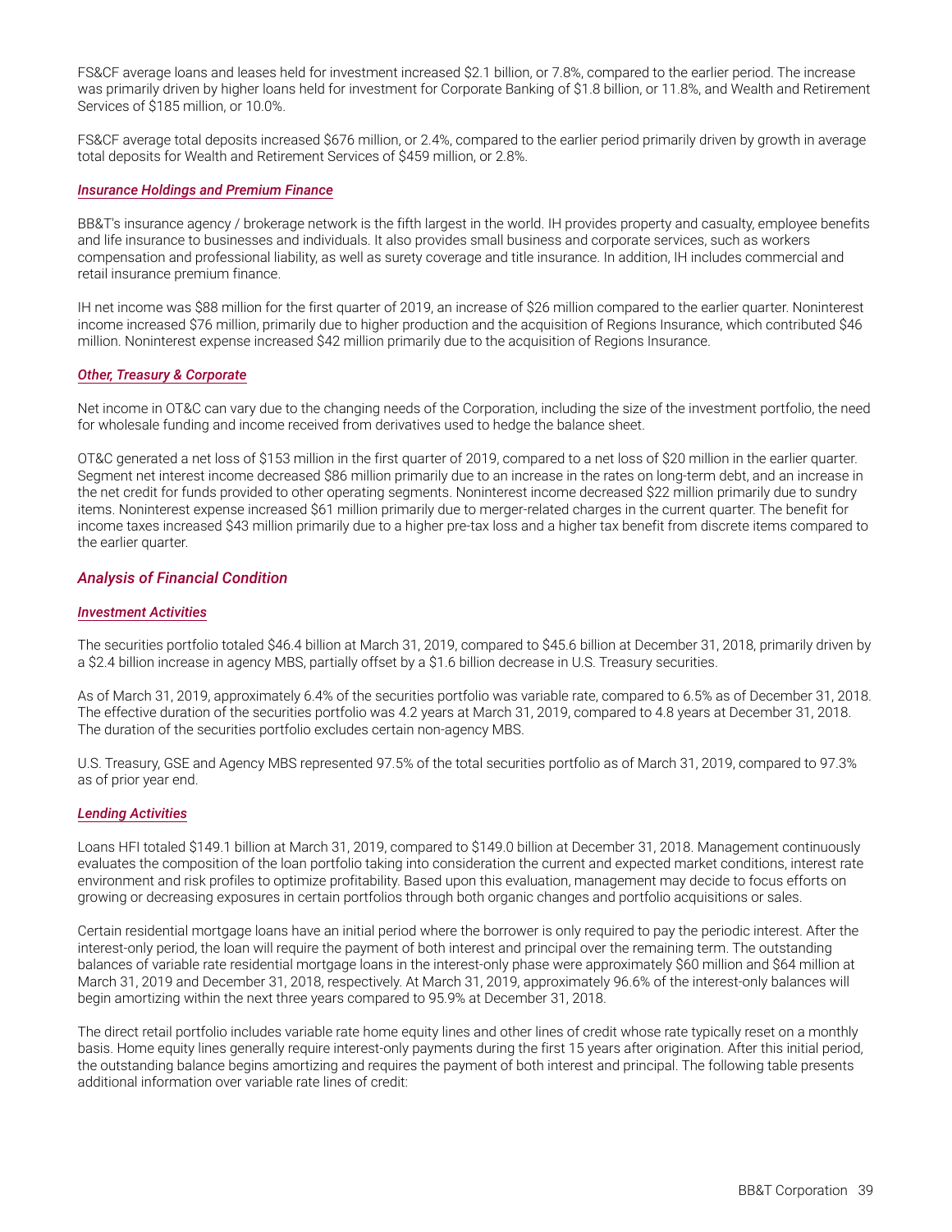FS&CF average loans and leases held for investment increased $2.1 billion, or 7.8%, compared to the earlier period. The increase was primarily driven by higher loans held for investment for Corporate Banking of $1.8 billion, or 11.8%, and Wealth and Retirement Services of $185 million, or 10.0%.

FS&CF average total deposits increased $676 million, or 2.4%, compared to the earlier period primarily driven by growth in average total deposits for Wealth and Retirement Services of $459 million, or 2.8%.

#### *Insurance Holdings and Premium Finance*

BB&T's insurance agency / brokerage network is the fifth largest in the world. IH provides property and casualty, employee benefits and life insurance to businesses and individuals. It also provides small business and corporate services, such as workers compensation and professional liability, as well as surety coverage and title insurance. In addition, IH includes commercial and retail insurance premium finance.

IH net income was $88 million for the first quarter of 2019, an increase of $26 million compared to the earlier quarter. Noninterest income increased $76 million, primarily due to higher production and the acquisition of Regions Insurance, which contributed $46 million. Noninterest expense increased $42 million primarily due to the acquisition of Regions Insurance.

#### *Other, Treasury & Corporate*

Net income in OT&C can vary due to the changing needs of the Corporation, including the size of the investment portfolio, the need for wholesale funding and income received from derivatives used to hedge the balance sheet.

OT&C generated a net loss of $153 million in the first quarter of 2019, compared to a net loss of $20 million in the earlier quarter. Segment net interest income decreased $86 million primarily due to an increase in the rates on long-term debt, and an increase in the net credit for funds provided to other operating segments. Noninterest income decreased $22 million primarily due to sundry items. Noninterest expense increased $61 million primarily due to merger-related charges in the current quarter. The benefit for income taxes increased $43 million primarily due to a higher pre-tax loss and a higher tax benefit from discrete items compared to the earlier quarter.

### *Analysis of Financial Condition*

#### *Investment Activities*

The securities portfolio totaled $46.4 billion at March 31, 2019, compared to $45.6 billion at December 31, 2018, primarily driven by a $2.4 billion increase in agency MBS, partially offset by a $1.6 billion decrease in U.S. Treasury securities.

As of March 31, 2019, approximately 6.4% of the securities portfolio was variable rate, compared to 6.5% as of December 31, 2018. The effective duration of the securities portfolio was 4.2 years at March 31, 2019, compared to 4.8 years at December 31, 2018. The duration of the securities portfolio excludes certain non-agency MBS.

U.S. Treasury, GSE and Agency MBS represented 97.5% of the total securities portfolio as of March 31, 2019, compared to 97.3% as of prior year end.

#### *Lending Activities*

Loans HFI totaled $149.1 billion at March 31, 2019, compared to $149.0 billion at December 31, 2018. Management continuously evaluates the composition of the loan portfolio taking into consideration the current and expected market conditions, interest rate environment and risk profiles to optimize profitability. Based upon this evaluation, management may decide to focus efforts on growing or decreasing exposures in certain portfolios through both organic changes and portfolio acquisitions or sales.

Certain residential mortgage loans have an initial period where the borrower is only required to pay the periodic interest. After the interest-only period, the loan will require the payment of both interest and principal over the remaining term. The outstanding balances of variable rate residential mortgage loans in the interest-only phase were approximately $60 million and $64 million at March 31, 2019 and December 31, 2018, respectively. At March 31, 2019, approximately 96.6% of the interest-only balances will begin amortizing within the next three years compared to 95.9% at December 31, 2018.

The direct retail portfolio includes variable rate home equity lines and other lines of credit whose rate typically reset on a monthly basis. Home equity lines generally require interest-only payments during the first 15 years after origination. After this initial period, the outstanding balance begins amortizing and requires the payment of both interest and principal. The following table presents additional information over variable rate lines of credit: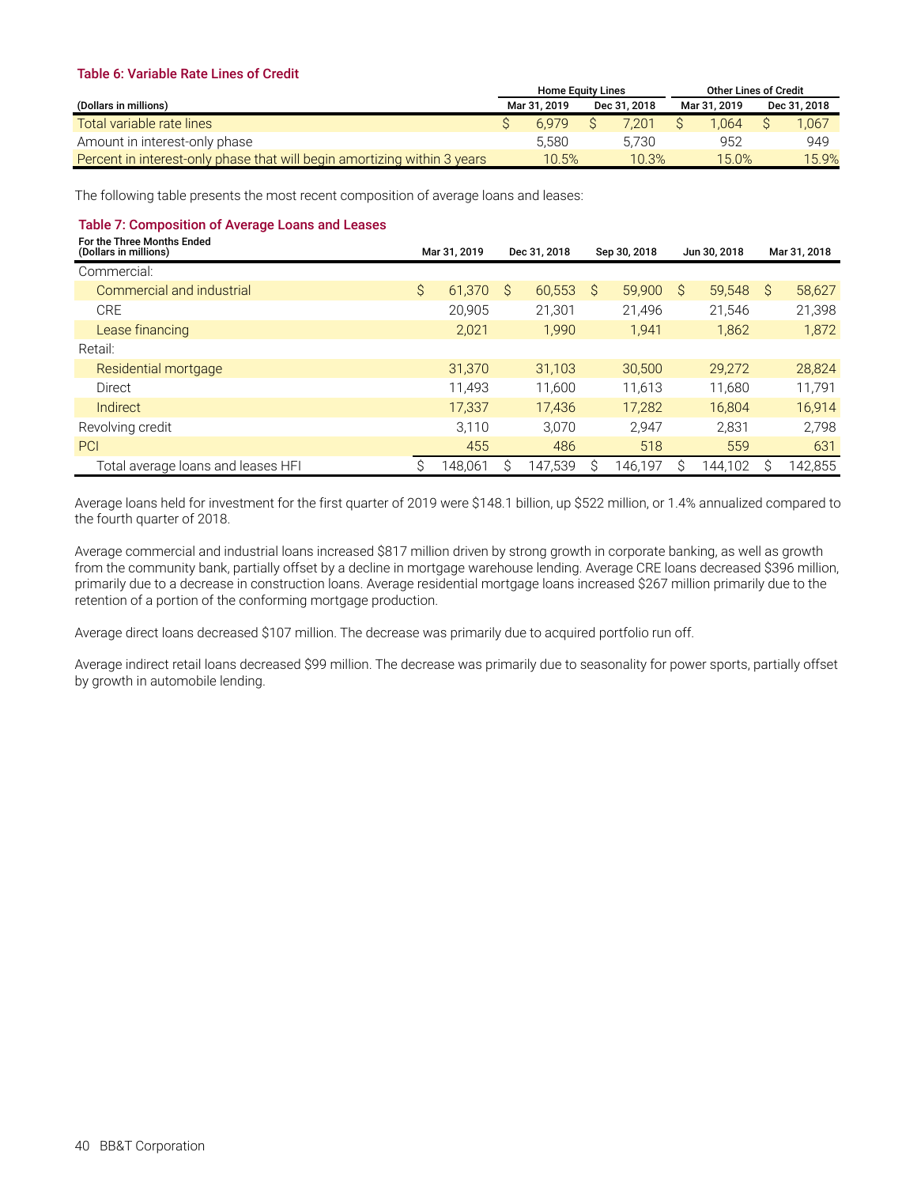#### Table 6: Variable Rate Lines of Credit

| (Dollars in millions) | Home Equity Lines | | Other Lines of Credit | |
|---|---|---|---|---|
| | Mar 31, 2019 | Dec 31, 2018 | Mar 31, 2019 | Dec 31, 2018 |
| Total variable rate lines | $ 6,979 | $ 7,201 | $ 1,064 | $ 1,067 |
| Amount in interest-only phase | 5,580 | 5,730 | 952 | 949 |
| Percent in interest-only phase that will begin amortizing within 3 years | 10.5% | 10.3% | 15.0% | 15.9% |

The following table presents the most recent composition of average loans and leases:

#### Table 7: Composition of Average Loans and Leases

| For the Three Months Ended (Dollars in millions) | Mar 31, 2019 | Dec 31, 2018 | Sep 30, 2018 | Jun 30, 2018 | Mar 31, 2018 |
|---|---|---|---|---|---|
| Commercial: | | | | | |
| Commercial and industrial | $ 61,370 | $ 60,553 | $ 59,900 | $ 59,548 | $ 58,627 |
| CRE | 20,905 | 21,301 | 21,496 | 21,546 | 21,398 |
| Lease financing | 2,021 | 1,990 | 1,941 | 1,862 | 1,872 |
| Retail: | | | | | |
| Residential mortgage | 31,370 | 31,103 | 30,500 | 29,272 | 28,824 |
| Direct | 11,493 | 11,600 | 11,613 | 11,680 | 11,791 |
| Indirect | 17,337 | 17,436 | 17,282 | 16,804 | 16,914 |
| Revolving credit | 3,110 | 3,070 | 2,947 | 2,831 | 2,798 |
| PCI | 455 | 486 | 518 | 559 | 631 |
| Total average loans and leases HFI | $ 148,061 | $ 147,539 | $ 146,197 | $ 144,102 | $ 142,855 |

Average loans held for investment for the first quarter of 2019 were $148.1 billion, up $522 million, or 1.4% annualized compared to the fourth quarter of 2018.

Average commercial and industrial loans increased $817 million driven by strong growth in corporate banking, as well as growth from the community bank, partially offset by a decline in mortgage warehouse lending. Average CRE loans decreased $396 million, primarily due to a decrease in construction loans. Average residential mortgage loans increased $267 million primarily due to the retention of a portion of the conforming mortgage production.

Average direct loans decreased $107 million. The decrease was primarily due to acquired portfolio run off.

Average indirect retail loans decreased $99 million. The decrease was primarily due to seasonality for power sports, partially offset by growth in automobile lending.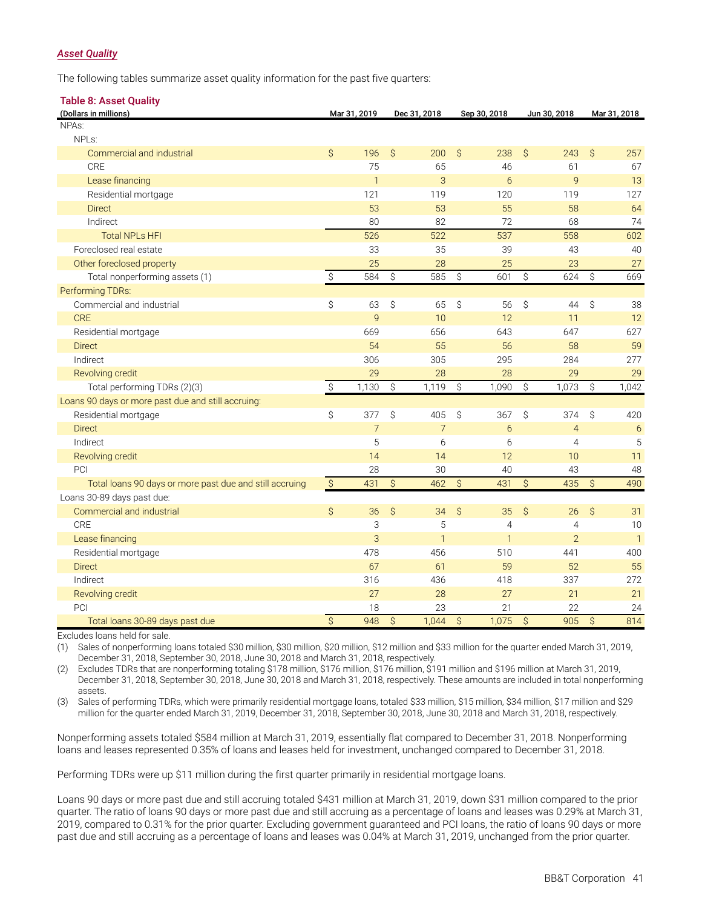***Asset Quality***

The following tables summarize asset quality information for the past five quarters:

**Table 8: Asset Quality**

| (Dollars in millions) | Mar 31, 2019 | Dec 31, 2018 | Sep 30, 2018 | Jun 30, 2018 | Mar 31, 2018 |
|---|---|---|---|---|---|
| NPAs: | | | | | |
| NPLs: | | | | | |
| Commercial and industrial | $ 196 | $ 200 | $ 238 | $ 243 | $ 257 |
| CRE | 75 | 65 | 46 | 61 | 67 |
| Lease financing | 1 | 3 | 6 | 9 | 13 |
| Residential mortgage | 121 | 119 | 120 | 119 | 127 |
| Direct | 53 | 53 | 55 | 58 | 64 |
| Indirect | 80 | 82 | 72 | 68 | 74 |
| Total NPLs HFI | 526 | 522 | 537 | 558 | 602 |
| Foreclosed real estate | 33 | 35 | 39 | 43 | 40 |
| Other foreclosed property | 25 | 28 | 25 | 23 | 27 |
| Total nonperforming assets (1) | $ 584 | $ 585 | $ 601 | $ 624 | $ 669 |
| Performing TDRs: | | | | | |
| Commercial and industrial | $ 63 | $ 65 | $ 56 | $ 44 | $ 38 |
| CRE | 9 | 10 | 12 | 11 | 12 |
| Residential mortgage | 669 | 656 | 643 | 647 | 627 |
| Direct | 54 | 55 | 56 | 58 | 59 |
| Indirect | 306 | 305 | 295 | 284 | 277 |
| Revolving credit | 29 | 28 | 28 | 29 | 29 |
| Total performing TDRs (2)(3) | $ 1,130 | $ 1,119 | $ 1,090 | $ 1,073 | $ 1,042 |
| Loans 90 days or more past due and still accruing: | | | | | |
| Residential mortgage | $ 377 | $ 405 | $ 367 | $ 374 | $ 420 |
| Direct | 7 | 7 | 6 | 4 | 6 |
| Indirect | 5 | 6 | 6 | 4 | 5 |
| Revolving credit | 14 | 14 | 12 | 10 | 11 |
| PCI | 28 | 30 | 40 | 43 | 48 |
| Total loans 90 days or more past due and still accruing | $ 431 | $ 462 | $ 431 | $ 435 | $ 490 |
| Loans 30-89 days past due: | | | | | |
| Commercial and industrial | $ 36 | $ 34 | $ 35 | $ 26 | $ 31 |
| CRE | 3 | 5 | 4 | 4 | 10 |
| Lease financing | 3 | 1 | 1 | 2 | 1 |
| Residential mortgage | 478 | 456 | 510 | 441 | 400 |
| Direct | 67 | 61 | 59 | 52 | 55 |
| Indirect | 316 | 436 | 418 | 337 | 272 |
| Revolving credit | 27 | 28 | 27 | 21 | 21 |
| PCI | 18 | 23 | 21 | 22 | 24 |
| Total loans 30-89 days past due | $ 948 | $ 1,044 | $ 1,075 | $ 905 | $ 814 |

Excludes loans held for sale.

(1) Sales of nonperforming loans totaled $30 million, $30 million, $20 million, $12 million and $33 million for the quarter ended March 31, 2019, December 31, 2018, September 30, 2018, June 30, 2018 and March 31, 2018, respectively.

(2) Excludes TDRs that are nonperforming totaling $178 million, $176 million, $176 million, $191 million and $196 million at March 31, 2019, December 31, 2018, September 30, 2018, June 30, 2018 and March 31, 2018, respectively. These amounts are included in total nonperforming assets.

(3) Sales of performing TDRs, which were primarily residential mortgage loans, totaled $33 million, $15 million, $34 million, $17 million and $29 million for the quarter ended March 31, 2019, December 31, 2018, September 30, 2018, June 30, 2018 and March 31, 2018, respectively.

Nonperforming assets totaled $584 million at March 31, 2019, essentially flat compared to December 31, 2018. Nonperforming loans and leases represented 0.35% of loans and leases held for investment, unchanged compared to December 31, 2018.

Performing TDRs were up $11 million during the first quarter primarily in residential mortgage loans.

Loans 90 days or more past due and still accruing totaled $431 million at March 31, 2019, down $31 million compared to the prior quarter. The ratio of loans 90 days or more past due and still accruing as a percentage of loans and leases was 0.29% at March 31, 2019, compared to 0.31% for the prior quarter. Excluding government guaranteed and PCI loans, the ratio of loans 90 days or more past due and still accruing as a percentage of loans and leases was 0.04% at March 31, 2019, unchanged from the prior quarter.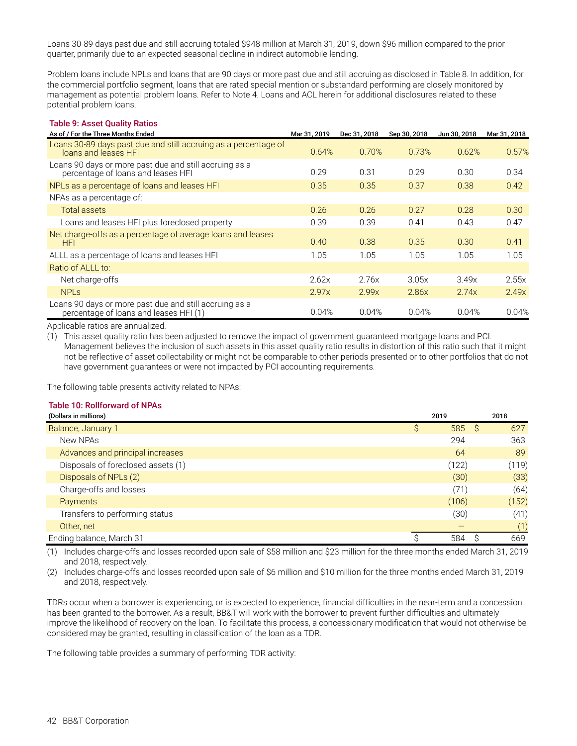Loans 30-89 days past due and still accruing totaled $948 million at March 31, 2019, down $96 million compared to the prior quarter, primarily due to an expected seasonal decline in indirect automobile lending.

Problem loans include NPLs and loans that are 90 days or more past due and still accruing as disclosed in Table 8. In addition, for the commercial portfolio segment, loans that are rated special mention or substandard performing are closely monitored by management as potential problem loans. Refer to Note 4. Loans and ACL herein for additional disclosures related to these potential problem loans.

**Table 9: Asset Quality Ratios**

| As of / For the Three Months Ended | Mar 31, 2019 | Dec 31, 2018 | Sep 30, 2018 | Jun 30, 2018 | Mar 31, 2018 |
|---|---|---|---|---|---|
| Loans 30-89 days past due and still accruing as a percentage of loans and leases HFI | 0.64% | 0.70% | 0.73% | 0.62% | 0.57% |
| Loans 90 days or more past due and still accruing as a percentage of loans and leases HFI | 0.29 | 0.31 | 0.29 | 0.30 | 0.34 |
| NPLs as a percentage of loans and leases HFI | 0.35 | 0.35 | 0.37 | 0.38 | 0.42 |
| NPAs as a percentage of: | | | | | |
| Total assets | 0.26 | 0.26 | 0.27 | 0.28 | 0.30 |
| Loans and leases HFI plus foreclosed property | 0.39 | 0.39 | 0.41 | 0.43 | 0.47 |
| Net charge-offs as a percentage of average loans and leases HFI | 0.40 | 0.38 | 0.35 | 0.30 | 0.41 |
| ALLL as a percentage of loans and leases HFI | 1.05 | 1.05 | 1.05 | 1.05 | 1.05 |
| Ratio of ALLL to: | | | | | |
| Net charge-offs | 2.62x | 2.76x | 3.05x | 3.49x | 2.55x |
| NPLs | 2.97x | 2.99x | 2.86x | 2.74x | 2.49x |
| Loans 90 days or more past due and still accruing as a percentage of loans and leases HFI (1) | 0.04% | 0.04% | 0.04% | 0.04% | 0.04% |

Applicable ratios are annualized.

(1) This asset quality ratio has been adjusted to remove the impact of government guaranteed mortgage loans and PCI. Management believes the inclusion of such assets in this asset quality ratio results in distortion of this ratio such that it might not be reflective of asset collectability or might not be comparable to other periods presented or to other portfolios that do not have government guarantees or were not impacted by PCI accounting requirements.

The following table presents activity related to NPAs:

**Table 10: Rollforward of NPAs**

| (Dollars in millions) | 2019 | 2018 |
|---|---|---|
| Balance, January 1 | $ 585 | $ 627 |
| New NPAs | 294 | 363 |
| Advances and principal increases | 64 | 89 |
| Disposals of foreclosed assets (1) | (122) | (119) |
| Disposals of NPLs (2) | (30) | (33) |
| Charge-offs and losses | (71) | (64) |
| Payments | (106) | (152) |
| Transfers to performing status | (30) | (41) |
| Other, net | — | (1) |
| Ending balance, March 31 | $ 584 | $ 669 |

(1) Includes charge-offs and losses recorded upon sale of $58 million and $23 million for the three months ended March 31, 2019 and 2018, respectively.

(2) Includes charge-offs and losses recorded upon sale of $6 million and $10 million for the three months ended March 31, 2019 and 2018, respectively.

TDRs occur when a borrower is experiencing, or is expected to experience, financial difficulties in the near-term and a concession has been granted to the borrower. As a result, BB&T will work with the borrower to prevent further difficulties and ultimately improve the likelihood of recovery on the loan. To facilitate this process, a concessionary modification that would not otherwise be considered may be granted, resulting in classification of the loan as a TDR.

The following table provides a summary of performing TDR activity: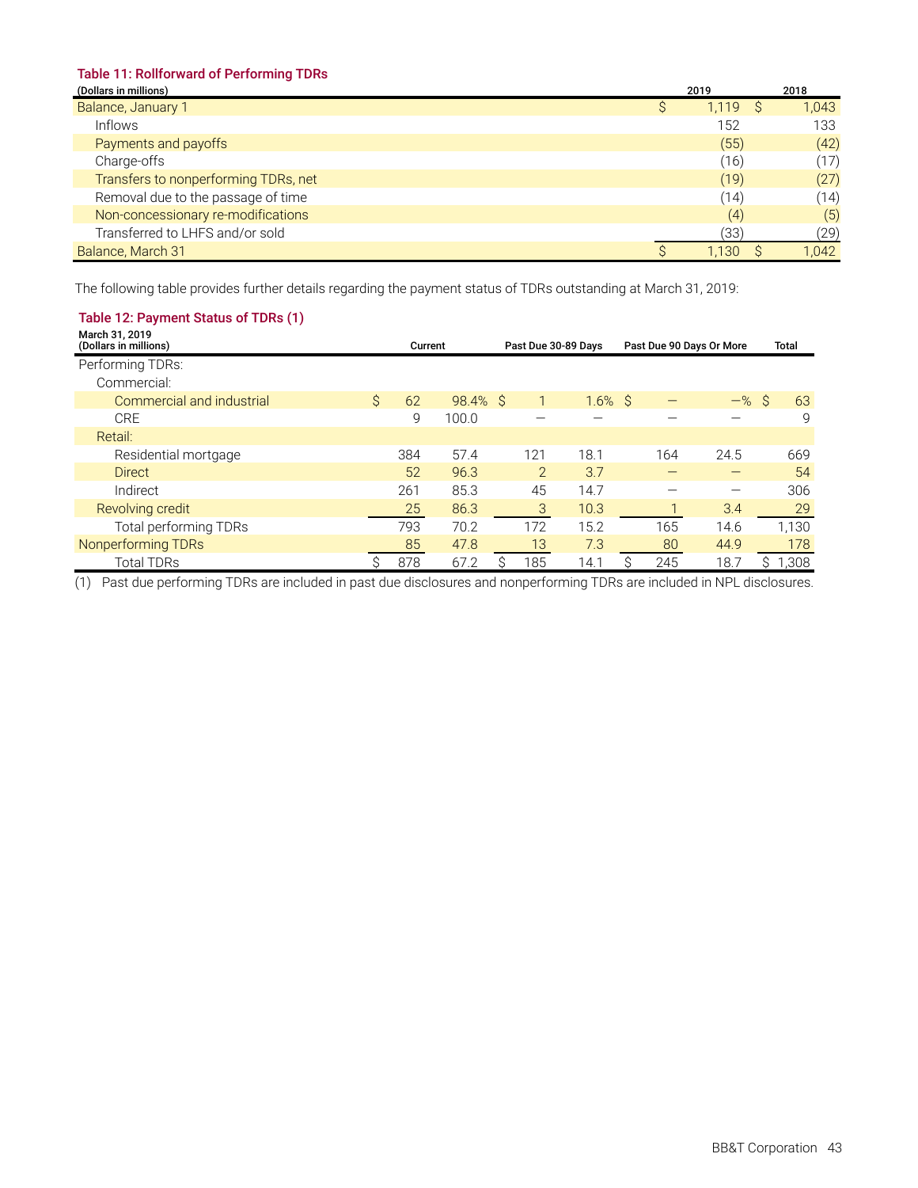**Table 11: Rollforward of Performing TDRs**

| (Dollars in millions) | 2019 | 2018 |
|---|---|---|
| Balance, January 1 | $ 1,119 | $ 1,043 |
| Inflows | 152 | 133 |
| Payments and payoffs | (55) | (42) |
| Charge-offs | (16) | (17) |
| Transfers to nonperforming TDRs, net | (19) | (27) |
| Removal due to the passage of time | (14) | (14) |
| Non-concessionary re-modifications | (4) | (5) |
| Transferred to LHFS and/or sold | (33) | (29) |
| Balance, March 31 | $ 1,130 | $ 1,042 |

The following table provides further details regarding the payment status of TDRs outstanding at March 31, 2019:

**Table 12: Payment Status of TDRs (1)**

| March 31, 2019 (Dollars in millions) | Current | | Past Due 30-89 Days | | Past Due 90 Days Or More | | Total |
|---|---|---|---|---|---|---|---|
| Performing TDRs: | | | | | | | |
| Commercial: | | | | | | | |
| Commercial and industrial | $ 62 | 98.4% | $ 1 | 1.6% | $ — | —% | $ 63 |
| CRE | 9 | 100.0 | — | — | — | — | 9 |
| Retail: | | | | | | | |
| Residential mortgage | 384 | 57.4 | 121 | 18.1 | 164 | 24.5 | 669 |
| Direct | 52 | 96.3 | 2 | 3.7 | — | — | 54 |
| Indirect | 261 | 85.3 | 45 | 14.7 | — | — | 306 |
| Revolving credit | 25 | 86.3 | 3 | 10.3 | 1 | 3.4 | 29 |
| Total performing TDRs | 793 | 70.2 | 172 | 15.2 | 165 | 14.6 | 1,130 |
| Nonperforming TDRs | 85 | 47.8 | 13 | 7.3 | 80 | 44.9 | 178 |
| Total TDRs | $ 878 | 67.2 | $ 185 | 14.1 | $ 245 | 18.7 | $ 1,308 |

(1) Past due performing TDRs are included in past due disclosures and nonperforming TDRs are included in NPL disclosures.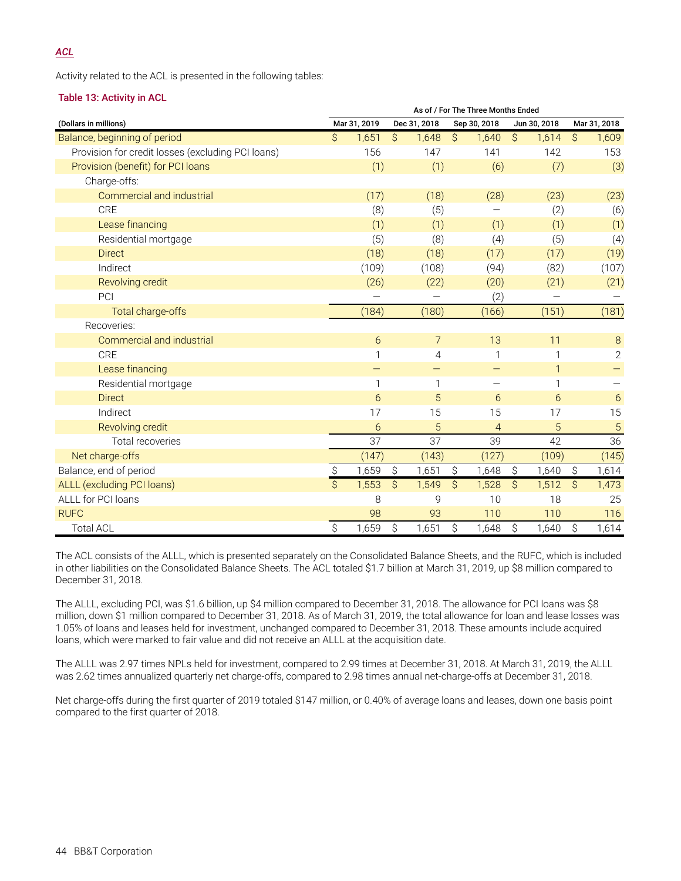### *ACL*

Activity related to the ACL is presented in the following tables:

**Table 13: Activity in ACL**

| | As of / For The Three Months Ended | | | | |
|---|---|---|---|---|---|
| (Dollars in millions) | Mar 31, 2019 | Dec 31, 2018 | Sep 30, 2018 | Jun 30, 2018 | Mar 31, 2018 |
| Balance, beginning of period | $ 1,651 | $ 1,648 | $ 1,640 | $ 1,614 | $ 1,609 |
| Provision for credit losses (excluding PCI loans) | 156 | 147 | 141 | 142 | 153 |
| Provision (benefit) for PCI loans | (1) | (1) | (6) | (7) | (3) |
| Charge-offs: | | | | | |
| Commercial and industrial | (17) | (18) | (28) | (23) | (23) |
| CRE | (8) | (5) | — | (2) | (6) |
| Lease financing | (1) | (1) | (1) | (1) | (1) |
| Residential mortgage | (5) | (8) | (4) | (5) | (4) |
| Direct | (18) | (18) | (17) | (17) | (19) |
| Indirect | (109) | (108) | (94) | (82) | (107) |
| Revolving credit | (26) | (22) | (20) | (21) | (21) |
| PCI | — | — | (2) | — | — |
| Total charge-offs | (184) | (180) | (166) | (151) | (181) |
| Recoveries: | | | | | |
| Commercial and industrial | 6 | 7 | 13 | 11 | 8 |
| CRE | 1 | 4 | 1 | 1 | 2 |
| Lease financing | — | — | — | 1 | — |
| Residential mortgage | 1 | 1 | — | 1 | — |
| Direct | 6 | 5 | 6 | 6 | 6 |
| Indirect | 17 | 15 | 15 | 17 | 15 |
| Revolving credit | 6 | 5 | 4 | 5 | 5 |
| Total recoveries | 37 | 37 | 39 | 42 | 36 |
| Net charge-offs | (147) | (143) | (127) | (109) | (145) |
| Balance, end of period | $ 1,659 | $ 1,651 | $ 1,648 | $ 1,640 | $ 1,614 |
| ALLL (excluding PCI loans) | $ 1,553 | $ 1,549 | $ 1,528 | $ 1,512 | $ 1,473 |
| ALLL for PCI loans | 8 | 9 | 10 | 18 | 25 |
| RUFC | 98 | 93 | 110 | 110 | 116 |
| Total ACL | $ 1,659 | $ 1,651 | $ 1,648 | $ 1,640 | $ 1,614 |

The ACL consists of the ALLL, which is presented separately on the Consolidated Balance Sheets, and the RUFC, which is included in other liabilities on the Consolidated Balance Sheets. The ACL totaled $1.7 billion at March 31, 2019, up $8 million compared to December 31, 2018.

The ALLL, excluding PCI, was $1.6 billion, up $4 million compared to December 31, 2018. The allowance for PCI loans was $8 million, down $1 million compared to December 31, 2018. As of March 31, 2019, the total allowance for loan and lease losses was 1.05% of loans and leases held for investment, unchanged compared to December 31, 2018. These amounts include acquired loans, which were marked to fair value and did not receive an ALLL at the acquisition date.

The ALLL was 2.97 times NPLs held for investment, compared to 2.99 times at December 31, 2018. At March 31, 2019, the ALLL was 2.62 times annualized quarterly net charge-offs, compared to 2.98 times annual net-charge-offs at December 31, 2018.

Net charge-offs during the first quarter of 2019 totaled $147 million, or 0.40% of average loans and leases, down one basis point compared to the first quarter of 2018.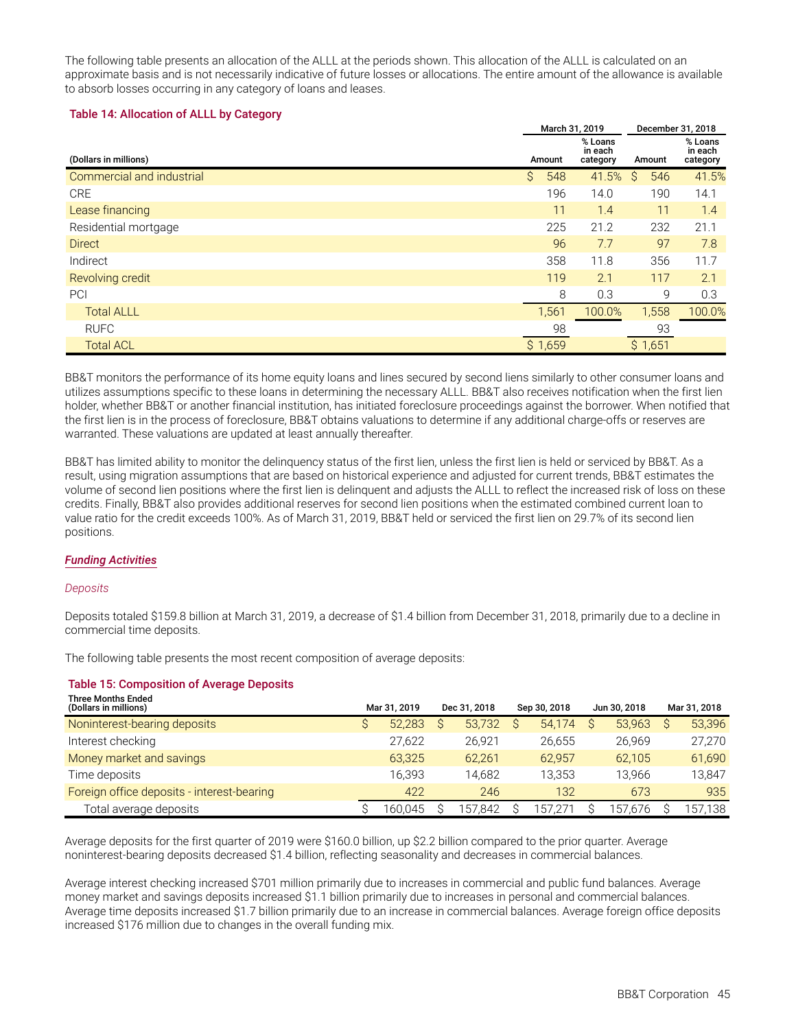The following table presents an allocation of the ALLL at the periods shown. This allocation of the ALLL is calculated on an approximate basis and is not necessarily indicative of future losses or allocations. The entire amount of the allowance is available to absorb losses occurring in any category of loans and leases.

**Table 14: Allocation of ALLL by Category**

| | March 31, 2019 | | December 31, 2018 | |
|---|---|---|---|---|
| (Dollars in millions) | Amount | % Loans in each category | Amount | % Loans in each category |
| Commercial and industrial | $ 548 | 41.5% | $ 546 | 41.5% |
| CRE | 196 | 14.0 | 190 | 14.1 |
| Lease financing | 11 | 1.4 | 11 | 1.4 |
| Residential mortgage | 225 | 21.2 | 232 | 21.1 |
| Direct | 96 | 7.7 | 97 | 7.8 |
| Indirect | 358 | 11.8 | 356 | 11.7 |
| Revolving credit | 119 | 2.1 | 117 | 2.1 |
| PCI | 8 | 0.3 | 9 | 0.3 |
| Total ALLL | 1,561 | 100.0% | 1,558 | 100.0% |
| RUFC | 98 | | 93 | |
| Total ACL | $ 1,659 | | $ 1,651 | |

BB&T monitors the performance of its home equity loans and lines secured by second liens similarly to other consumer loans and utilizes assumptions specific to these loans in determining the necessary ALLL. BB&T also receives notification when the first lien holder, whether BB&T or another financial institution, has initiated foreclosure proceedings against the borrower. When notified that the first lien is in the process of foreclosure, BB&T obtains valuations to determine if any additional charge-offs or reserves are warranted. These valuations are updated at least annually thereafter.

BB&T has limited ability to monitor the delinquency status of the first lien, unless the first lien is held or serviced by BB&T. As a result, using migration assumptions that are based on historical experience and adjusted for current trends, BB&T estimates the volume of second lien positions where the first lien is delinquent and adjusts the ALLL to reflect the increased risk of loss on these credits. Finally, BB&T also provides additional reserves for second lien positions when the estimated combined current loan to value ratio for the credit exceeds 100%. As of March 31, 2019, BB&T held or serviced the first lien on 29.7% of its second lien positions.

### *Funding Activities*

*Deposits*

Deposits totaled $159.8 billion at March 31, 2019, a decrease of $1.4 billion from December 31, 2018, primarily due to a decline in commercial time deposits.

The following table presents the most recent composition of average deposits:

**Table 15: Composition of Average Deposits**

| Three Months Ended (Dollars in millions) | Mar 31, 2019 | Dec 31, 2018 | Sep 30, 2018 | Jun 30, 2018 | Mar 31, 2018 |
|---|---|---|---|---|---|
| Noninterest-bearing deposits | $ 52,283 | $ 53,732 | $ 54,174 | $ 53,963 | $ 53,396 |
| Interest checking | 27,622 | 26,921 | 26,655 | 26,969 | 27,270 |
| Money market and savings | 63,325 | 62,261 | 62,957 | 62,105 | 61,690 |
| Time deposits | 16,393 | 14,682 | 13,353 | 13,966 | 13,847 |
| Foreign office deposits - interest-bearing | 422 | 246 | 132 | 673 | 935 |
| Total average deposits | $ 160,045 | $ 157,842 | $ 157,271 | $ 157,676 | $ 157,138 |

Average deposits for the first quarter of 2019 were $160.0 billion, up $2.2 billion compared to the prior quarter. Average noninterest-bearing deposits decreased $1.4 billion, reflecting seasonality and decreases in commercial balances.

Average interest checking increased $701 million primarily due to increases in commercial and public fund balances. Average money market and savings deposits increased $1.1 billion primarily due to increases in personal and commercial balances. Average time deposits increased $1.7 billion primarily due to an increase in commercial balances. Average foreign office deposits increased $176 million due to changes in the overall funding mix.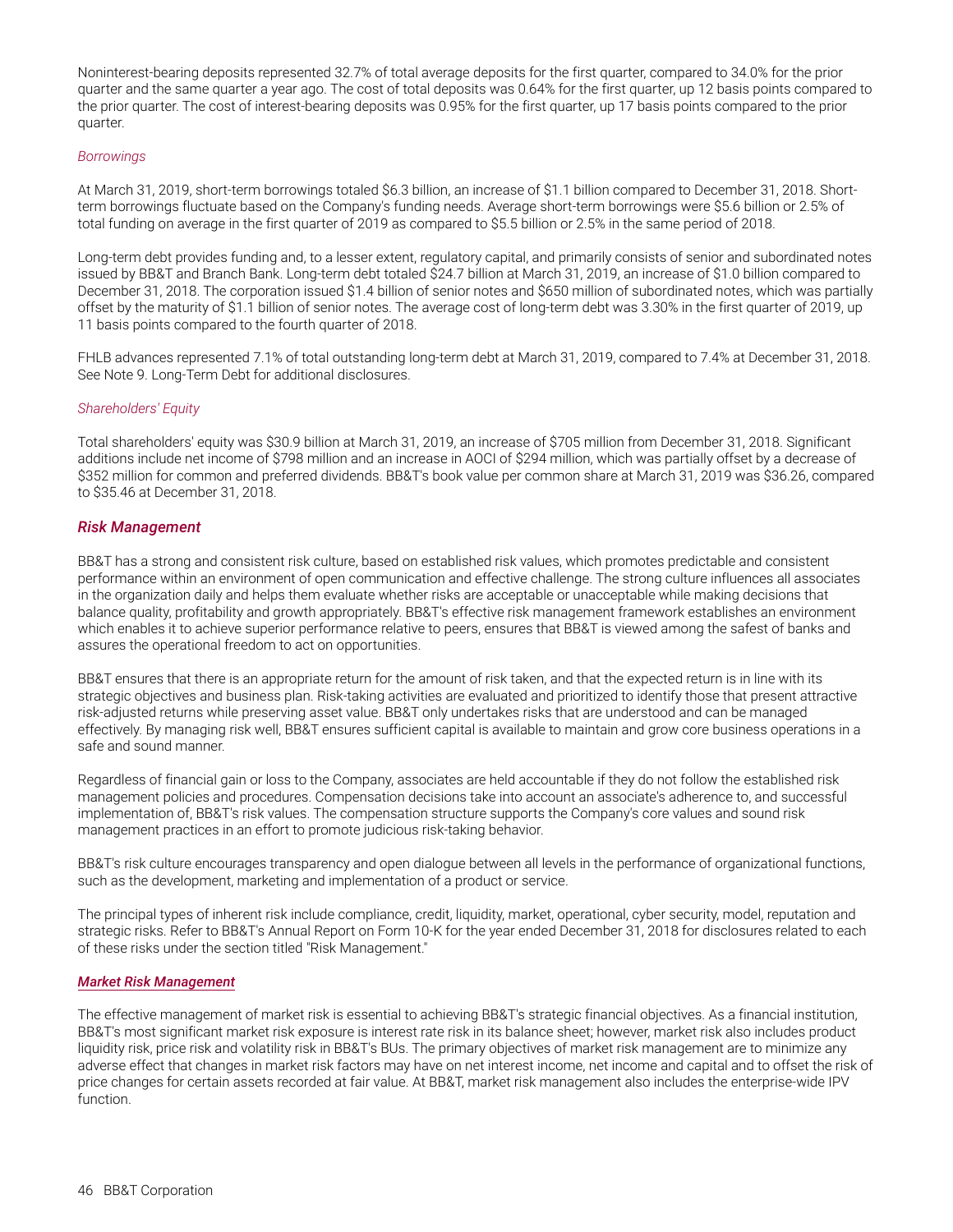Noninterest-bearing deposits represented 32.7% of total average deposits for the first quarter, compared to 34.0% for the prior quarter and the same quarter a year ago. The cost of total deposits was 0.64% for the first quarter, up 12 basis points compared to the prior quarter. The cost of interest-bearing deposits was 0.95% for the first quarter, up 17 basis points compared to the prior quarter.

*Borrowings*

At March 31, 2019, short-term borrowings totaled $6.3 billion, an increase of $1.1 billion compared to December 31, 2018. Short-term borrowings fluctuate based on the Company's funding needs. Average short-term borrowings were $5.6 billion or 2.5% of total funding on average in the first quarter of 2019 as compared to $5.5 billion or 2.5% in the same period of 2018.

Long-term debt provides funding and, to a lesser extent, regulatory capital, and primarily consists of senior and subordinated notes issued by BB&T and Branch Bank. Long-term debt totaled $24.7 billion at March 31, 2019, an increase of $1.0 billion compared to December 31, 2018. The corporation issued $1.4 billion of senior notes and $650 million of subordinated notes, which was partially offset by the maturity of $1.1 billion of senior notes. The average cost of long-term debt was 3.30% in the first quarter of 2019, up 11 basis points compared to the fourth quarter of 2018.

FHLB advances represented 7.1% of total outstanding long-term debt at March 31, 2019, compared to 7.4% at December 31, 2018. See Note 9. Long-Term Debt for additional disclosures.

*Shareholders' Equity*

Total shareholders' equity was $30.9 billion at March 31, 2019, an increase of $705 million from December 31, 2018. Significant additions include net income of $798 million and an increase in AOCI of $294 million, which was partially offset by a decrease of $352 million for common and preferred dividends. BB&T's book value per common share at March 31, 2019 was $36.26, compared to $35.46 at December 31, 2018.

## *Risk Management*

BB&T has a strong and consistent risk culture, based on established risk values, which promotes predictable and consistent performance within an environment of open communication and effective challenge. The strong culture influences all associates in the organization daily and helps them evaluate whether risks are acceptable or unacceptable while making decisions that balance quality, profitability and growth appropriately. BB&T's effective risk management framework establishes an environment which enables it to achieve superior performance relative to peers, ensures that BB&T is viewed among the safest of banks and assures the operational freedom to act on opportunities.

BB&T ensures that there is an appropriate return for the amount of risk taken, and that the expected return is in line with its strategic objectives and business plan. Risk-taking activities are evaluated and prioritized to identify those that present attractive risk-adjusted returns while preserving asset value. BB&T only undertakes risks that are understood and can be managed effectively. By managing risk well, BB&T ensures sufficient capital is available to maintain and grow core business operations in a safe and sound manner.

Regardless of financial gain or loss to the Company, associates are held accountable if they do not follow the established risk management policies and procedures. Compensation decisions take into account an associate's adherence to, and successful implementation of, BB&T's risk values. The compensation structure supports the Company's core values and sound risk management practices in an effort to promote judicious risk-taking behavior.

BB&T's risk culture encourages transparency and open dialogue between all levels in the performance of organizational functions, such as the development, marketing and implementation of a product or service.

The principal types of inherent risk include compliance, credit, liquidity, market, operational, cyber security, model, reputation and strategic risks. Refer to BB&T's Annual Report on Form 10-K for the year ended December 31, 2018 for disclosures related to each of these risks under the section titled "Risk Management."

### *Market Risk Management*

The effective management of market risk is essential to achieving BB&T's strategic financial objectives. As a financial institution, BB&T's most significant market risk exposure is interest rate risk in its balance sheet; however, market risk also includes product liquidity risk, price risk and volatility risk in BB&T's BUs. The primary objectives of market risk management are to minimize any adverse effect that changes in market risk factors may have on net interest income, net income and capital and to offset the risk of price changes for certain assets recorded at fair value. At BB&T, market risk management also includes the enterprise-wide IPV function.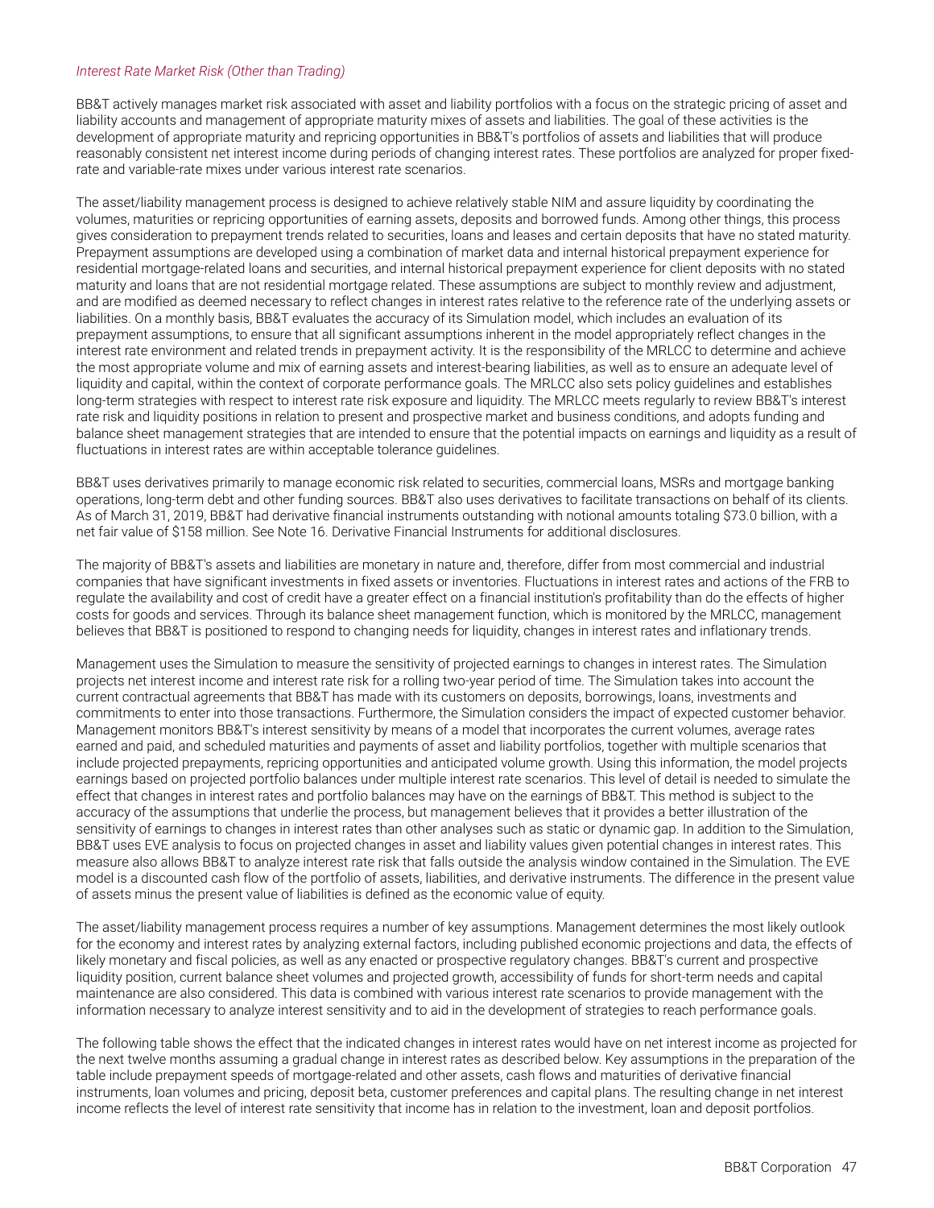*Interest Rate Market Risk (Other than Trading)*

BB&T actively manages market risk associated with asset and liability portfolios with a focus on the strategic pricing of asset and liability accounts and management of appropriate maturity mixes of assets and liabilities. The goal of these activities is the development of appropriate maturity and repricing opportunities in BB&T's portfolios of assets and liabilities that will produce reasonably consistent net interest income during periods of changing interest rates. These portfolios are analyzed for proper fixed-rate and variable-rate mixes under various interest rate scenarios.

The asset/liability management process is designed to achieve relatively stable NIM and assure liquidity by coordinating the volumes, maturities or repricing opportunities of earning assets, deposits and borrowed funds. Among other things, this process gives consideration to prepayment trends related to securities, loans and leases and certain deposits that have no stated maturity. Prepayment assumptions are developed using a combination of market data and internal historical prepayment experience for residential mortgage-related loans and securities, and internal historical prepayment experience for client deposits with no stated maturity and loans that are not residential mortgage related. These assumptions are subject to monthly review and adjustment, and are modified as deemed necessary to reflect changes in interest rates relative to the reference rate of the underlying assets or liabilities. On a monthly basis, BB&T evaluates the accuracy of its Simulation model, which includes an evaluation of its prepayment assumptions, to ensure that all significant assumptions inherent in the model appropriately reflect changes in the interest rate environment and related trends in prepayment activity. It is the responsibility of the MRLCC to determine and achieve the most appropriate volume and mix of earning assets and interest-bearing liabilities, as well as to ensure an adequate level of liquidity and capital, within the context of corporate performance goals. The MRLCC also sets policy guidelines and establishes long-term strategies with respect to interest rate risk exposure and liquidity. The MRLCC meets regularly to review BB&T's interest rate risk and liquidity positions in relation to present and prospective market and business conditions, and adopts funding and balance sheet management strategies that are intended to ensure that the potential impacts on earnings and liquidity as a result of fluctuations in interest rates are within acceptable tolerance guidelines.

BB&T uses derivatives primarily to manage economic risk related to securities, commercial loans, MSRs and mortgage banking operations, long-term debt and other funding sources. BB&T also uses derivatives to facilitate transactions on behalf of its clients. As of March 31, 2019, BB&T had derivative financial instruments outstanding with notional amounts totaling $73.0 billion, with a net fair value of $158 million. See Note 16. Derivative Financial Instruments for additional disclosures.

The majority of BB&T's assets and liabilities are monetary in nature and, therefore, differ from most commercial and industrial companies that have significant investments in fixed assets or inventories. Fluctuations in interest rates and actions of the FRB to regulate the availability and cost of credit have a greater effect on a financial institution's profitability than do the effects of higher costs for goods and services. Through its balance sheet management function, which is monitored by the MRLCC, management believes that BB&T is positioned to respond to changing needs for liquidity, changes in interest rates and inflationary trends.

Management uses the Simulation to measure the sensitivity of projected earnings to changes in interest rates. The Simulation projects net interest income and interest rate risk for a rolling two-year period of time. The Simulation takes into account the current contractual agreements that BB&T has made with its customers on deposits, borrowings, loans, investments and commitments to enter into those transactions. Furthermore, the Simulation considers the impact of expected customer behavior. Management monitors BB&T's interest sensitivity by means of a model that incorporates the current volumes, average rates earned and paid, and scheduled maturities and payments of asset and liability portfolios, together with multiple scenarios that include projected prepayments, repricing opportunities and anticipated volume growth. Using this information, the model projects earnings based on projected portfolio balances under multiple interest rate scenarios. This level of detail is needed to simulate the effect that changes in interest rates and portfolio balances may have on the earnings of BB&T. This method is subject to the accuracy of the assumptions that underlie the process, but management believes that it provides a better illustration of the sensitivity of earnings to changes in interest rates than other analyses such as static or dynamic gap. In addition to the Simulation, BB&T uses EVE analysis to focus on projected changes in asset and liability values given potential changes in interest rates. This measure also allows BB&T to analyze interest rate risk that falls outside the analysis window contained in the Simulation. The EVE model is a discounted cash flow of the portfolio of assets, liabilities, and derivative instruments. The difference in the present value of assets minus the present value of liabilities is defined as the economic value of equity.

The asset/liability management process requires a number of key assumptions. Management determines the most likely outlook for the economy and interest rates by analyzing external factors, including published economic projections and data, the effects of likely monetary and fiscal policies, as well as any enacted or prospective regulatory changes. BB&T's current and prospective liquidity position, current balance sheet volumes and projected growth, accessibility of funds for short-term needs and capital maintenance are also considered. This data is combined with various interest rate scenarios to provide management with the information necessary to analyze interest sensitivity and to aid in the development of strategies to reach performance goals.

The following table shows the effect that the indicated changes in interest rates would have on net interest income as projected for the next twelve months assuming a gradual change in interest rates as described below. Key assumptions in the preparation of the table include prepayment speeds of mortgage-related and other assets, cash flows and maturities of derivative financial instruments, loan volumes and pricing, deposit beta, customer preferences and capital plans. The resulting change in net interest income reflects the level of interest rate sensitivity that income has in relation to the investment, loan and deposit portfolios.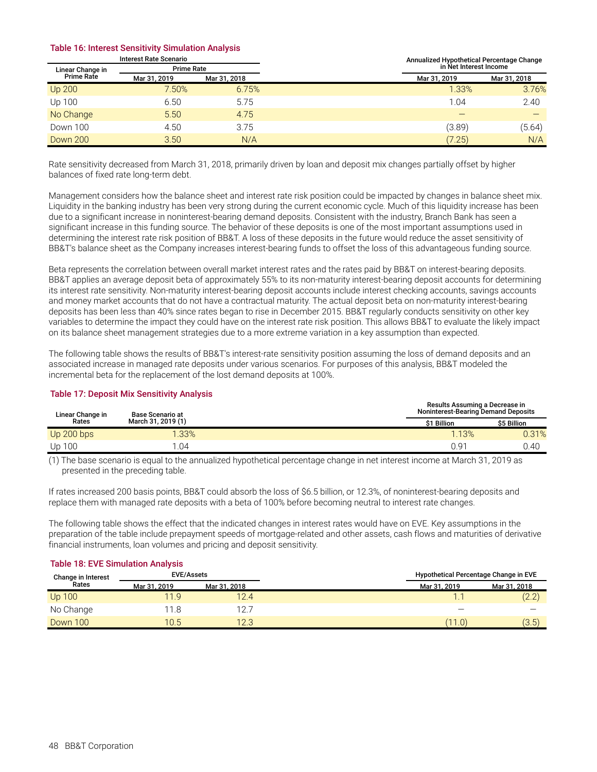### Table 16: Interest Sensitivity Simulation Analysis

| Interest Rate Scenario | | | Annualized Hypothetical Percentage Change in Net Interest Income | |
|---|---|---|---|---|
| Linear Change in Prime Rate | Prime Rate | | | |
| | Mar 31, 2019 | Mar 31, 2018 | Mar 31, 2019 | Mar 31, 2018 |
| Up 200 | 7.50% | 6.75% | 1.33% | 3.76% |
| Up 100 | 6.50 | 5.75 | 1.04 | 2.40 |
| No Change | 5.50 | 4.75 | — | — |
| Down 100 | 4.50 | 3.75 | (3.89) | (5.64) |
| Down 200 | 3.50 | N/A | (7.25) | N/A |

Rate sensitivity decreased from March 31, 2018, primarily driven by loan and deposit mix changes partially offset by higher balances of fixed rate long-term debt.

Management considers how the balance sheet and interest rate risk position could be impacted by changes in balance sheet mix. Liquidity in the banking industry has been very strong during the current economic cycle. Much of this liquidity increase has been due to a significant increase in noninterest-bearing demand deposits. Consistent with the industry, Branch Bank has seen a significant increase in this funding source. The behavior of these deposits is one of the most important assumptions used in determining the interest rate risk position of BB&T. A loss of these deposits in the future would reduce the asset sensitivity of BB&T's balance sheet as the Company increases interest-bearing funds to offset the loss of this advantageous funding source.

Beta represents the correlation between overall market interest rates and the rates paid by BB&T on interest-bearing deposits. BB&T applies an average deposit beta of approximately 55% to its non-maturity interest-bearing deposit accounts for determining its interest rate sensitivity. Non-maturity interest-bearing deposit accounts include interest checking accounts, savings accounts and money market accounts that do not have a contractual maturity. The actual deposit beta on non-maturity interest-bearing deposits has been less than 40% since rates began to rise in December 2015. BB&T regularly conducts sensitivity on other key variables to determine the impact they could have on the interest rate risk position. This allows BB&T to evaluate the likely impact on its balance sheet management strategies due to a more extreme variation in a key assumption than expected.

The following table shows the results of BB&T's interest-rate sensitivity position assuming the loss of demand deposits and an associated increase in managed rate deposits under various scenarios. For purposes of this analysis, BB&T modeled the incremental beta for the replacement of the lost demand deposits at 100%.

### Table 17: Deposit Mix Sensitivity Analysis

| Linear Change in Rates | Base Scenario at March 31, 2019 (1) | Results Assuming a Decrease in Noninterest-Bearing Demand Deposits | |
|---|---|---|---|
| | | $1 Billion | $5 Billion |
| Up 200 bps | 1.33% | 1.13% | 0.31% |
| Up 100 | 1.04 | 0.91 | 0.40 |

(1) The base scenario is equal to the annualized hypothetical percentage change in net interest income at March 31, 2019 as presented in the preceding table.

If rates increased 200 basis points, BB&T could absorb the loss of $6.5 billion, or 12.3%, of noninterest-bearing deposits and replace them with managed rate deposits with a beta of 100% before becoming neutral to interest rate changes.

The following table shows the effect that the indicated changes in interest rates would have on EVE. Key assumptions in the preparation of the table include prepayment speeds of mortgage-related and other assets, cash flows and maturities of derivative financial instruments, loan volumes and pricing and deposit sensitivity.

### Table 18: EVE Simulation Analysis

| Change in Interest Rates | EVE/Assets | | Hypothetical Percentage Change in EVE | |
|---|---|---|---|---|
| | Mar 31, 2019 | Mar 31, 2018 | Mar 31, 2019 | Mar 31, 2018 |
| Up 100 | 11.9 | 12.4 | 1.1 | (2.2) |
| No Change | 11.8 | 12.7 | — | — |
| Down 100 | 10.5 | 12.3 | (11.0) | (3.5) |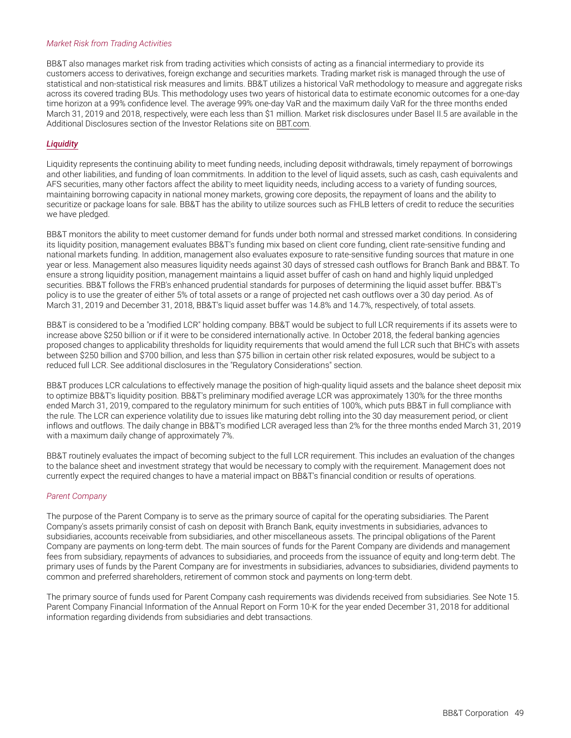*Market Risk from Trading Activities*

BB&T also manages market risk from trading activities which consists of acting as a financial intermediary to provide its customers access to derivatives, foreign exchange and securities markets. Trading market risk is managed through the use of statistical and non-statistical risk measures and limits. BB&T utilizes a historical VaR methodology to measure and aggregate risks across its covered trading BUs. This methodology uses two years of historical data to estimate economic outcomes for a one-day time horizon at a 99% confidence level. The average 99% one-day VaR and the maximum daily VaR for the three months ended March 31, 2019 and 2018, respectively, were each less than $1 million. Market risk disclosures under Basel II.5 are available in the Additional Disclosures section of the Investor Relations site on BBT.com.

## ***Liquidity***

Liquidity represents the continuing ability to meet funding needs, including deposit withdrawals, timely repayment of borrowings and other liabilities, and funding of loan commitments. In addition to the level of liquid assets, such as cash, cash equivalents and AFS securities, many other factors affect the ability to meet liquidity needs, including access to a variety of funding sources, maintaining borrowing capacity in national money markets, growing core deposits, the repayment of loans and the ability to securitize or package loans for sale. BB&T has the ability to utilize sources such as FHLB letters of credit to reduce the securities we have pledged.

BB&T monitors the ability to meet customer demand for funds under both normal and stressed market conditions. In considering its liquidity position, management evaluates BB&T's funding mix based on client core funding, client rate-sensitive funding and national markets funding. In addition, management also evaluates exposure to rate-sensitive funding sources that mature in one year or less. Management also measures liquidity needs against 30 days of stressed cash outflows for Branch Bank and BB&T. To ensure a strong liquidity position, management maintains a liquid asset buffer of cash on hand and highly liquid unpledged securities. BB&T follows the FRB's enhanced prudential standards for purposes of determining the liquid asset buffer. BB&T's policy is to use the greater of either 5% of total assets or a range of projected net cash outflows over a 30 day period. As of March 31, 2019 and December 31, 2018, BB&T's liquid asset buffer was 14.8% and 14.7%, respectively, of total assets.

BB&T is considered to be a "modified LCR" holding company. BB&T would be subject to full LCR requirements if its assets were to increase above $250 billion or if it were to be considered internationally active. In October 2018, the federal banking agencies proposed changes to applicability thresholds for liquidity requirements that would amend the full LCR such that BHC's with assets between $250 billion and $700 billion, and less than $75 billion in certain other risk related exposures, would be subject to a reduced full LCR. See additional disclosures in the "Regulatory Considerations" section.

BB&T produces LCR calculations to effectively manage the position of high-quality liquid assets and the balance sheet deposit mix to optimize BB&T's liquidity position. BB&T's preliminary modified average LCR was approximately 130% for the three months ended March 31, 2019, compared to the regulatory minimum for such entities of 100%, which puts BB&T in full compliance with the rule. The LCR can experience volatility due to issues like maturing debt rolling into the 30 day measurement period, or client inflows and outflows. The daily change in BB&T's modified LCR averaged less than 2% for the three months ended March 31, 2019 with a maximum daily change of approximately 7%.

BB&T routinely evaluates the impact of becoming subject to the full LCR requirement. This includes an evaluation of the changes to the balance sheet and investment strategy that would be necessary to comply with the requirement. Management does not currently expect the required changes to have a material impact on BB&T's financial condition or results of operations.

*Parent Company*

The purpose of the Parent Company is to serve as the primary source of capital for the operating subsidiaries. The Parent Company's assets primarily consist of cash on deposit with Branch Bank, equity investments in subsidiaries, advances to subsidiaries, accounts receivable from subsidiaries, and other miscellaneous assets. The principal obligations of the Parent Company are payments on long-term debt. The main sources of funds for the Parent Company are dividends and management fees from subsidiary, repayments of advances to subsidiaries, and proceeds from the issuance of equity and long-term debt. The primary uses of funds by the Parent Company are for investments in subsidiaries, advances to subsidiaries, dividend payments to common and preferred shareholders, retirement of common stock and payments on long-term debt.

The primary source of funds used for Parent Company cash requirements was dividends received from subsidiaries. See Note 15. Parent Company Financial Information of the Annual Report on Form 10-K for the year ended December 31, 2018 for additional information regarding dividends from subsidiaries and debt transactions.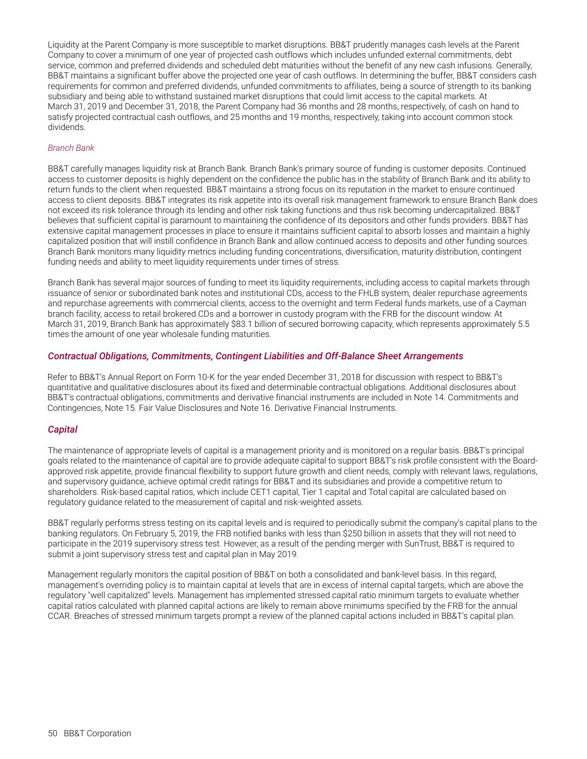Liquidity at the Parent Company is more susceptible to market disruptions. BB&T prudently manages cash levels at the Parent Company to cover a minimum of one year of projected cash outflows which includes unfunded external commitments, debt service, common and preferred dividends and scheduled debt maturities without the benefit of any new cash infusions. Generally, BB&T maintains a significant buffer above the projected one year of cash outflows. In determining the buffer, BB&T considers cash requirements for common and preferred dividends, unfunded commitments to affiliates, being a source of strength to its banking subsidiary and being able to withstand sustained market disruptions that could limit access to the capital markets. At March 31, 2019 and December 31, 2018, the Parent Company had 36 months and 28 months, respectively, of cash on hand to satisfy projected contractual cash outflows, and 25 months and 19 months, respectively, taking into account common stock dividends.

*Branch Bank*

BB&T carefully manages liquidity risk at Branch Bank. Branch Bank's primary source of funding is customer deposits. Continued access to customer deposits is highly dependent on the confidence the public has in the stability of Branch Bank and its ability to return funds to the client when requested. BB&T maintains a strong focus on its reputation in the market to ensure continued access to client deposits. BB&T integrates its risk appetite into its overall risk management framework to ensure Branch Bank does not exceed its risk tolerance through its lending and other risk taking functions and thus risk becoming undercapitalized. BB&T believes that sufficient capital is paramount to maintaining the confidence of its depositors and other funds providers. BB&T has extensive capital management processes in place to ensure it maintains sufficient capital to absorb losses and maintain a highly capitalized position that will instill confidence in Branch Bank and allow continued access to deposits and other funding sources. Branch Bank monitors many liquidity metrics including funding concentrations, diversification, maturity distribution, contingent funding needs and ability to meet liquidity requirements under times of stress.

Branch Bank has several major sources of funding to meet its liquidity requirements, including access to capital markets through issuance of senior or subordinated bank notes and institutional CDs, access to the FHLB system, dealer repurchase agreements and repurchase agreements with commercial clients, access to the overnight and term Federal funds markets, use of a Cayman branch facility, access to retail brokered CDs and a borrower in custody program with the FRB for the discount window. At March 31, 2019, Branch Bank has approximately $83.1 billion of secured borrowing capacity, which represents approximately 5.5 times the amount of one year wholesale funding maturities.

### *Contractual Obligations, Commitments, Contingent Liabilities and Off-Balance Sheet Arrangements*

Refer to BB&T's Annual Report on Form 10-K for the year ended December 31, 2018 for discussion with respect to BB&T's quantitative and qualitative disclosures about its fixed and determinable contractual obligations. Additional disclosures about BB&T's contractual obligations, commitments and derivative financial instruments are included in Note 14. Commitments and Contingencies, Note 15. Fair Value Disclosures and Note 16. Derivative Financial Instruments.

### *Capital*

The maintenance of appropriate levels of capital is a management priority and is monitored on a regular basis. BB&T's principal goals related to the maintenance of capital are to provide adequate capital to support BB&T's risk profile consistent with the Board-approved risk appetite, provide financial flexibility to support future growth and client needs, comply with relevant laws, regulations, and supervisory guidance, achieve optimal credit ratings for BB&T and its subsidiaries and provide a competitive return to shareholders. Risk-based capital ratios, which include CET1 capital, Tier 1 capital and Total capital are calculated based on regulatory guidance related to the measurement of capital and risk-weighted assets.

BB&T regularly performs stress testing on its capital levels and is required to periodically submit the company's capital plans to the banking regulators. On February 5, 2019, the FRB notified banks with less than $250 billion in assets that they will not need to participate in the 2019 supervisory stress test. However, as a result of the pending merger with SunTrust, BB&T is required to submit a joint supervisory stress test and capital plan in May 2019.

Management regularly monitors the capital position of BB&T on both a consolidated and bank-level basis. In this regard, management's overriding policy is to maintain capital at levels that are in excess of internal capital targets, which are above the regulatory "well capitalized" levels. Management has implemented stressed capital ratio minimum targets to evaluate whether capital ratios calculated with planned capital actions are likely to remain above minimums specified by the FRB for the annual CCAR. Breaches of stressed minimum targets prompt a review of the planned capital actions included in BB&T's capital plan.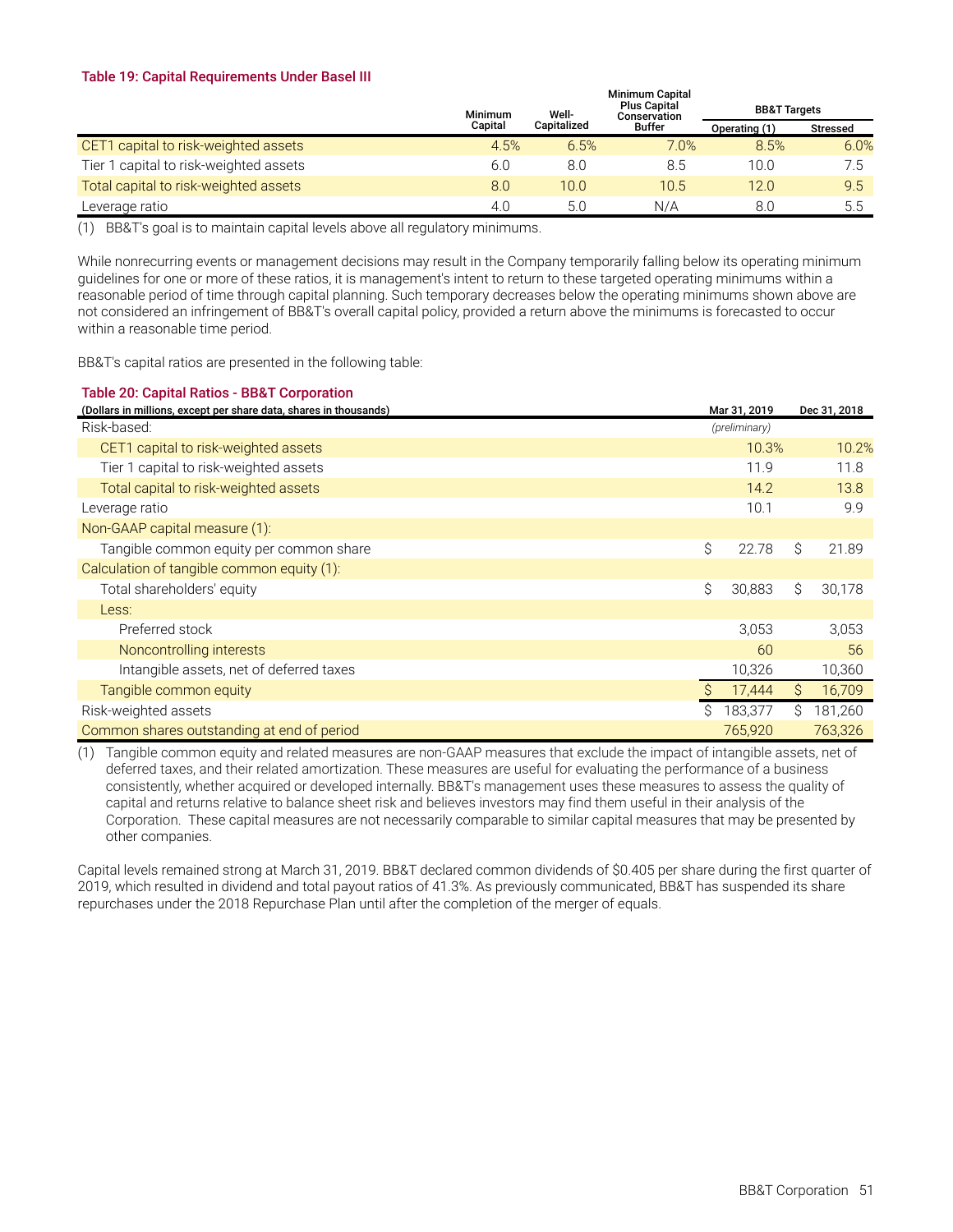**Table 19: Capital Requirements Under Basel III**

| | Minimum Capital | Well-Capitalized | Minimum Capital Plus Capital Conservation Buffer | BB&T Targets | |
|---|---|---|---|---|---|
| | | | | Operating (1) | Stressed |
| CET1 capital to risk-weighted assets | 4.5% | 6.5% | 7.0% | 8.5% | 6.0% |
| Tier 1 capital to risk-weighted assets | 6.0 | 8.0 | 8.5 | 10.0 | 7.5 |
| Total capital to risk-weighted assets | 8.0 | 10.0 | 10.5 | 12.0 | 9.5 |
| Leverage ratio | 4.0 | 5.0 | N/A | 8.0 | 5.5 |

(1) BB&T's goal is to maintain capital levels above all regulatory minimums.

While nonrecurring events or management decisions may result in the Company temporarily falling below its operating minimum guidelines for one or more of these ratios, it is management's intent to return to these targeted operating minimums within a reasonable period of time through capital planning. Such temporary decreases below the operating minimums shown above are not considered an infringement of BB&T's overall capital policy, provided a return above the minimums is forecasted to occur within a reasonable time period.

BB&T's capital ratios are presented in the following table:

**Table 20: Capital Ratios - BB&T Corporation**

| (Dollars in millions, except per share data, shares in thousands) | Mar 31, 2019 | Dec 31, 2018 |
|---|---|---|
| Risk-based: | *(preliminary)* | |
| CET1 capital to risk-weighted assets | 10.3% | 10.2% |
| Tier 1 capital to risk-weighted assets | 11.9 | 11.8 |
| Total capital to risk-weighted assets | 14.2 | 13.8 |
| Leverage ratio | 10.1 | 9.9 |
| Non-GAAP capital measure (1): | | |
| Tangible common equity per common share | $ 22.78 | $ 21.89 |
| Calculation of tangible common equity (1): | | |
| Total shareholders' equity | $ 30,883 | $ 30,178 |
| Less: | | |
| Preferred stock | 3,053 | 3,053 |
| Noncontrolling interests | 60 | 56 |
| Intangible assets, net of deferred taxes | 10,326 | 10,360 |
| Tangible common equity | $ 17,444 | $ 16,709 |
| Risk-weighted assets | $ 183,377 | $ 181,260 |
| Common shares outstanding at end of period | 765,920 | 763,326 |

(1) Tangible common equity and related measures are non-GAAP measures that exclude the impact of intangible assets, net of deferred taxes, and their related amortization. These measures are useful for evaluating the performance of a business consistently, whether acquired or developed internally. BB&T's management uses these measures to assess the quality of capital and returns relative to balance sheet risk and believes investors may find them useful in their analysis of the Corporation. These capital measures are not necessarily comparable to similar capital measures that may be presented by other companies.

Capital levels remained strong at March 31, 2019. BB&T declared common dividends of $0.405 per share during the first quarter of 2019, which resulted in dividend and total payout ratios of 41.3%. As previously communicated, BB&T has suspended its share repurchases under the 2018 Repurchase Plan until after the completion of the merger of equals.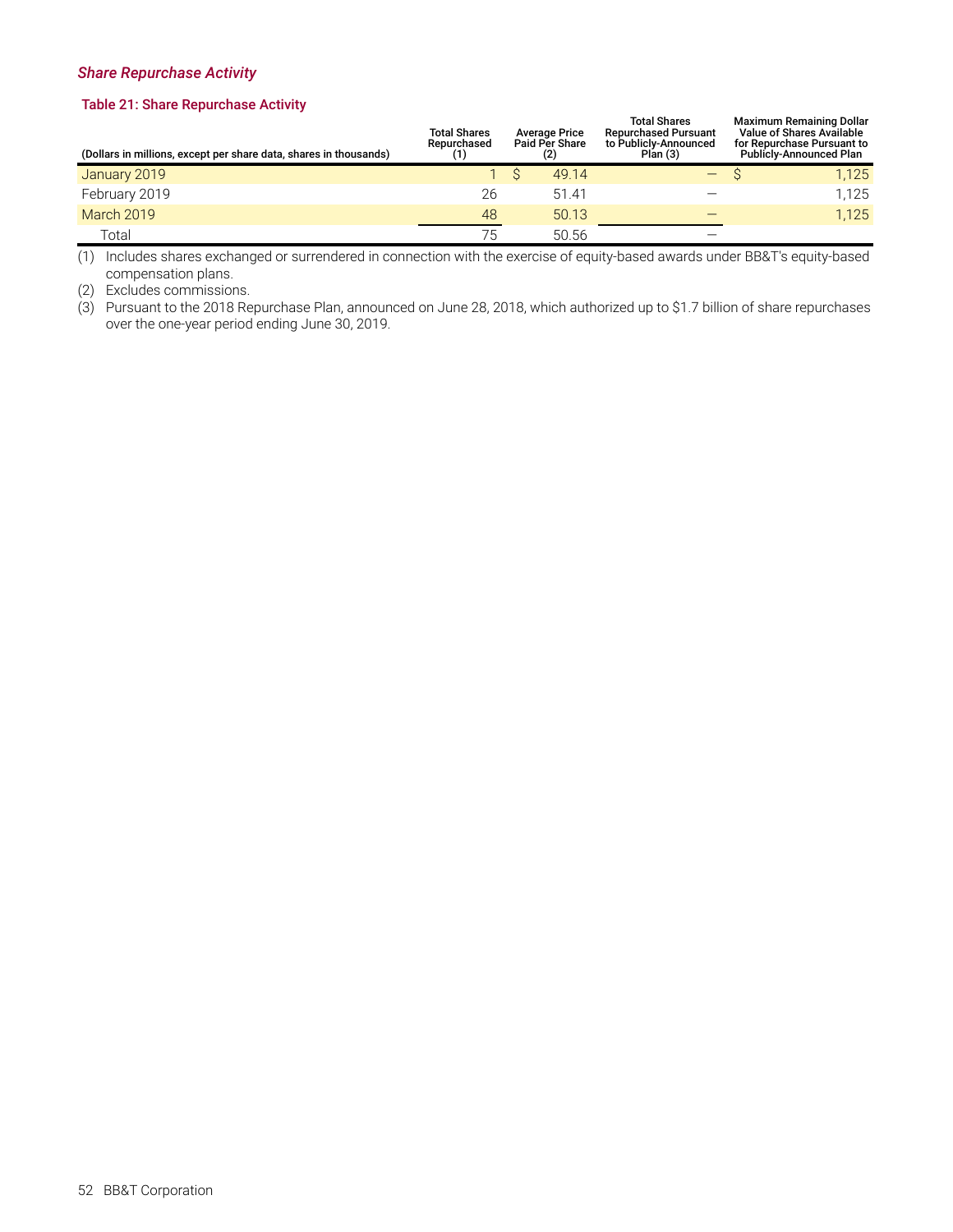### *Share Repurchase Activity*

**Table 21: Share Repurchase Activity**

| (Dollars in millions, except per share data, shares in thousands) | Total Shares Repurchased (1) | Average Price Paid Per Share (2) | Total Shares Repurchased Pursuant to Publicly-Announced Plan (3) | Maximum Remaining Dollar Value of Shares Available for Repurchase Pursuant to Publicly-Announced Plan |
|---|---|---|---|---|
| January 2019 | 1 | $ 49.14 | — | $ 1,125 |
| February 2019 | 26 | 51.41 | — | 1,125 |
| March 2019 | 48 | 50.13 | — | 1,125 |
| Total | 75 | 50.56 | — | |

(1) Includes shares exchanged or surrendered in connection with the exercise of equity-based awards under BB&T's equity-based compensation plans.

(2) Excludes commissions.

(3) Pursuant to the 2018 Repurchase Plan, announced on June 28, 2018, which authorized up to $1.7 billion of share repurchases over the one-year period ending June 30, 2019.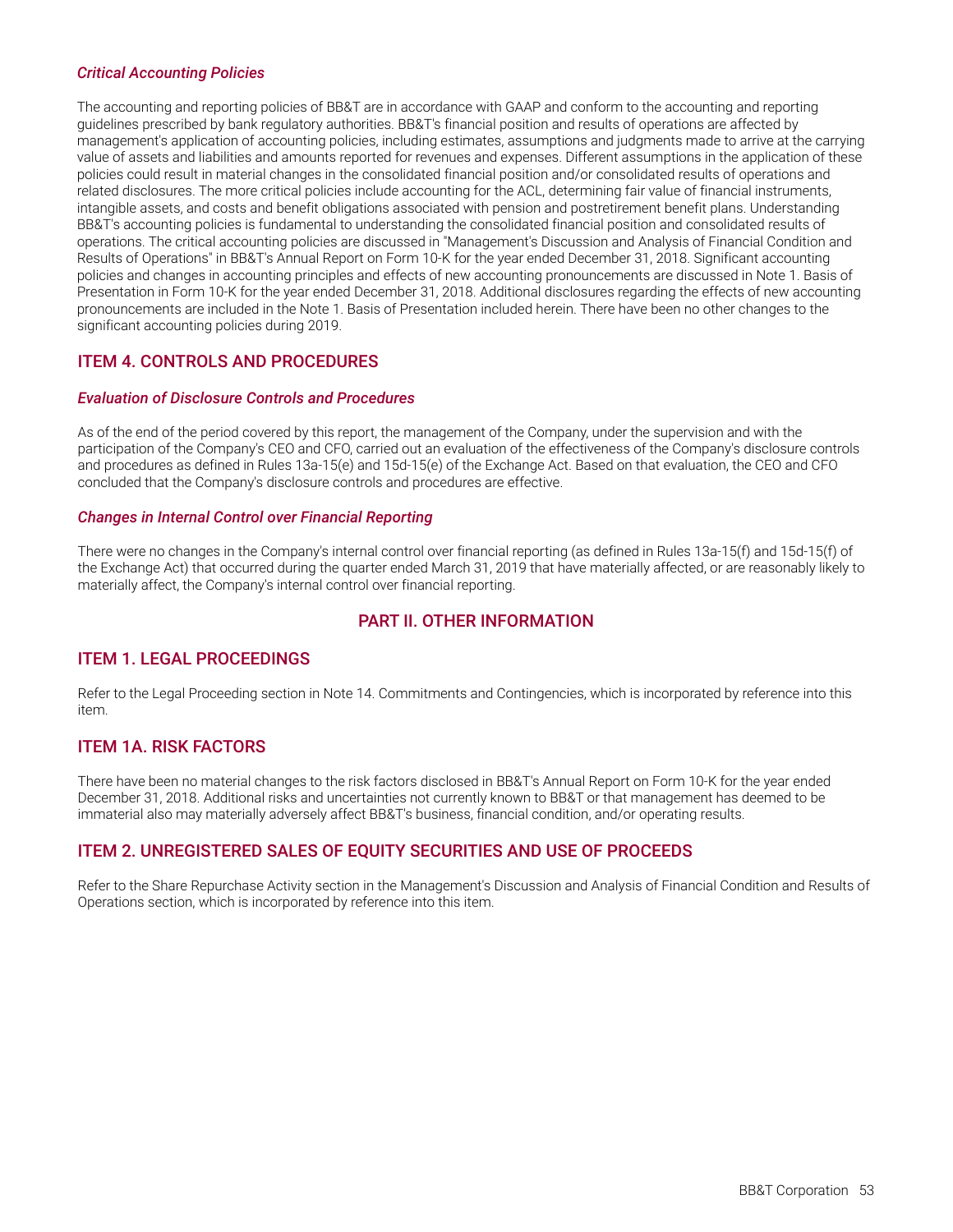### *Critical Accounting Policies*

The accounting and reporting policies of BB&T are in accordance with GAAP and conform to the accounting and reporting guidelines prescribed by bank regulatory authorities. BB&T's financial position and results of operations are affected by management's application of accounting policies, including estimates, assumptions and judgments made to arrive at the carrying value of assets and liabilities and amounts reported for revenues and expenses. Different assumptions in the application of these policies could result in material changes in the consolidated financial position and/or consolidated results of operations and related disclosures. The more critical policies include accounting for the ACL, determining fair value of financial instruments, intangible assets, and costs and benefit obligations associated with pension and postretirement benefit plans. Understanding BB&T's accounting policies is fundamental to understanding the consolidated financial position and consolidated results of operations. The critical accounting policies are discussed in "Management's Discussion and Analysis of Financial Condition and Results of Operations" in BB&T's Annual Report on Form 10-K for the year ended December 31, 2018. Significant accounting policies and changes in accounting principles and effects of new accounting pronouncements are discussed in Note 1. Basis of Presentation in Form 10-K for the year ended December 31, 2018. Additional disclosures regarding the effects of new accounting pronouncements are included in the Note 1. Basis of Presentation included herein. There have been no other changes to the significant accounting policies during 2019.

## ITEM 4. CONTROLS AND PROCEDURES

### *Evaluation of Disclosure Controls and Procedures*

As of the end of the period covered by this report, the management of the Company, under the supervision and with the participation of the Company's CEO and CFO, carried out an evaluation of the effectiveness of the Company's disclosure controls and procedures as defined in Rules 13a-15(e) and 15d-15(e) of the Exchange Act. Based on that evaluation, the CEO and CFO concluded that the Company's disclosure controls and procedures are effective.

### *Changes in Internal Control over Financial Reporting*

There were no changes in the Company's internal control over financial reporting (as defined in Rules 13a-15(f) and 15d-15(f) of the Exchange Act) that occurred during the quarter ended March 31, 2019 that have materially affected, or are reasonably likely to materially affect, the Company's internal control over financial reporting.

# PART II. OTHER INFORMATION

## ITEM 1. LEGAL PROCEEDINGS

Refer to the Legal Proceeding section in Note 14. Commitments and Contingencies, which is incorporated by reference into this item.

## ITEM 1A. RISK FACTORS

There have been no material changes to the risk factors disclosed in BB&T's Annual Report on Form 10-K for the year ended December 31, 2018. Additional risks and uncertainties not currently known to BB&T or that management has deemed to be immaterial also may materially adversely affect BB&T's business, financial condition, and/or operating results.

## ITEM 2. UNREGISTERED SALES OF EQUITY SECURITIES AND USE OF PROCEEDS

Refer to the Share Repurchase Activity section in the Management's Discussion and Analysis of Financial Condition and Results of Operations section, which is incorporated by reference into this item.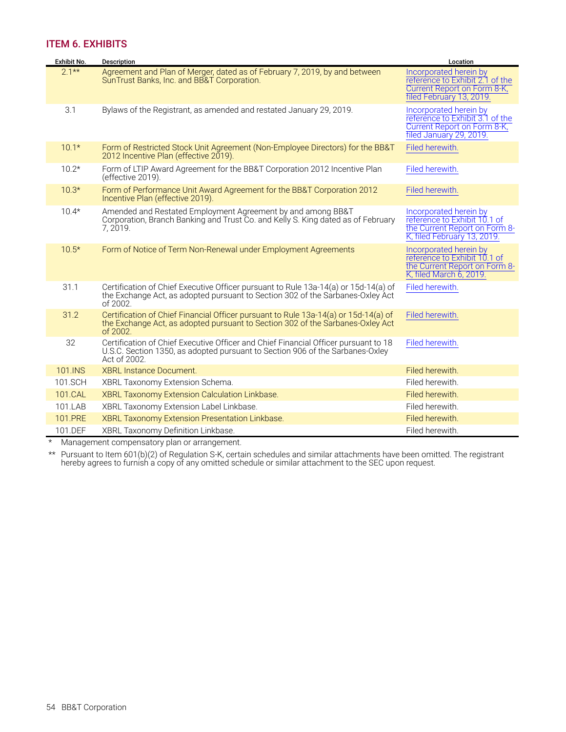## ITEM 6. EXHIBITS

| Exhibit No. | Description | Location |
|---|---|---|
| 2.1** | Agreement and Plan of Merger, dated as of February 7, 2019, by and between SunTrust Banks, Inc. and BB&T Corporation. | Incorporated herein by reference to Exhibit 2.1 of the Current Report on Form 8-K, filed February 13, 2019. |
| 3.1 | Bylaws of the Registrant, as amended and restated January 29, 2019. | Incorporated herein by reference to Exhibit 3.1 of the Current Report on Form 8-K, filed January 29, 2019. |
| 10.1* | Form of Restricted Stock Unit Agreement (Non-Employee Directors) for the BB&T 2012 Incentive Plan (effective 2019). | Filed herewith. |
| 10.2* | Form of LTIP Award Agreement for the BB&T Corporation 2012 Incentive Plan (effective 2019). | Filed herewith. |
| 10.3* | Form of Performance Unit Award Agreement for the BB&T Corporation 2012 Incentive Plan (effective 2019). | Filed herewith. |
| 10.4* | Amended and Restated Employment Agreement by and among BB&T Corporation, Branch Banking and Trust Co. and Kelly S. King dated as of February 7, 2019. | Incorporated herein by reference to Exhibit 10.1 of the Current Report on Form 8-K, filed February 13, 2019. |
| 10.5* | Form of Notice of Term Non-Renewal under Employment Agreements | Incorporated herein by reference to Exhibit 10.1 of the Current Report on Form 8-K, filed March 6, 2019. |
| 31.1 | Certification of Chief Executive Officer pursuant to Rule 13a-14(a) or 15d-14(a) of the Exchange Act, as adopted pursuant to Section 302 of the Sarbanes-Oxley Act of 2002. | Filed herewith. |
| 31.2 | Certification of Chief Financial Officer pursuant to Rule 13a-14(a) or 15d-14(a) of the Exchange Act, as adopted pursuant to Section 302 of the Sarbanes-Oxley Act of 2002. | Filed herewith. |
| 32 | Certification of Chief Executive Officer and Chief Financial Officer pursuant to 18 U.S.C. Section 1350, as adopted pursuant to Section 906 of the Sarbanes-Oxley Act of 2002. | Filed herewith. |
| 101.INS | XBRL Instance Document. | Filed herewith. |
| 101.SCH | XBRL Taxonomy Extension Schema. | Filed herewith. |
| 101.CAL | XBRL Taxonomy Extension Calculation Linkbase. | Filed herewith. |
| 101.LAB | XBRL Taxonomy Extension Label Linkbase. | Filed herewith. |
| 101.PRE | XBRL Taxonomy Extension Presentation Linkbase. | Filed herewith. |
| 101.DEF | XBRL Taxonomy Definition Linkbase. | Filed herewith. |

\* Management compensatory plan or arrangement.

\** Pursuant to Item 601(b)(2) of Regulation S-K, certain schedules and similar attachments have been omitted. The registrant hereby agrees to furnish a copy of any omitted schedule or similar attachment to the SEC upon request.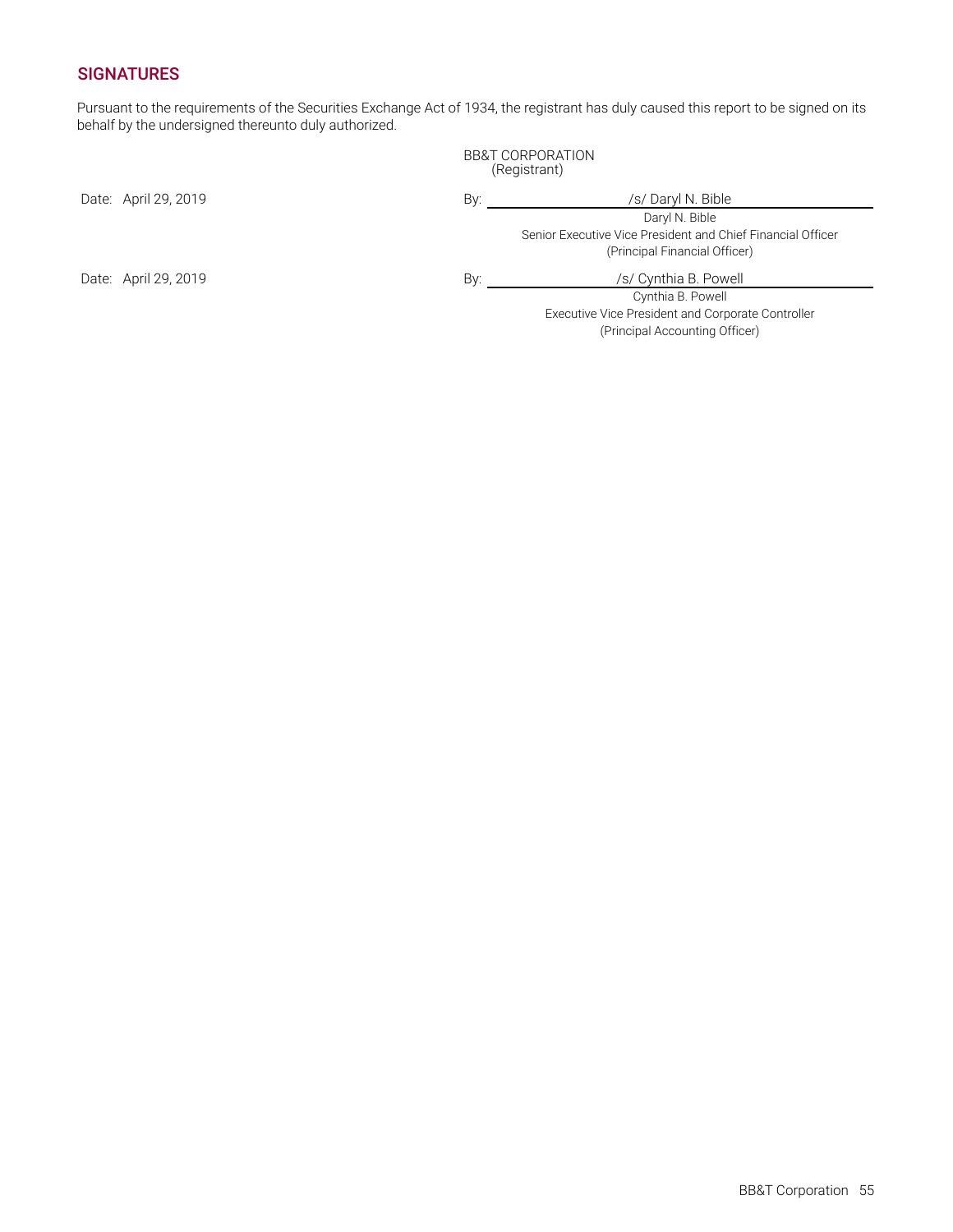## SIGNATURES

Pursuant to the requirements of the Securities Exchange Act of 1934, the registrant has duly caused this report to be signed on its behalf by the undersigned thereunto duly authorized.

BB&T CORPORATION
(Registrant)

Date: April 29, 2019

By: /s/ Daryl N. Bible

Daryl N. Bible
Senior Executive Vice President and Chief Financial Officer
(Principal Financial Officer)

Date: April 29, 2019

By: /s/ Cynthia B. Powell

Cynthia B. Powell
Executive Vice President and Corporate Controller
(Principal Accounting Officer)